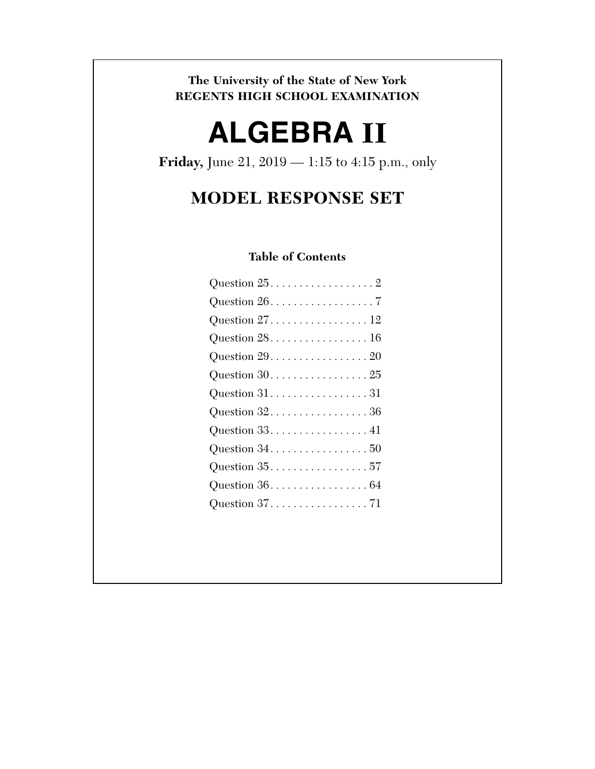**The University of the State of New York**
**REGENTS HIGH SCHOOL EXAMINATION**

# ALGEBRA II

**Friday,** June 21, 2019 — 1:15 to 4:15 p.m., only

## MODEL RESPONSE SET

### Table of Contents

Question 25. . . . . . . . . . . . . . . . . . 2
Question 26. . . . . . . . . . . . . . . . . . 7
Question 27. . . . . . . . . . . . . . . . . 12
Question 28. . . . . . . . . . . . . . . . . 16
Question 29. . . . . . . . . . . . . . . . . 20
Question 30. . . . . . . . . . . . . . . . . 25
Question 31. . . . . . . . . . . . . . . . . 31
Question 32. . . . . . . . . . . . . . . . . 36
Question 33. . . . . . . . . . . . . . . . . 41
Question 34. . . . . . . . . . . . . . . . . 50
Question 35. . . . . . . . . . . . . . . . . 57
Question 36. . . . . . . . . . . . . . . . . 64
Question 37. . . . . . . . . . . . . . . . . 71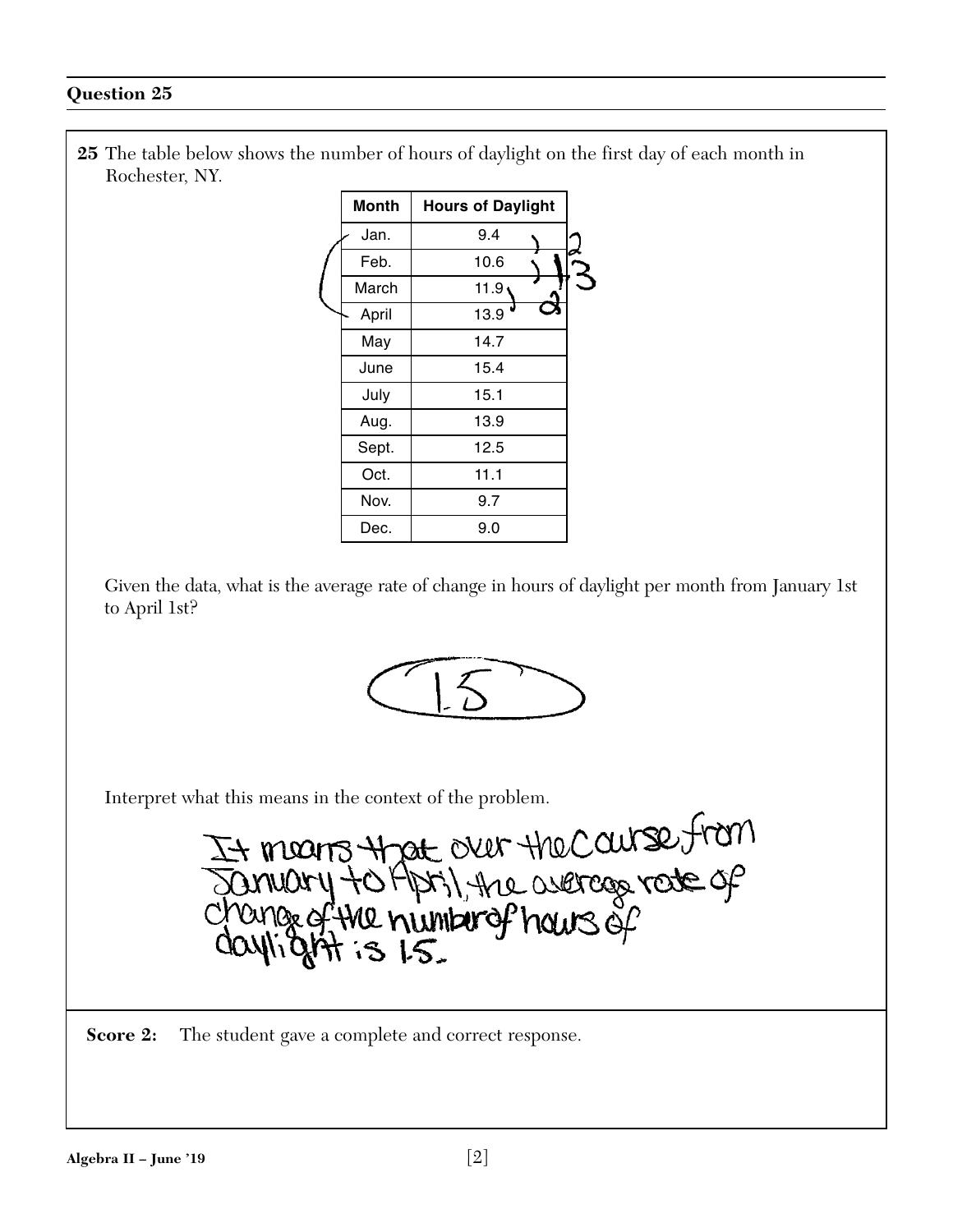## Question 25

**25** The table below shows the number of hours of daylight on the first day of each month in Rochester, NY.

| Month | Hours of Daylight |
|---|---|
| Jan. | 9.4 |
| Feb. | 10.6 |
| March | 11.9 |
| April | 13.9 |
| May | 14.7 |
| June | 15.4 |
| July | 15.1 |
| Aug. | 13.9 |
| Sept. | 12.5 |
| Oct. | 11.1 |
| Nov. | 9.7 |
| Dec. | 9.0 |

Given the data, what is the average rate of change in hours of daylight per month from January 1st to April 1st?

1.5

Interpret what this means in the context of the problem.

It means that over the course from January to April, the average rate of change of the number of hours of daylight is 1.5.

**Score 2:** The student gave a complete and correct response.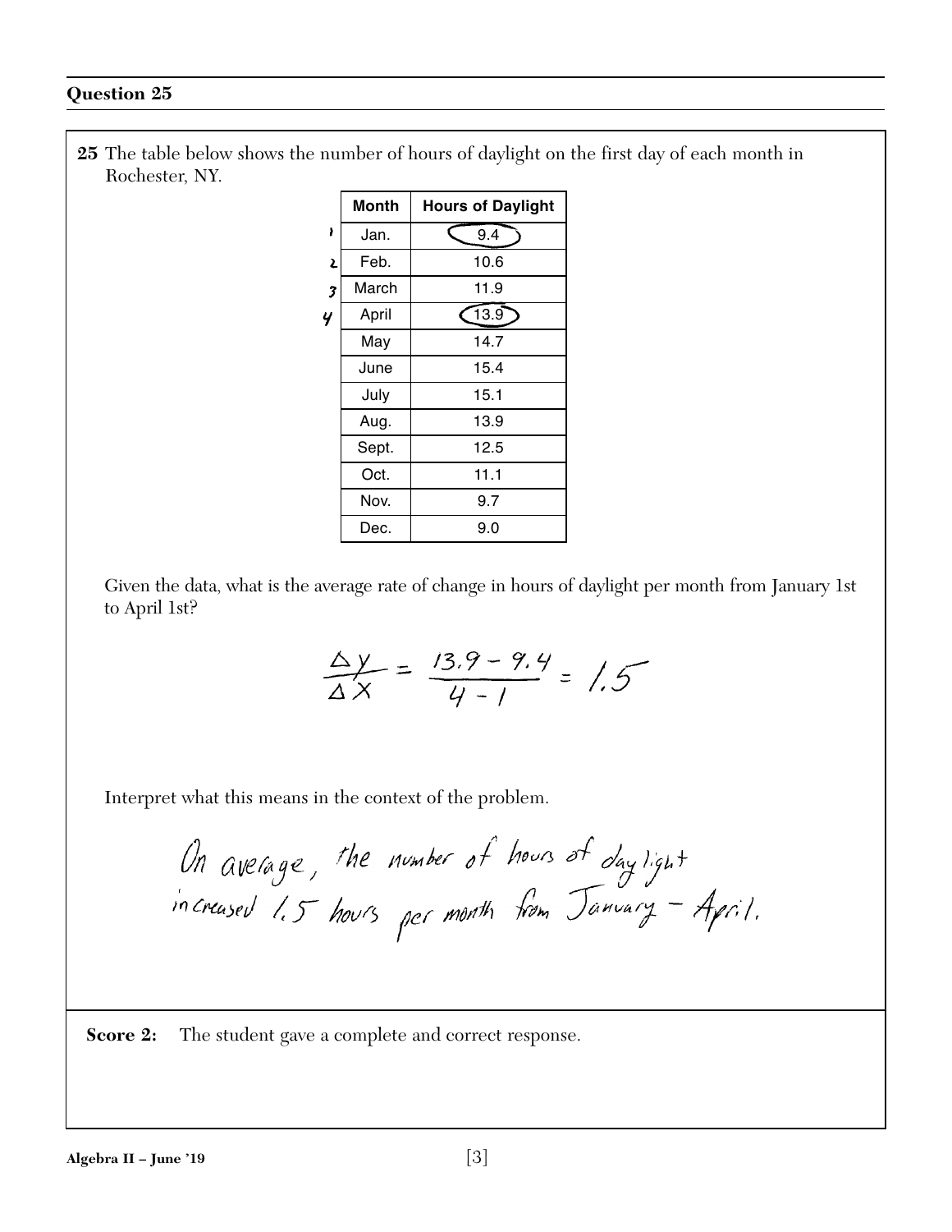## Question 25

**25** The table below shows the number of hours of daylight on the first day of each month in Rochester, NY.

| | Month | Hours of Daylight |
|---|---|---|
| 1 | Jan. | 9.4 |
| 2 | Feb. | 10.6 |
| 3 | March | 11.9 |
| 4 | April | 13.9 |
| | May | 14.7 |
| | June | 15.4 |
| | July | 15.1 |
| | Aug. | 13.9 |
| | Sept. | 12.5 |
| | Oct. | 11.1 |
| | Nov. | 9.7 |
| | Dec. | 9.0 |

Given the data, what is the average rate of change in hours of daylight per month from January 1st to April 1st?

$$\frac{\Delta y}{\Delta x} = \frac{13.9 - 9.4}{4 - 1} = 1.5$$

Interpret what this means in the context of the problem.

On average, the number of hours of daylight increased 1.5 hours per month from January - April.

**Score 2:** The student gave a complete and correct response.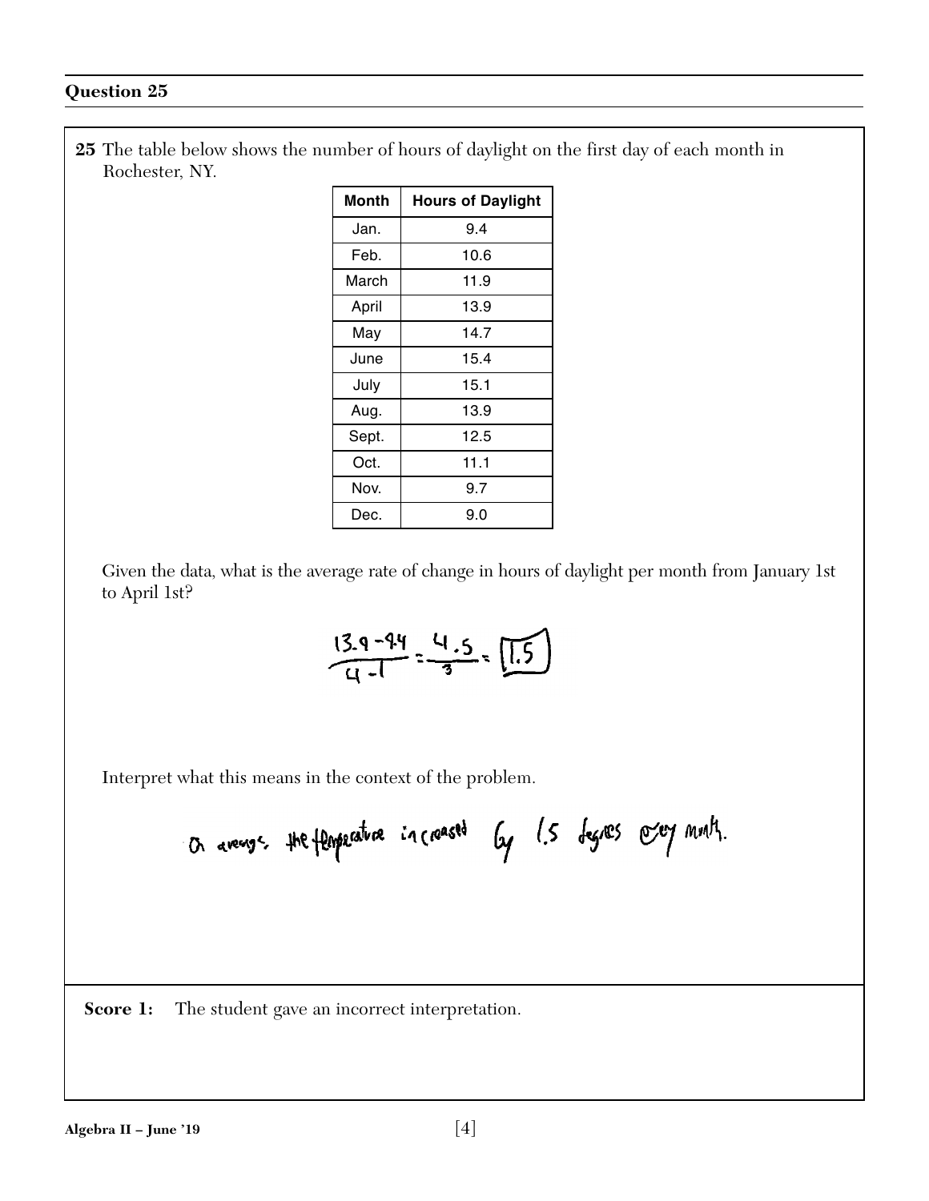## Question 25

**25** The table below shows the number of hours of daylight on the first day of each month in Rochester, NY.

| Month | Hours of Daylight |
|---|---|
| Jan. | 9.4 |
| Feb. | 10.6 |
| March | 11.9 |
| April | 13.9 |
| May | 14.7 |
| June | 15.4 |
| July | 15.1 |
| Aug. | 13.9 |
| Sept. | 12.5 |
| Oct. | 11.1 |
| Nov. | 9.7 |
| Dec. | 9.0 |

Given the data, what is the average rate of change in hours of daylight per month from January 1st to April 1st?

$$\frac{13.9-9.4}{4-1}=\frac{4.5}{3}=\boxed{1.5}$$

Interpret what this means in the context of the problem.

On average, the temperature increased by 1.5 degrees every month.

**Score 1:** The student gave an incorrect interpretation.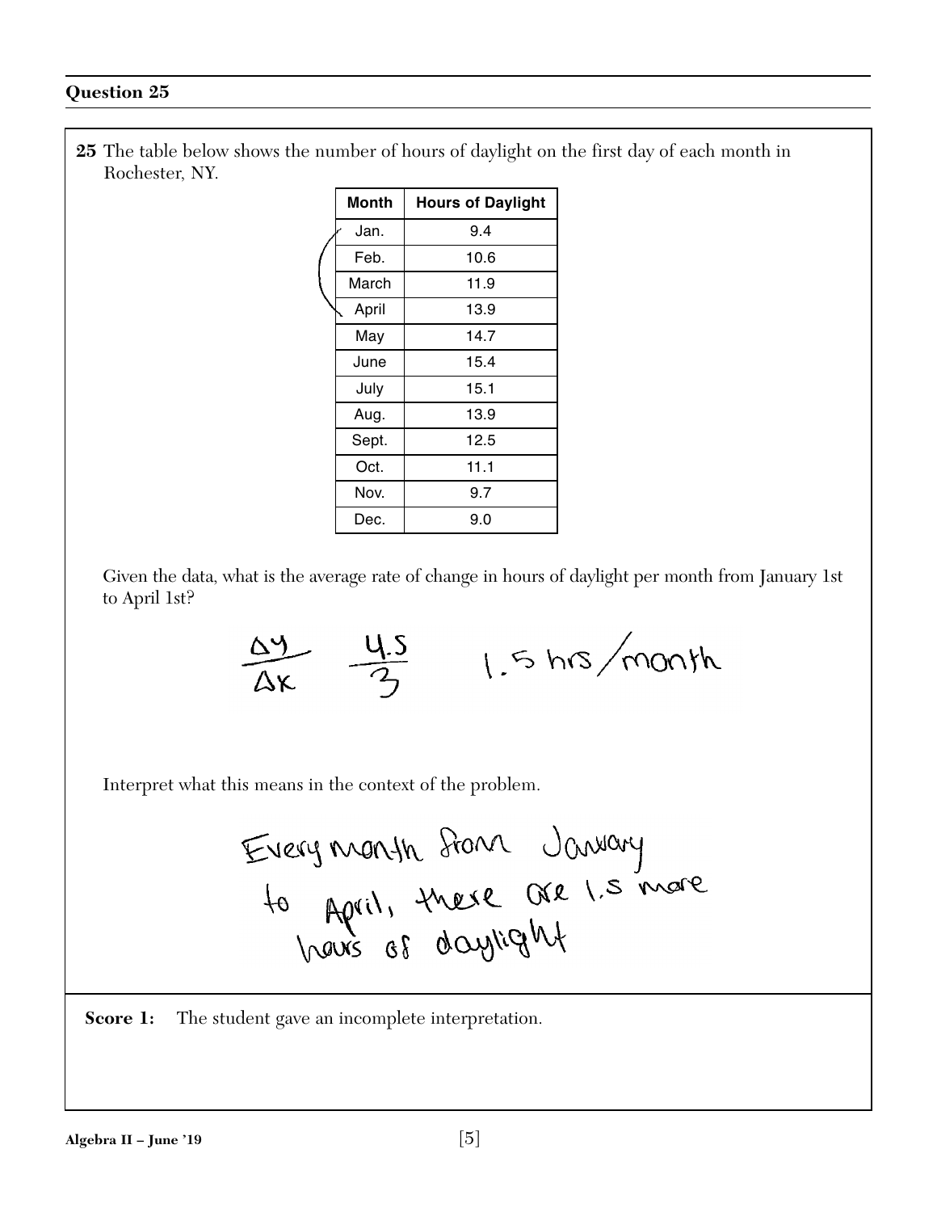## Question 25

**25** The table below shows the number of hours of daylight on the first day of each month in Rochester, NY.

| Month | Hours of Daylight |
|---|---|
| Jan. | 9.4 |
| Feb. | 10.6 |
| March | 11.9 |
| April | 13.9 |
| May | 14.7 |
| June | 15.4 |
| July | 15.1 |
| Aug. | 13.9 |
| Sept. | 12.5 |
| Oct. | 11.1 |
| Nov. | 9.7 |
| Dec. | 9.0 |

Given the data, what is the average rate of change in hours of daylight per month from January 1st to April 1st?

$$\frac{\Delta y}{\Delta x} \quad \frac{4.5}{3} \quad 1.5 \text{ hrs/month}$$

Interpret what this means in the context of the problem.

Every month from January to April, there are 1.5 more hours of daylight

**Score 1:** The student gave an incomplete interpretation.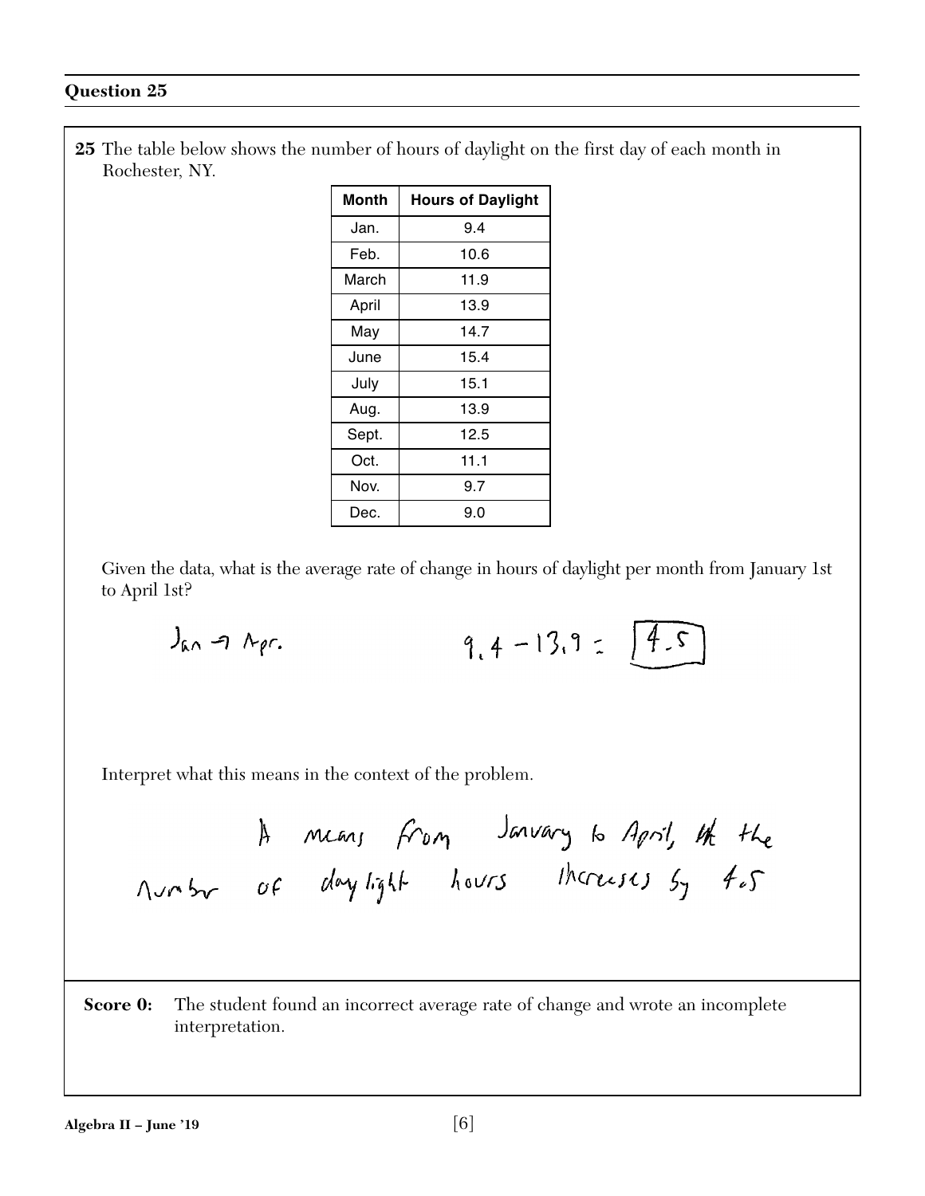## Question 25

**25** The table below shows the number of hours of daylight on the first day of each month in Rochester, NY.

| Month | Hours of Daylight |
|---|---|
| Jan. | 9.4 |
| Feb. | 10.6 |
| March | 11.9 |
| April | 13.9 |
| May | 14.7 |
| June | 15.4 |
| July | 15.1 |
| Aug. | 13.9 |
| Sept. | 12.5 |
| Oct. | 11.1 |
| Nov. | 9.7 |
| Dec. | 9.0 |

Given the data, what is the average rate of change in hours of daylight per month from January 1st to April 1st?

Jan → Apr.

$9.4 - 13.9 = \boxed{4.5}$

Interpret what this means in the context of the problem.

It means from January to April, ~~th~~ the number of daylight hours increases by 4.5

**Score 0:** The student found an incorrect average rate of change and wrote an incomplete interpretation.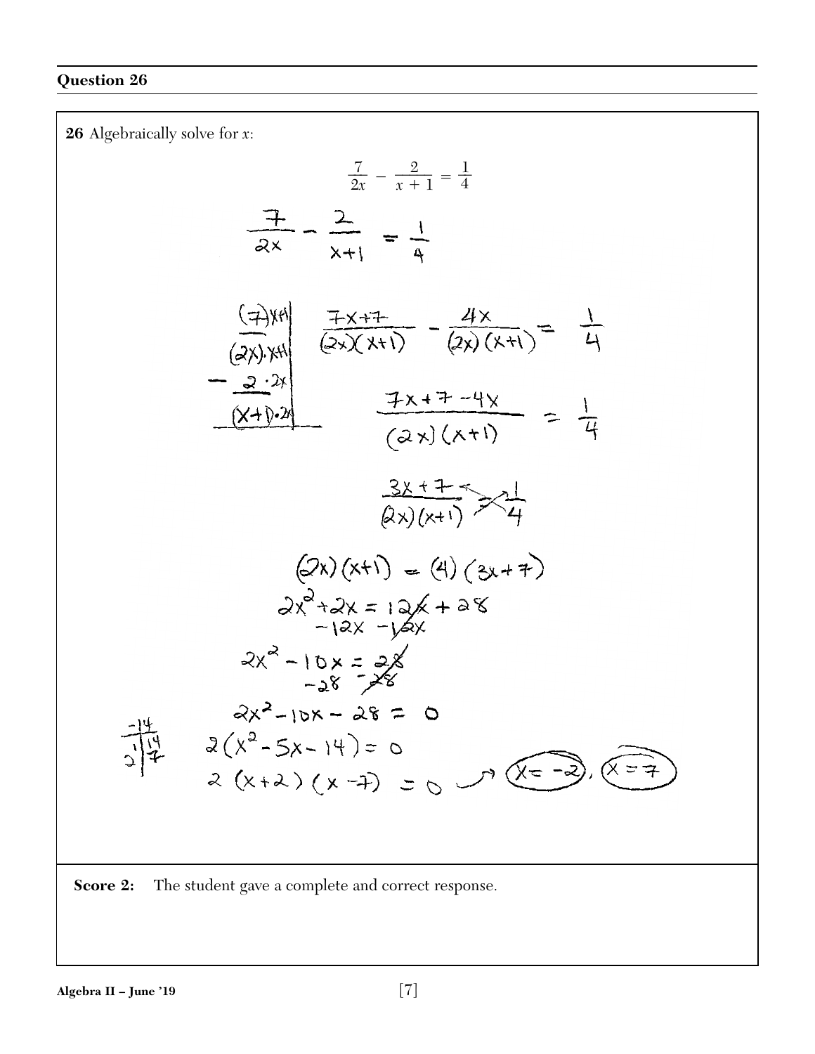## Question 26

**26** Algebraically solve for *x*:

$$\frac{7}{2x} - \frac{2}{x+1} = \frac{1}{4}$$

$$\frac{7}{2x} - \frac{2}{x+1} = \frac{1}{4}$$

$$\frac{(7)x+1}{(2x)\cdot x+1} - \frac{2\cdot 2x}{(x+1)\cdot 2x}$$

$$\frac{7x+7}{(2x)(x+1)} - \frac{4x}{(2x)(x+1)} = \frac{1}{4}$$

$$\frac{7x+7-4x}{(2x)(x+1)} = \frac{1}{4}$$

$$\frac{3x+7}{(2x)(x+1)} = \frac{1}{4}$$

$$(2x)(x+1) = (4)(3x+7)$$

$$2x^2+2x = 12x+28$$

$$-12x \quad -12x$$

$$2x^2-10x = 28$$

$$-28 \quad -28$$

$$2x^2-10x-28 = 0$$

$$2(x^2-5x-14) = 0$$

$$2(x+2)(x-7) = 0 \rightarrow x=-2,\ x=7$$

**Score 2:** The student gave a complete and correct response.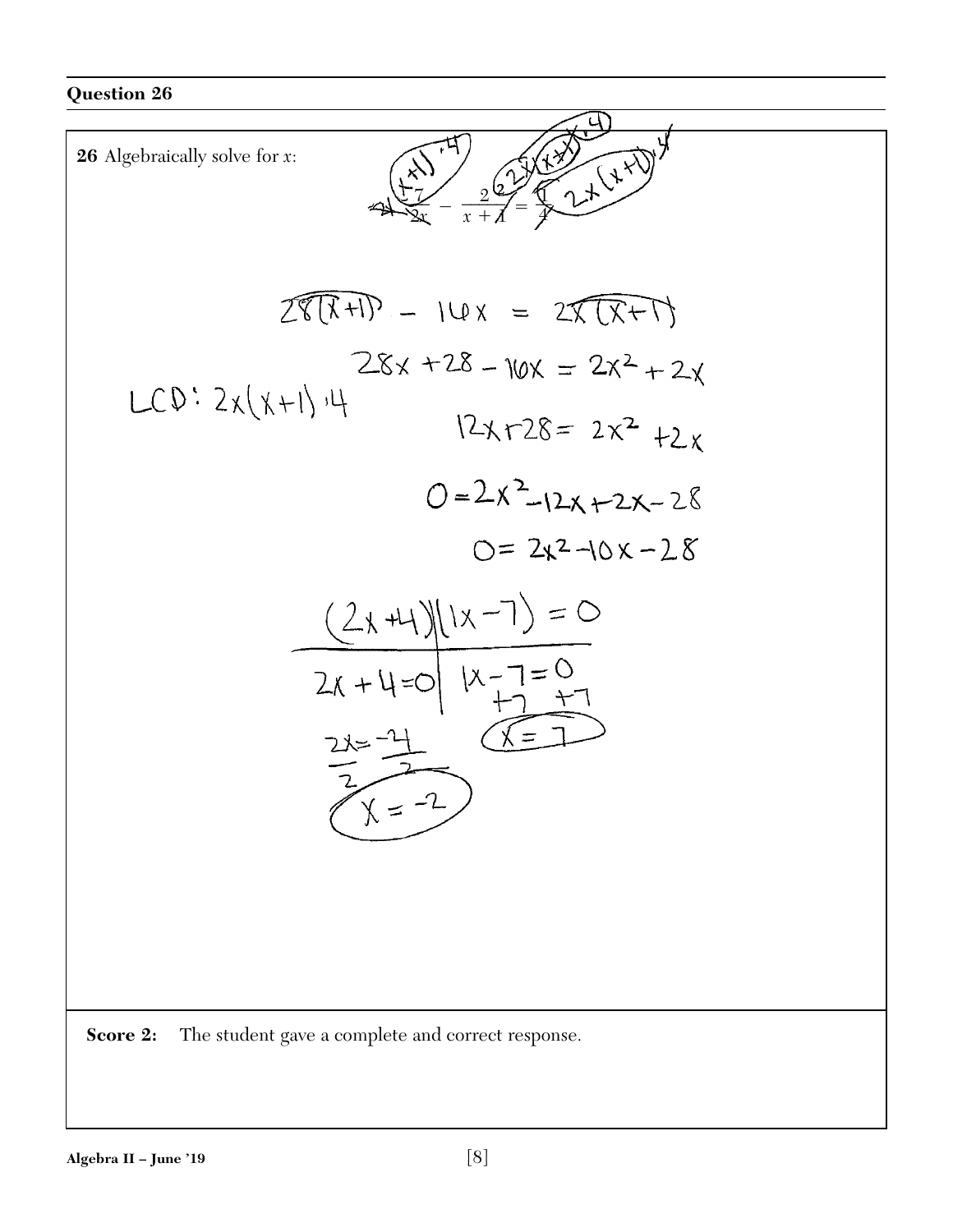## Question 26

**26** Algebraically solve for $x$:

$$\frac{7}{2x} - \frac{2}{x+1} = \frac{1}{4}$$

$28(x+1) - 16x = 2x(x+1)$

LCD: $2x(x+1)\cdot 4$

$28x + 28 - 16x = 2x^2 + 2x$

$12x + 28 = 2x^2 + 2x$

$0 = 2x^2 - 12x + 2x - 28$

$0 = 2x^2 - 10x - 28$

$(2x+4)(1x-7) = 0$

$2x + 4 = 0$ | $1x - 7 = 0$

$2x = -4$ | $+7 \quad +7$

$\frac{2x}{2} = \frac{-4}{2}$ | $x = 7$

$x = -2$

**Score 2:** The student gave a complete and correct response.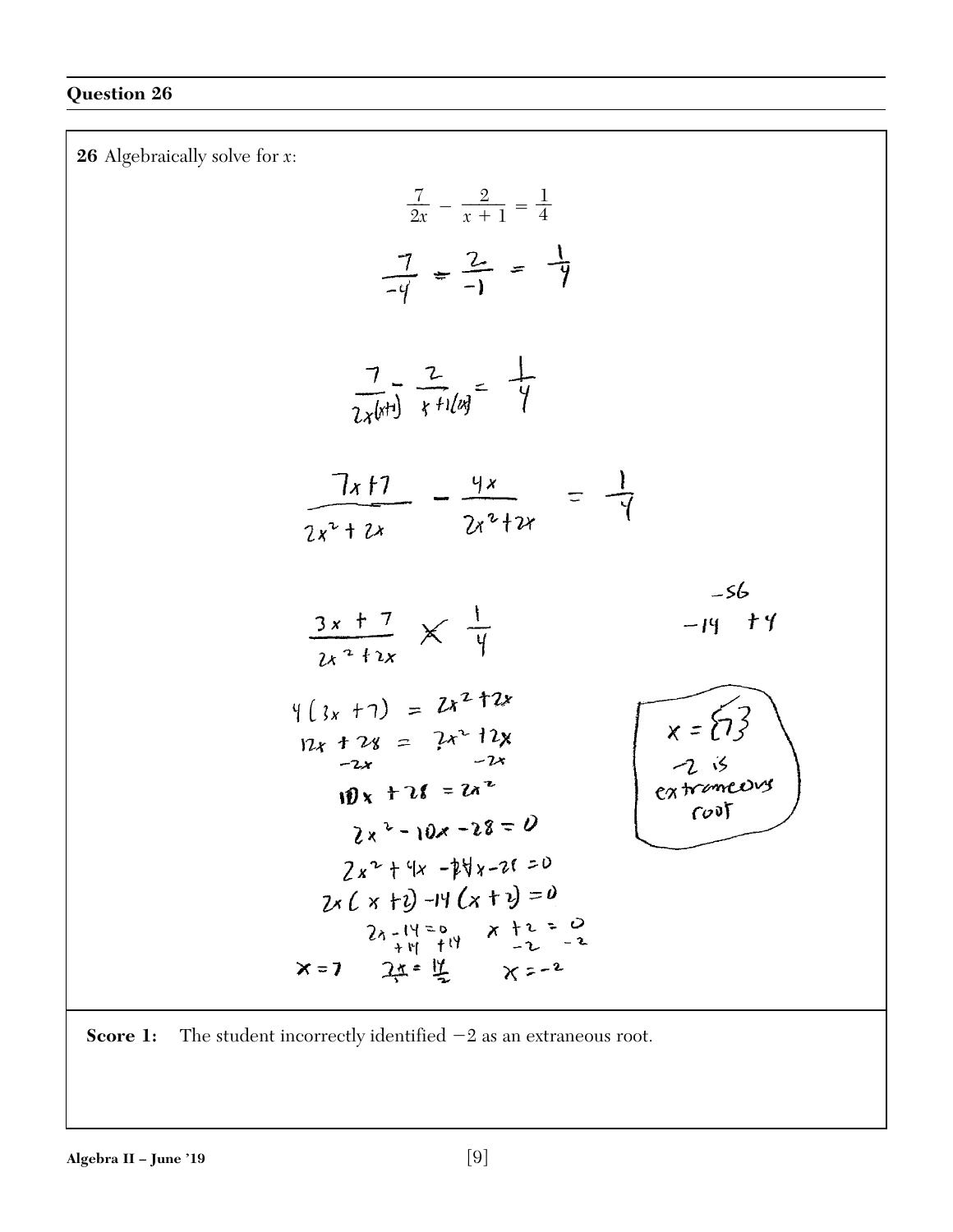## Question 26

**26** Algebraically solve for $x$:

$$\frac{7}{2x} - \frac{2}{x+1} = \frac{1}{4}$$

$$\frac{7}{-4} - \frac{2}{-1} = \frac{1}{4}$$

$$\frac{7}{2x(x+1)} - \frac{2}{x+1(2x)} = \frac{1}{4}$$

$$\frac{7x+7}{2x^2+2x} - \frac{4x}{2x^2+2x} = \frac{1}{4}$$

$$\frac{3x+7}{2x^2+2x} \times \frac{1}{4}$$

$-56$

$-14 \quad +4$

$$4(3x+7) = 2x^2+2x$$

$$12x + 28 = 2x^2 + 12x$$

$$-2x \qquad -2x$$

$$10x + 28 = 2x^2$$

$$2x^2 - 10x - 28 = 0$$

$$2x^2 + 4x - 14x - 28 = 0$$

$$2x(x+2) - 14(x+2) = 0$$

$$2x - 14 = 0 \qquad x + 2 = 0$$

$$+14 \quad +14 \qquad -2 \quad -2$$

$$x = 7 \qquad \frac{2x}{2} = \frac{14}{2} \qquad x = -2$$

$x = \{7\}$

$-2$ is extraneous root

**Score 1:** The student incorrectly identified $-2$ as an extraneous root.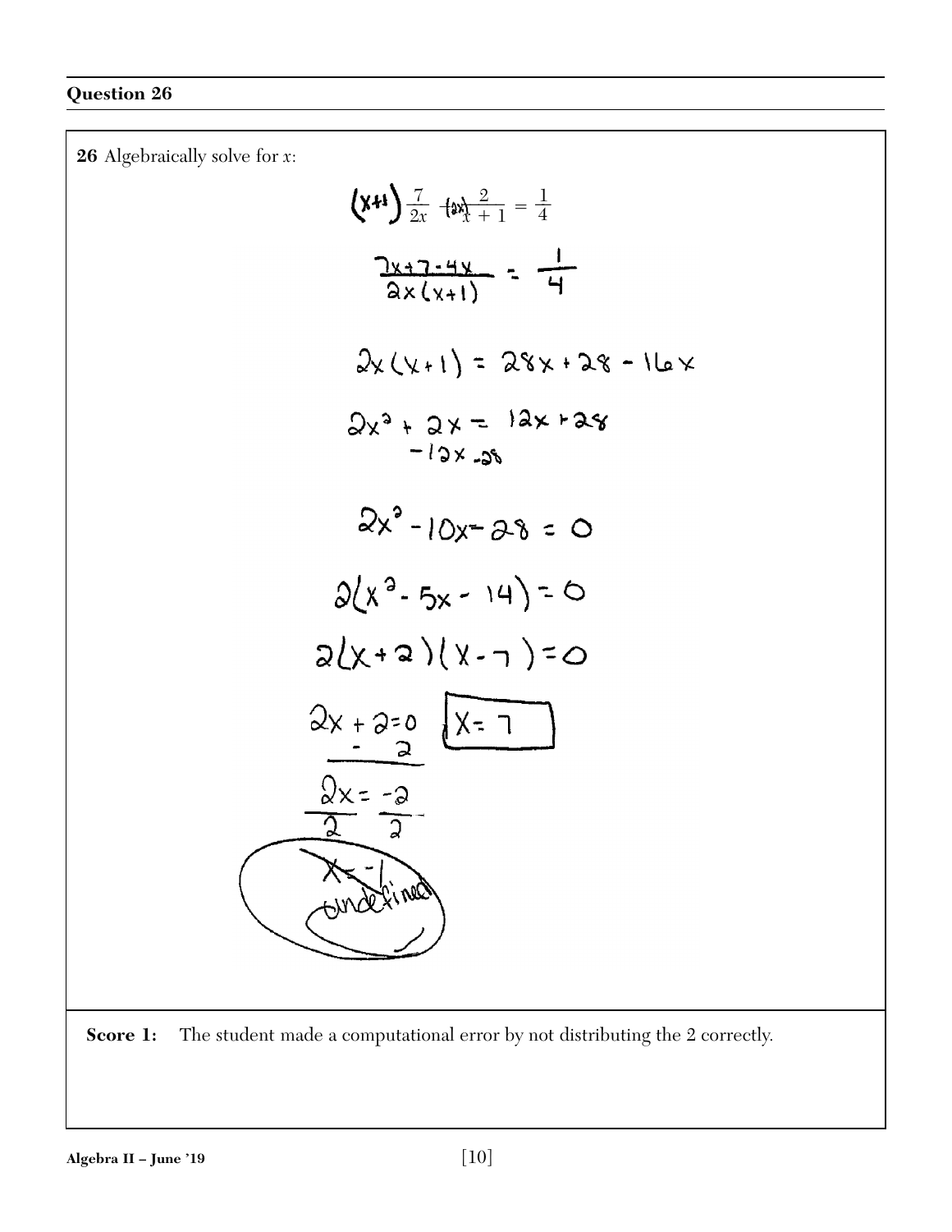## Question 26

**26** Algebraically solve for $x$:

$$(x+1)\frac{7}{2x} - (2x)\frac{2}{x+1} = \frac{1}{4}$$

$$\frac{7x+7-4x}{2x(x+1)} = \frac{1}{4}$$

$$2x(x+1) = 28x + 28 - 16x$$

$$2x^2 + 2x = 12x + 28$$
$$-12x - 28$$

$$2x^2 - 10x - 28 = 0$$

$$2(x^2 - 5x - 14) = 0$$

$$2(x+2)(x-7) = 0$$

$$2x + 2 = 0 \qquad \boxed{x = 7}$$
$$-2$$

$$\frac{2x}{2} = \frac{-2}{2}$$

~~$x = -1$~~
undefined

**Score 1:** The student made a computational error by not distributing the 2 correctly.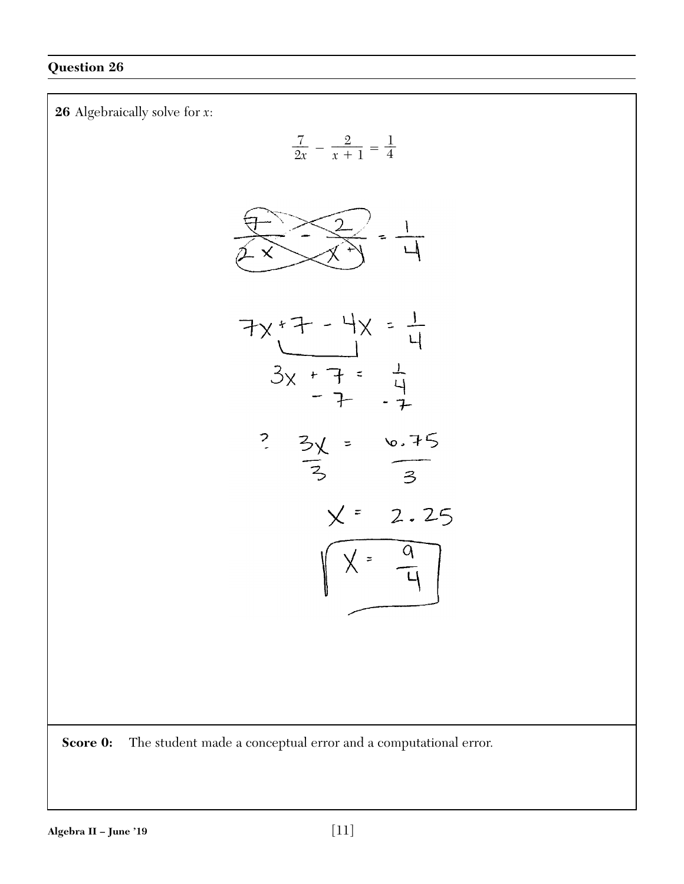## Question 26

**26** Algebraically solve for $x$:

$$\frac{7}{2x} - \frac{2}{x+1} = \frac{1}{4}$$

$$\frac{7}{2x} - \frac{2}{x+1} = \frac{1}{4}$$

$$7x + 7 - 4x = \frac{1}{4}$$

$$3x + 7 = \frac{1}{4}$$

$$-7 \quad -7$$

$$? \quad \frac{3x}{3} = \frac{6.75}{3}$$

$$x = 2.25$$

$$x = \frac{9}{4}$$

**Score 0:** The student made a conceptual error and a computational error.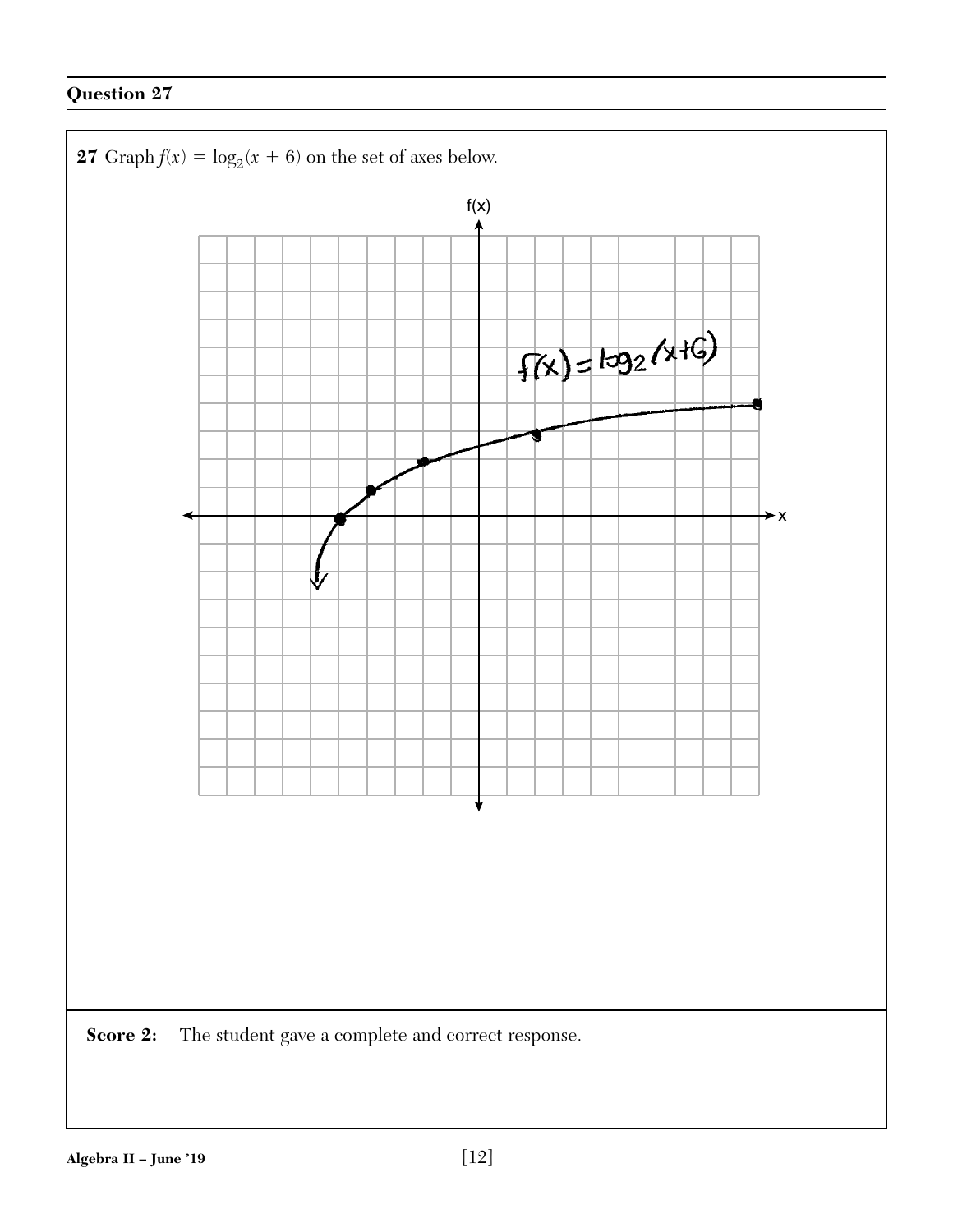## Question 27

**27** Graph $f(x) = \log_2(x + 6)$ on the set of axes below.

f(x)

x

$f(x) = \log_2(x+6)$

**Score 2:** The student gave a complete and correct response.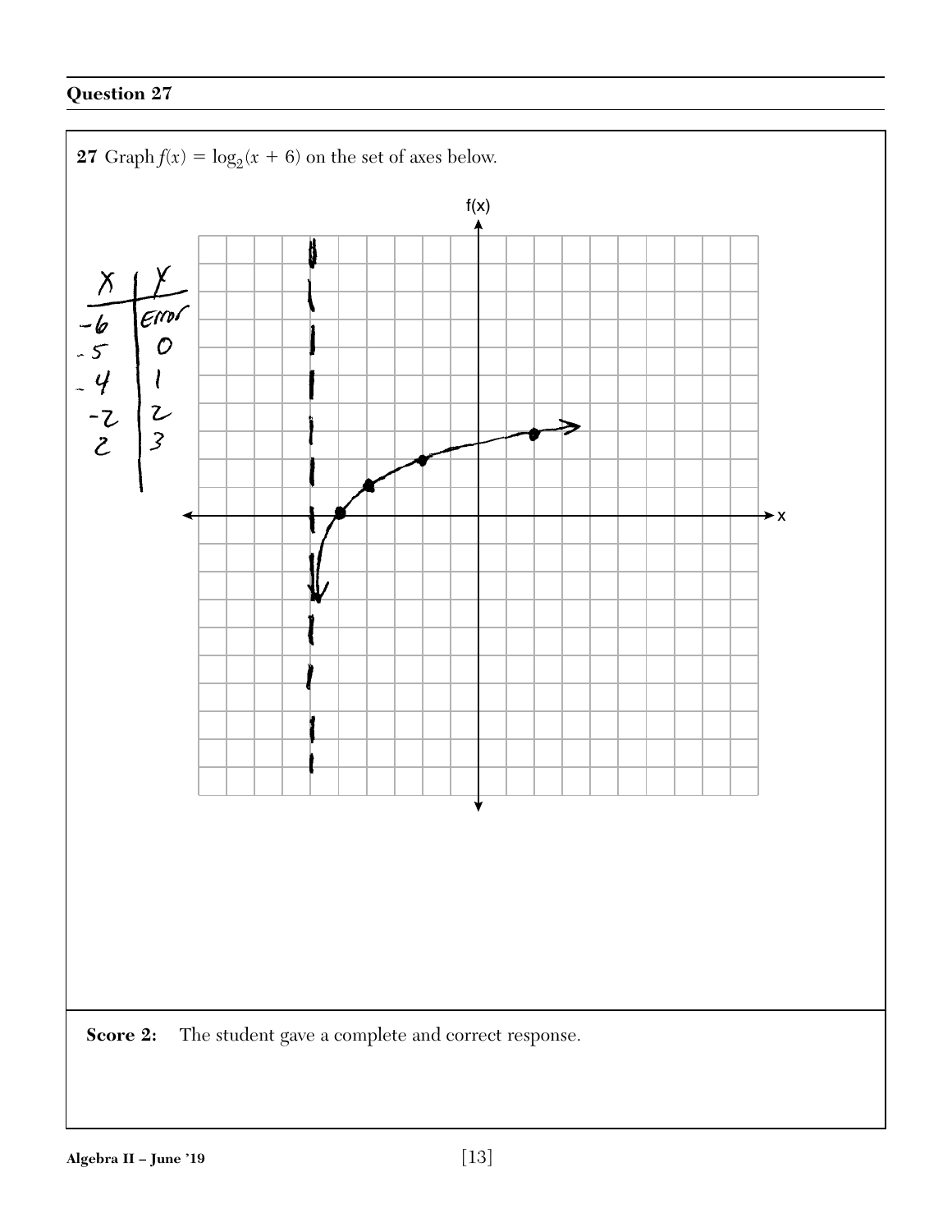## Question 27

**27** Graph $f(x) = \log_2(x + 6)$ on the set of axes below.

f(x)

x

| X | Y |
|---|---|
| -6 | Error |
| -5 | 0 |
| -4 | 1 |
| -2 | 2 |
| 2 | 3 |

**Score 2:** The student gave a complete and correct response.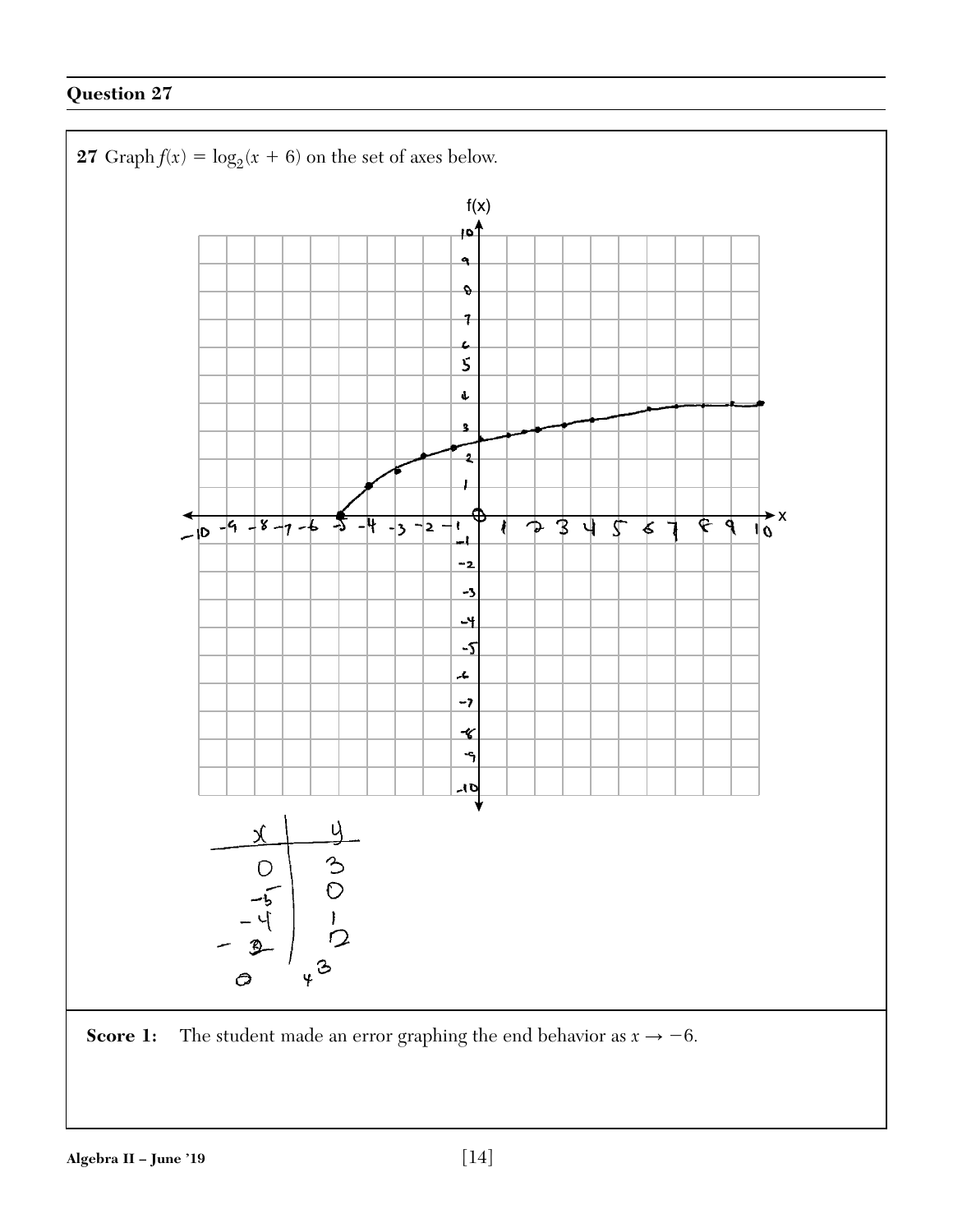## Question 27

**27** Graph $f(x) = \log_2(x + 6)$ on the set of axes below.

f(x)

x

| x | y |
|---|---|
| 0 | 3 |
| -5 | 0 |
| -4 | 1 |
| -2 | 2 |

**Score 1:** The student made an error graphing the end behavior as $x \to -6$.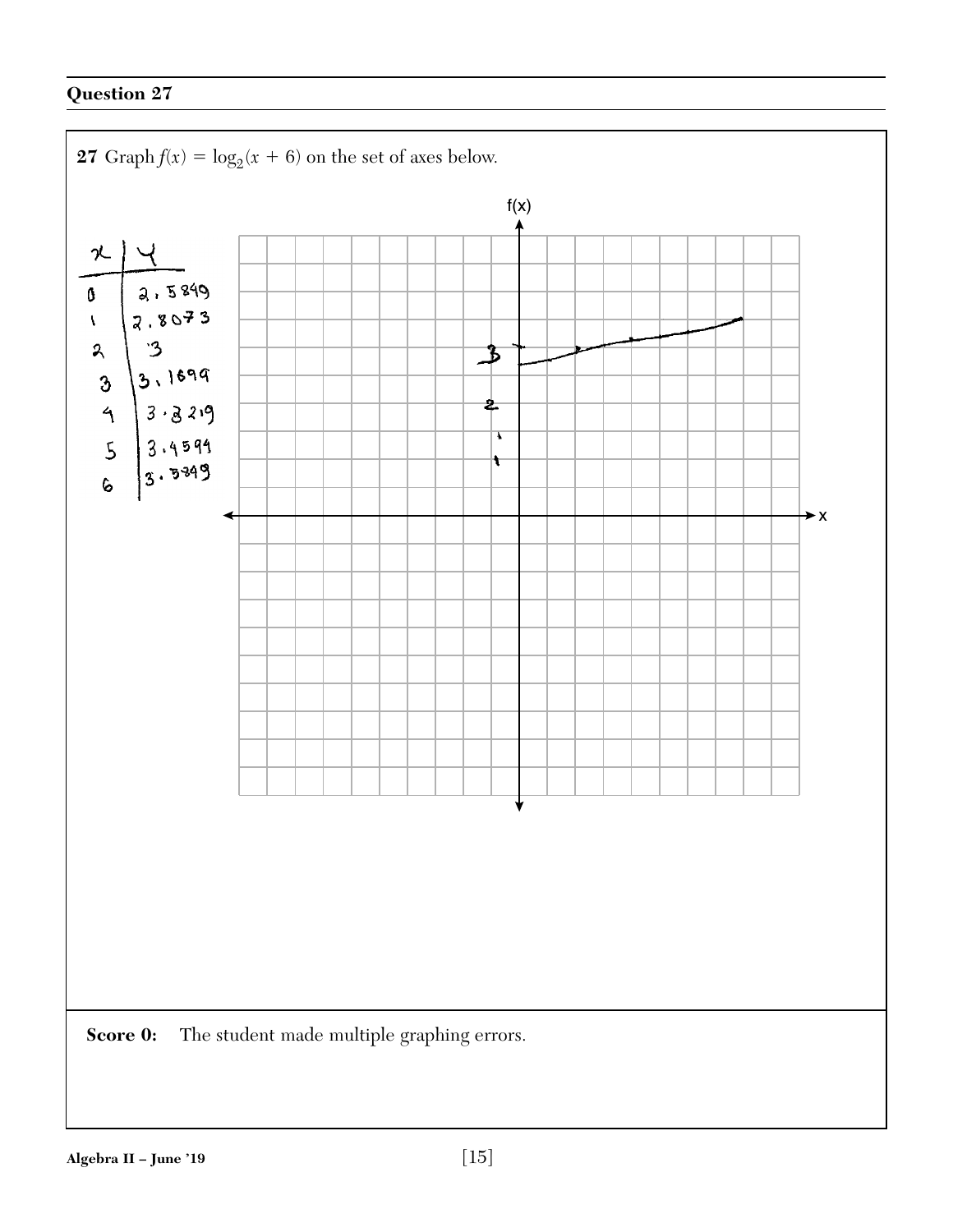## Question 27

**27** Graph $f(x) = \log_2(x + 6)$ on the set of axes below.

| $x$ | $y$ |
|---|---|
| 0 | 2.5849 |
| 1 | 2.8073 |
| 2 | 3 |
| 3 | 3.1699 |
| 4 | 3.3219 |
| 5 | 3.4594 |
| 6 | 3.5849 |

f(x)

x

3

2

1

**Score 0:** The student made multiple graphing errors.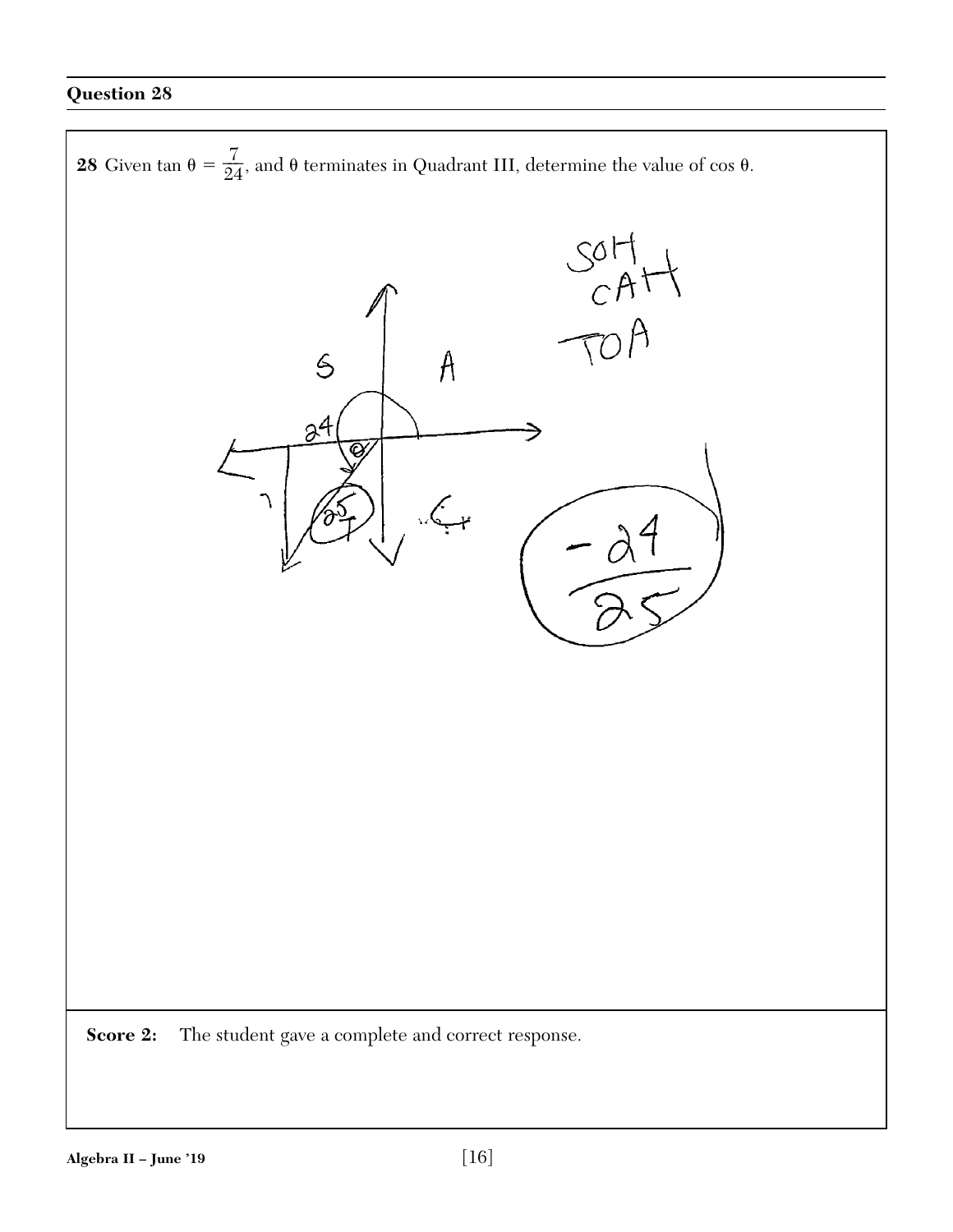## Question 28

**28** Given $\tan \theta = \frac{7}{24}$, and $\theta$ terminates in Quadrant III, determine the value of $\cos \theta$.

SOH
CAH
TOA

S A
T C

24
7
25

$$-\frac{24}{25}$$

**Score 2:** The student gave a complete and correct response.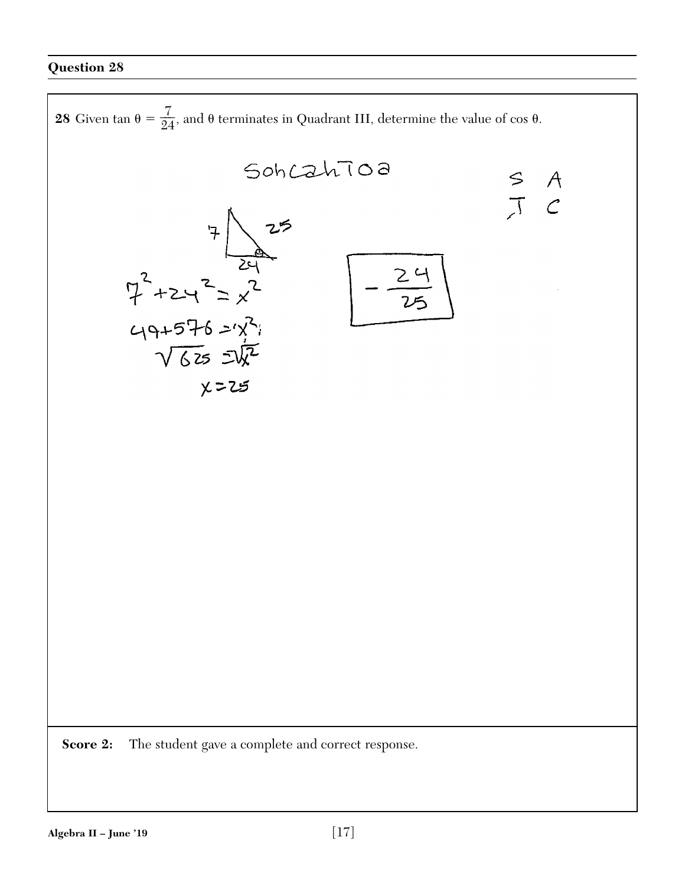## Question 28

**28** Given $\tan \theta = \frac{7}{24}$, and $\theta$ terminates in Quadrant III, determine the value of $\cos \theta$.

SohCahToa

S A
T C

7, 24, 25

$7^2 + 24^2 = x^2$

$49 + 576 = x^2$

$\sqrt{625} = \sqrt{x^2}$

$x = 25$

$$-\frac{24}{25}$$

**Score 2:** The student gave a complete and correct response.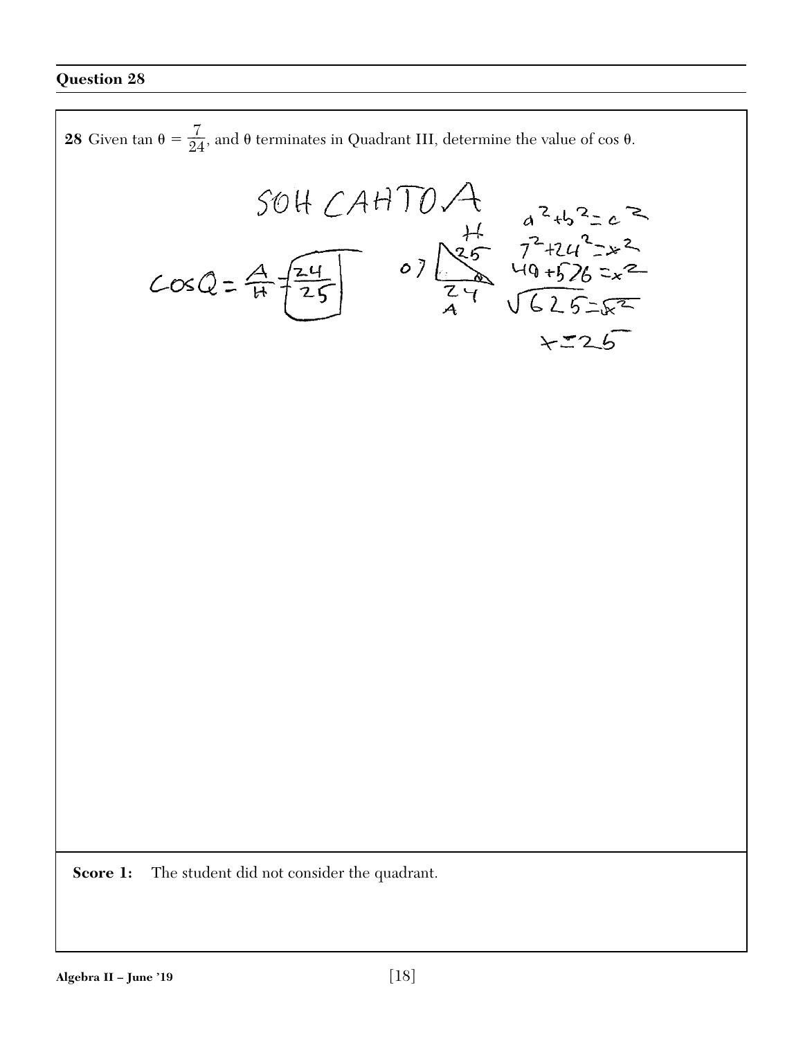**Question 28**

**28** Given $\tan \theta = \frac{7}{24}$, and $\theta$ terminates in Quadrant III, determine the value of $\cos \theta$.

SOH CAHTOA

$\cos Q = \frac{A}{H} = \frac{24}{25}$

H 25

O 7

24 A

$a^2 + b^2 = c^2$

$7^2 + 24^2 = x^2$

$49 + 576 = x^2$

$\sqrt{625} = \sqrt{x^2}$

$x = 25$

**Score 1:** The student did not consider the quadrant.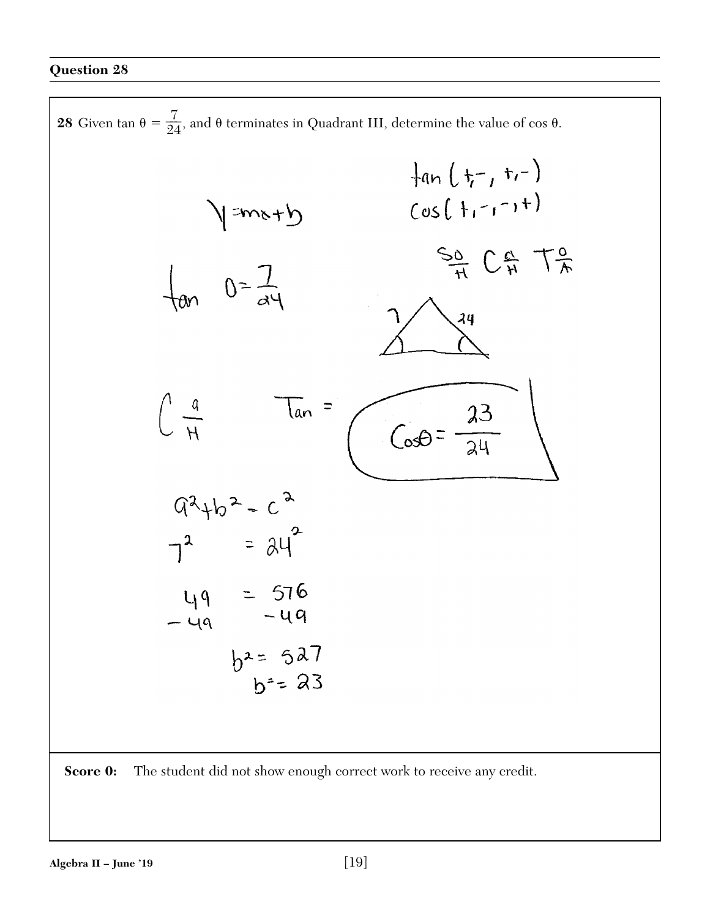## Question 28

**28** Given $\tan \theta = \frac{7}{24}$, and $\theta$ terminates in Quadrant III, determine the value of $\cos \theta$.

$\tan (+,-,+,-)$

$\cos(+,-,-,+)$

$y = mx + b$

$\frac{SO}{H}$ $C\frac{a}{H}$ $T\frac{o}{A}$

$\tan 0 = \frac{7}{24}$

7 24

$C \frac{a}{H}$  Tan =

$\cos\theta = \frac{23}{24}$

$a^2 + b^2 = c^2$

$7^2 \quad = 24^2$

$49 \quad = 576$

$-49 \quad -49$

$b^2 = 527$

$b = 23$

**Score 0:** The student did not show enough correct work to receive any credit.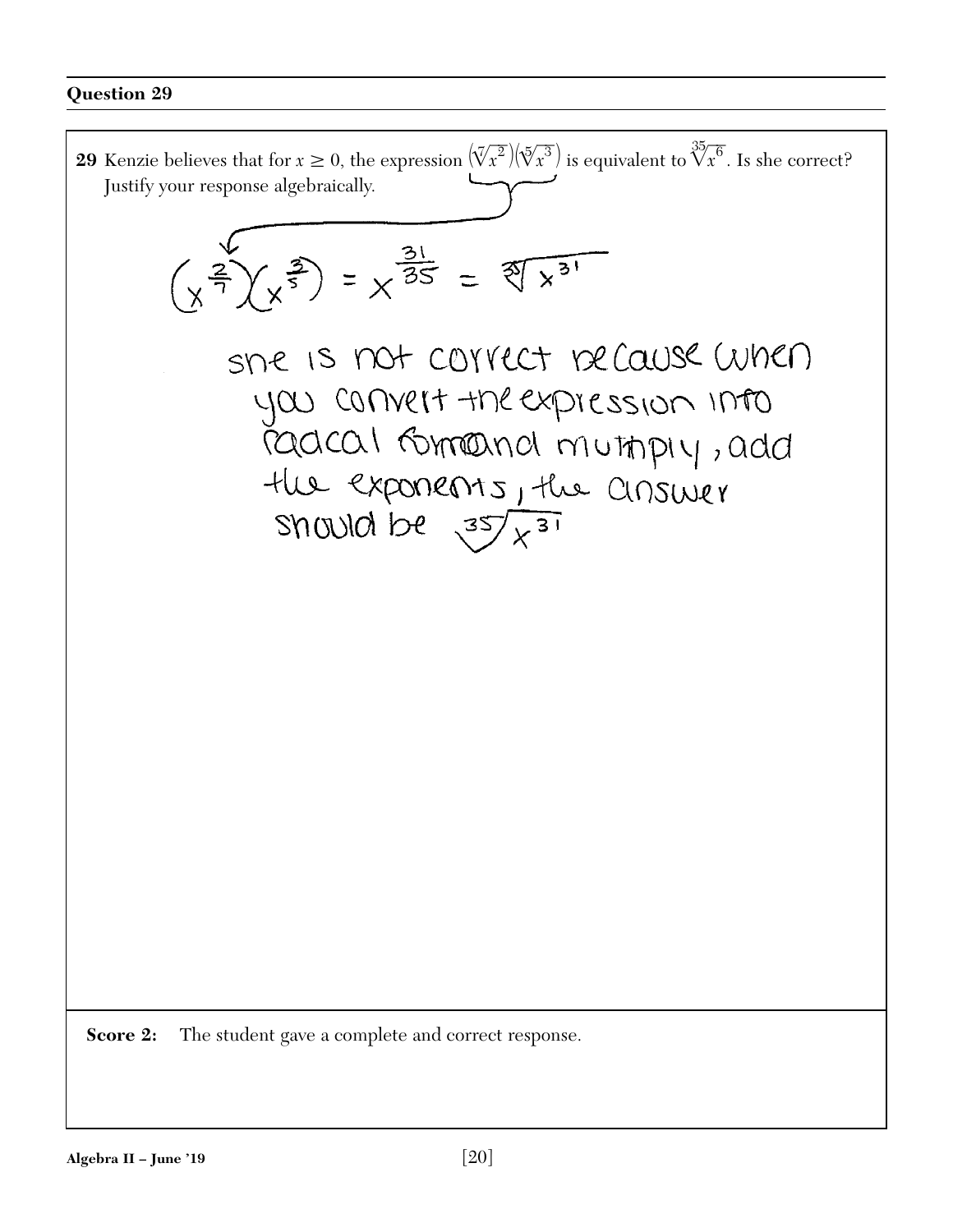## Question 29

**29** Kenzie believes that for $x \geq 0$, the expression $(\sqrt[7]{x^2})(\sqrt[5]{x^3})$ is equivalent to $\sqrt[35]{x^6}$. Is she correct? Justify your response algebraically.

$$\left(x^{\frac{2}{7}}\right)\left(x^{\frac{3}{5}}\right) = x^{\frac{31}{35}} = \sqrt[35]{x^{31}}$$

she is not correct because when you convert the expression into radical form and multiply, add the exponents, the answer should be $\sqrt[35]{x^{31}}$

**Score 2:** The student gave a complete and correct response.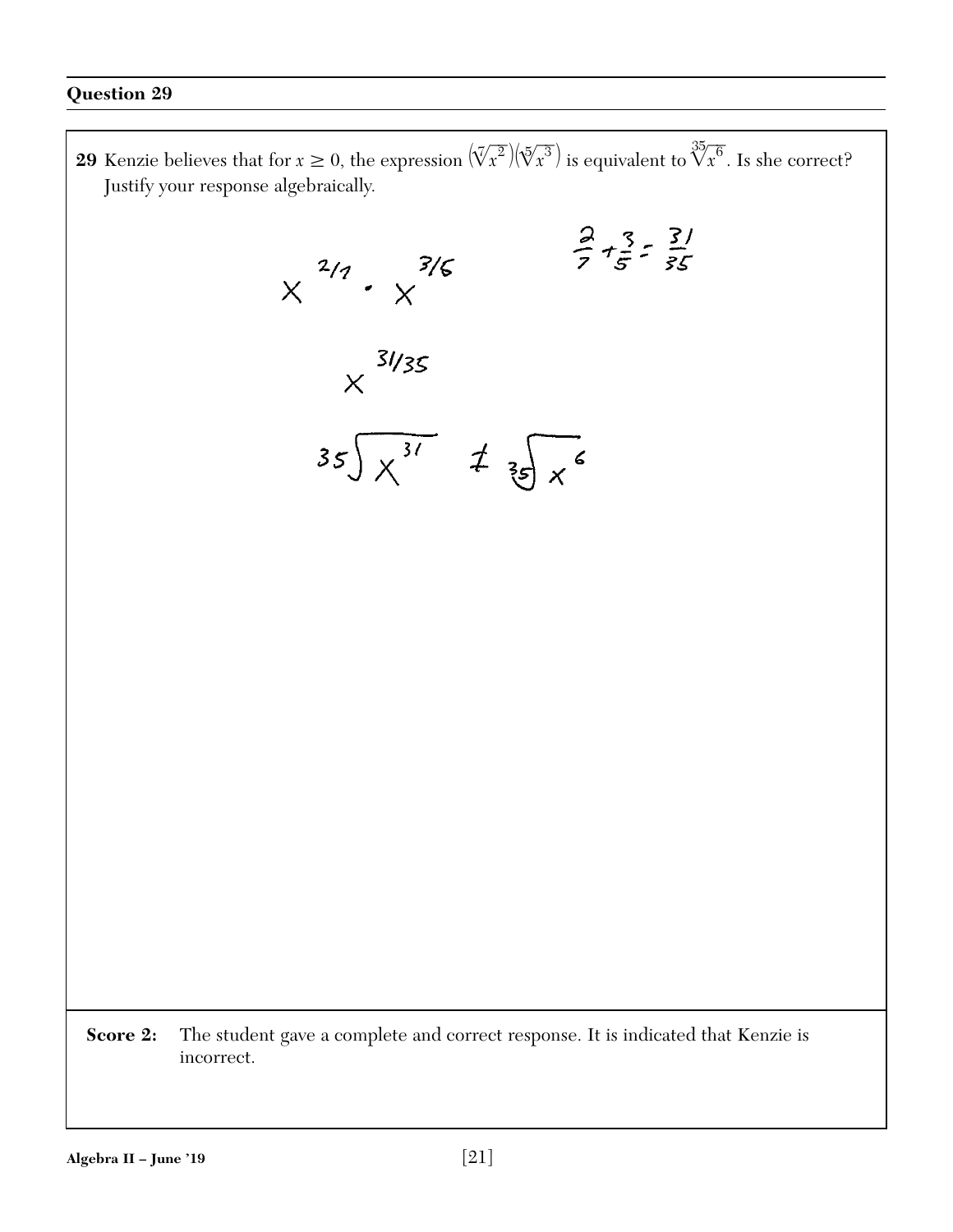## Question 29

**29** Kenzie believes that for $x \geq 0$, the expression $(\sqrt[7]{x^2})(\sqrt[5]{x^3})$ is equivalent to $\sqrt[35]{x^6}$. Is she correct? Justify your response algebraically.

$$x^{2/7} \cdot x^{3/5}$$

$$\frac{2}{7} + \frac{3}{5} = \frac{31}{35}$$

$$x^{31/35}$$

$$\sqrt[35]{x^{31}} \neq \sqrt[35]{x^6}$$

**Score 2:** The student gave a complete and correct response. It is indicated that Kenzie is incorrect.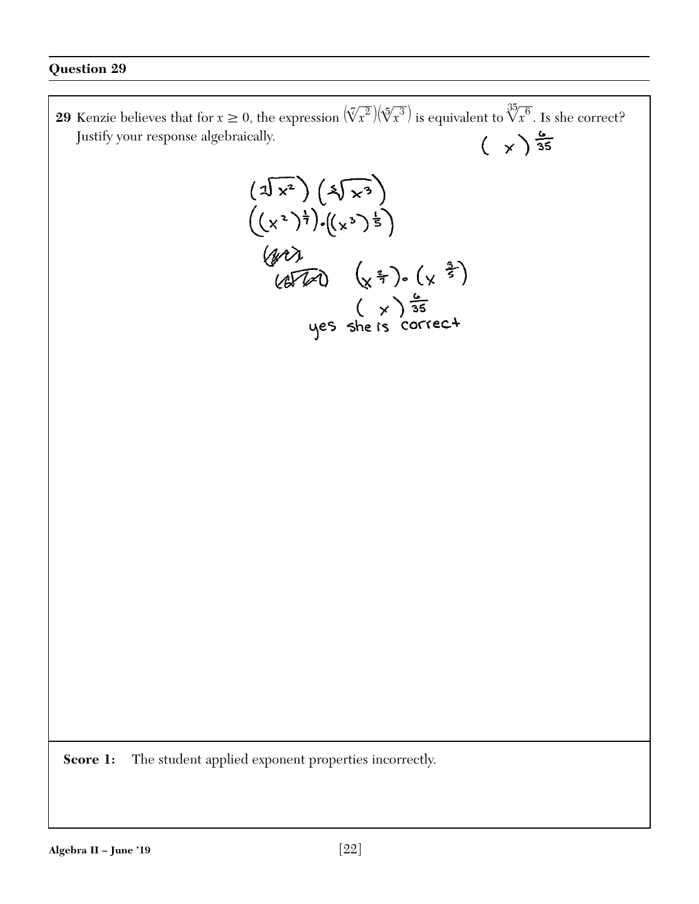## Question 29

**29** Kenzie believes that for $x \geq 0$, the expression $(\sqrt[7]{x^2})(\sqrt[5]{x^3})$ is equivalent to $\sqrt[35]{x^6}$. Is she correct? Justify your response algebraically.

$(x)^{\frac{6}{35}}$

$(\sqrt[7]{x^2})(\sqrt[5]{x^3})$

$((x^2)^{\frac{1}{7}}) \cdot ((x^3)^{\frac{1}{5}})$

$(x^{\frac{2}{7}}) \cdot (x^{\frac{3}{5}})$

$(x)^{\frac{6}{35}}$

yes she is correct

**Score 1:** The student applied exponent properties incorrectly.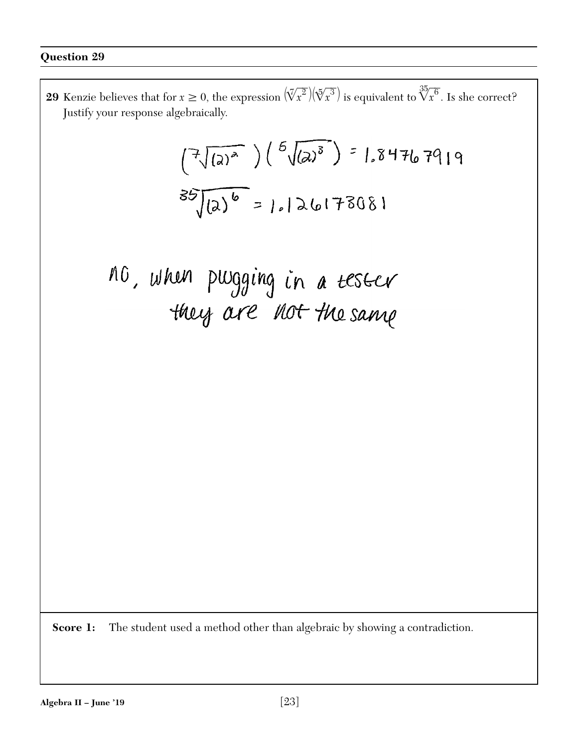## Question 29

**29** Kenzie believes that for $x \geq 0$, the expression $\left(\sqrt[7]{x^2}\right)\left(\sqrt[5]{x^3}\right)$ is equivalent to $\sqrt[35]{x^6}$. Is she correct? Justify your response algebraically.

$$\left(\sqrt[7]{(2)^2}\right)\left(\sqrt[5]{(2)^3}\right) = 1.84767919$$

$$\sqrt[35]{(2)^6} = 1.126173081$$

no, when plugging in a tester they are not the same

**Score 1:** The student used a method other than algebraic by showing a contradiction.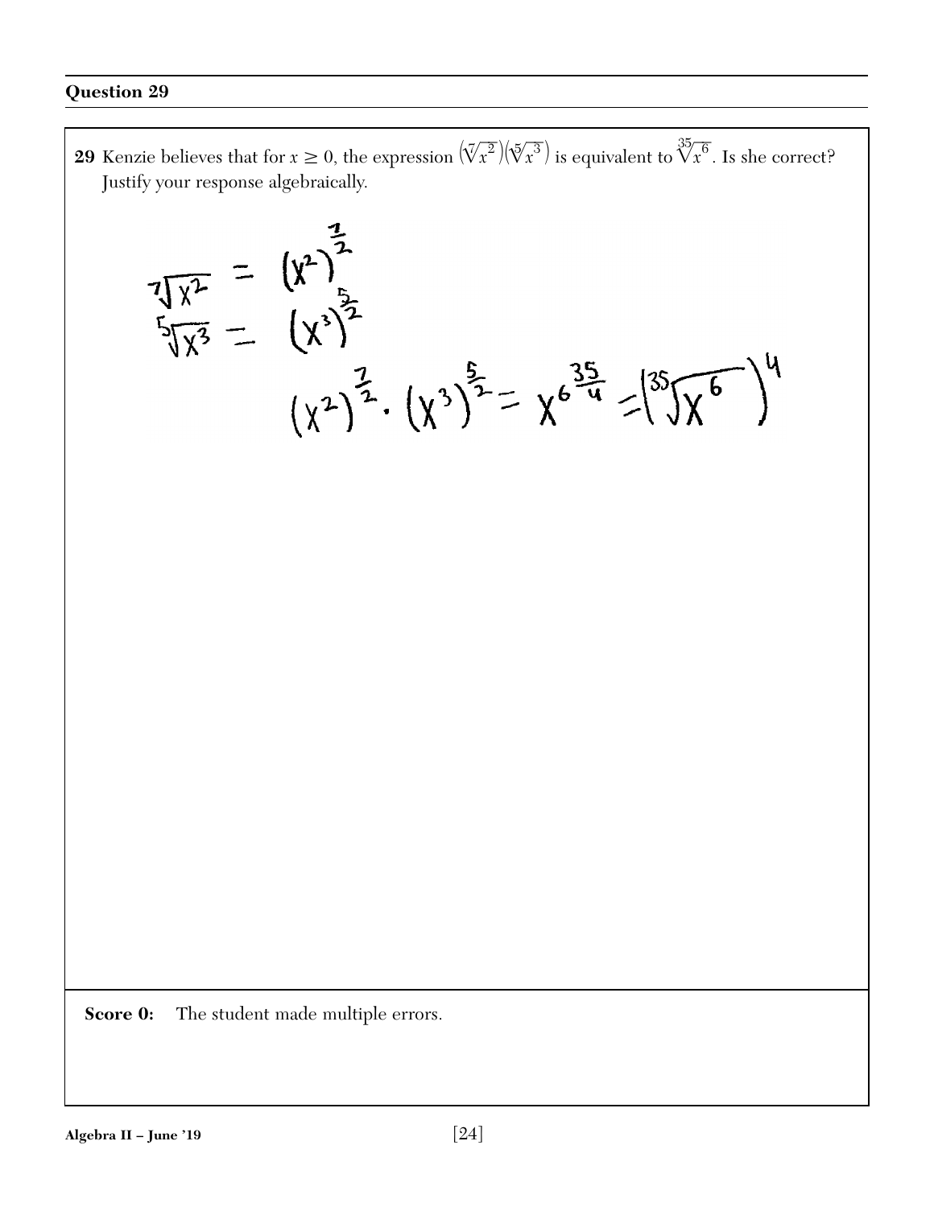## Question 29

**29** Kenzie believes that for $x \geq 0$, the expression $\left(\sqrt[7]{x^2}\right)\left(\sqrt[5]{x^3}\right)$ is equivalent to $\sqrt[35]{x^6}$. Is she correct? Justify your response algebraically.

$$\sqrt[7]{x^2} = (x^2)^{\frac{7}{2}}$$

$$\sqrt[5]{x^3} = (x^3)^{\frac{5}{2}}$$

$$(x^2)^{\frac{7}{2}} \cdot (x^3)^{\frac{5}{2}} = x^{6\frac{35}{4}} = \left(\sqrt[35]{x^6}\right)^4$$

**Score 0:** The student made multiple errors.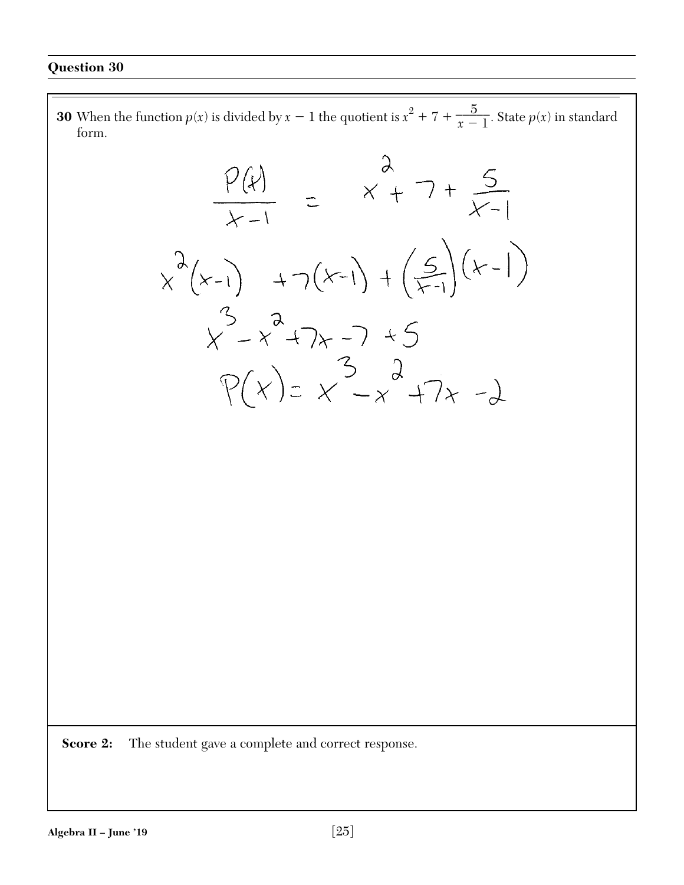**Question 30**

**30** When the function $p(x)$ is divided by $x - 1$ the quotient is $x^2 + 7 + \frac{5}{x-1}$. State $p(x)$ in standard form.

$$\frac{P(x)}{x-1} = x^2 + 7 + \frac{5}{x-1}$$

$$x^2(x-1) + 7(x-1) + \left(\frac{5}{x-1}\right)(x-1)$$

$$x^3 - x^2 + 7x - 7 + 5$$

$$P(x) = x^3 - x^2 + 7x - 2$$

**Score 2:** The student gave a complete and correct response.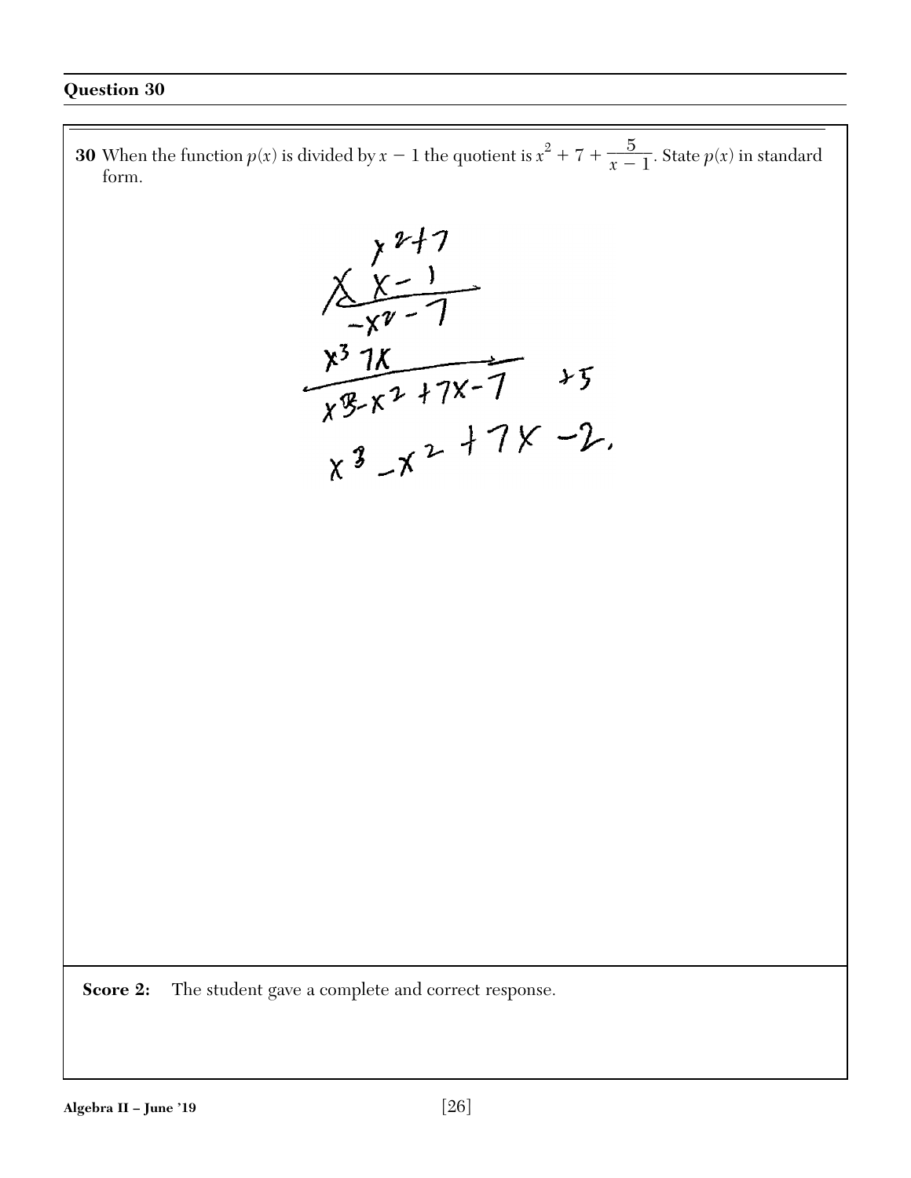## Question 30

**30** When the function $p(x)$ is divided by $x - 1$ the quotient is $x^2 + 7 + \frac{5}{x-1}$. State $p(x)$ in standard form.

$x^2 + 7$

$\times \; x - 1$

$-x^2 - 7$

$x^3 \; 7x$

$x^3 - x^2 + 7x - 7 \quad + 5$

$x^3 - x^2 + 7x - 2.$

**Score 2:** The student gave a complete and correct response.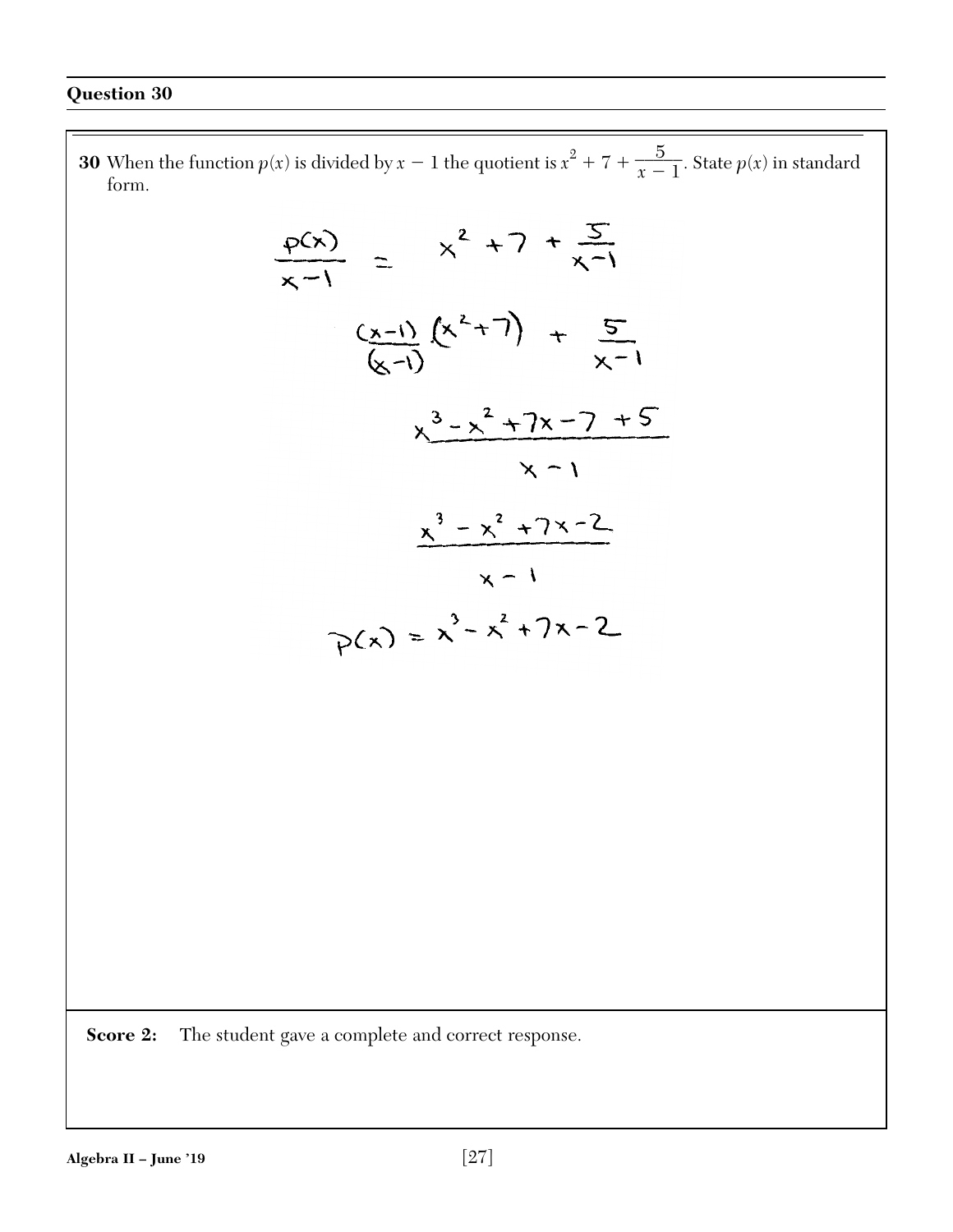## Question 30

**30** When the function $p(x)$ is divided by $x - 1$ the quotient is $x^2 + 7 + \frac{5}{x-1}$. State $p(x)$ in standard form.

$$\frac{p(x)}{x-1} = x^2 + 7 + \frac{5}{x-1}$$

$$\frac{(x-1)}{(x-1)}(x^2+7) + \frac{5}{x-1}$$

$$\frac{x^3 - x^2 + 7x - 7 + 5}{x-1}$$

$$\frac{x^3 - x^2 + 7x - 2}{x-1}$$

$$p(x) = x^3 - x^2 + 7x - 2$$

**Score 2:** The student gave a complete and correct response.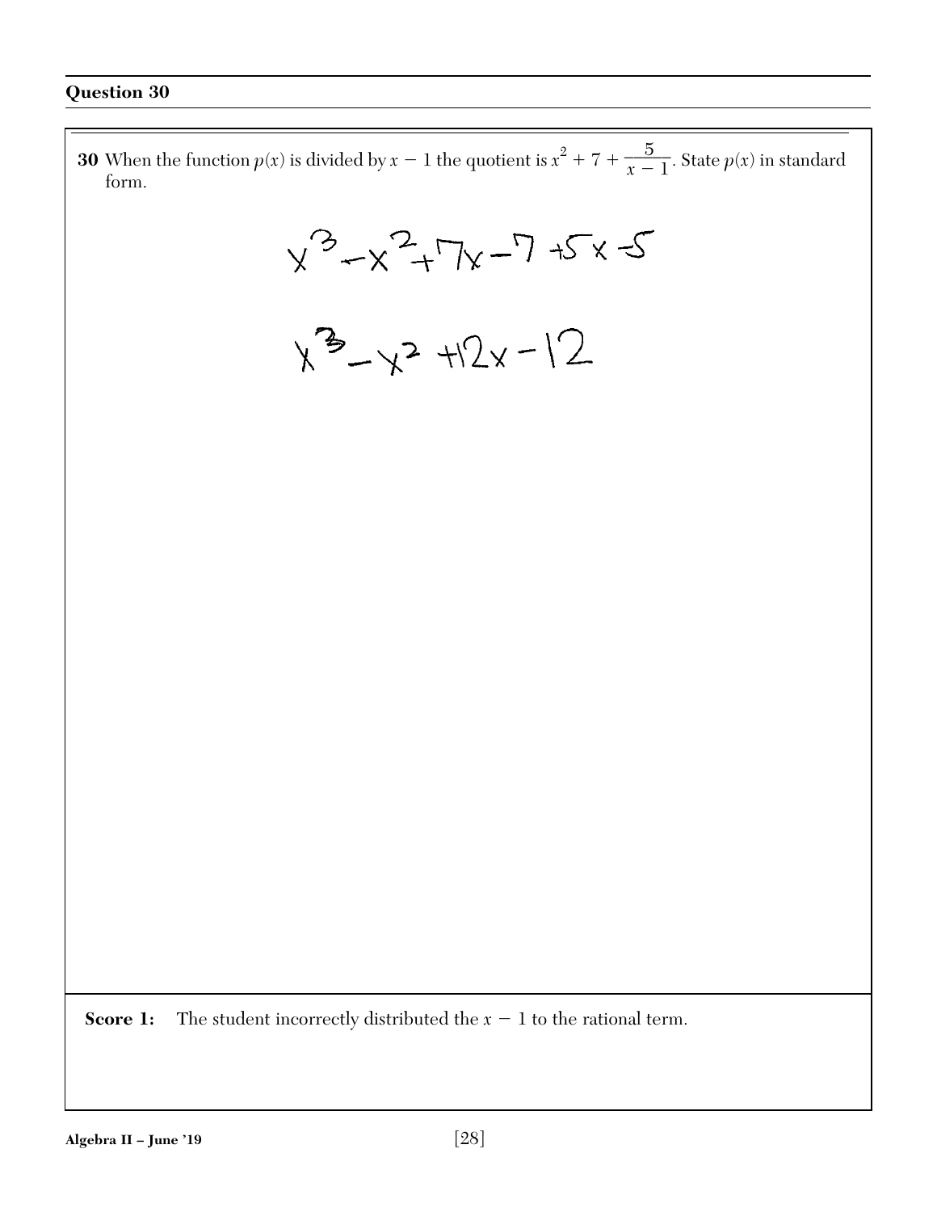## Question 30

**30** When the function $p(x)$ is divided by $x - 1$ the quotient is $x^2 + 7 + \frac{5}{x-1}$. State $p(x)$ in standard form.

$$x^3 - x^2 + 7x - 7 + 5x - 5$$

$$x^3 - x^2 + 12x - 12$$

**Score 1:** The student incorrectly distributed the $x - 1$ to the rational term.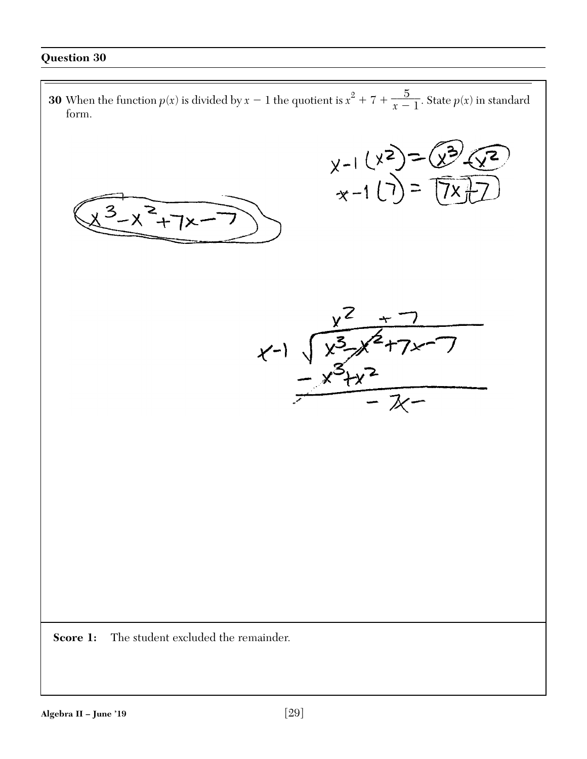## Question 30

**30** When the function $p(x)$ is divided by $x - 1$ the quotient is $x^2 + 7 + \frac{5}{x-1}$. State $p(x)$ in standard form.

$x - 1\,(x^2) = x^3 - x^2$

$x - 1\,(7) = 7x - 7$

$x^3 - x^2 + 7x - 7$

$$
\begin{array}{r}
x^2 \quad + 7 \\
x-1 \overline{)\, x^3 - x^2 + 7x - 7} \\
-\,x^3 + x^2 \quad\quad\quad \\
\hline
-\,7x -
\end{array}
$$

**Score 1:** The student excluded the remainder.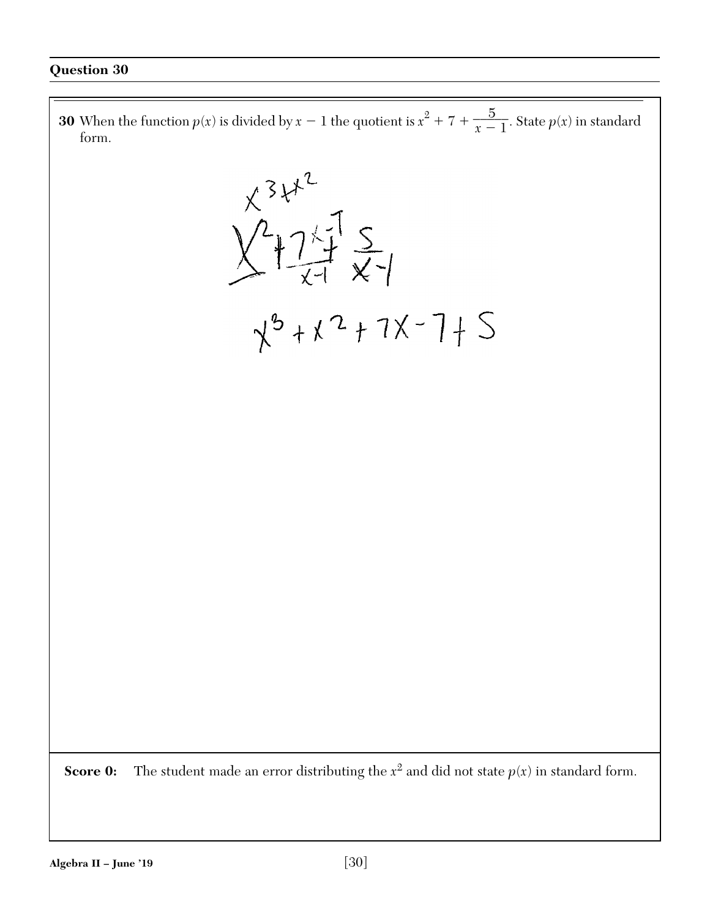### Question 30

**30** When the function $p(x)$ is divided by $x - 1$ the quotient is $x^2 + 7 + \frac{5}{x-1}$. State $p(x)$ in standard form.

$x^3 + x^2$

$x^2 + \frac{7}{x-1} + \frac{5}{x-1}$

$x^3 + x^2 + 7x - 7 + 5$

**Score 0:** The student made an error distributing the $x^2$ and did not state $p(x)$ in standard form.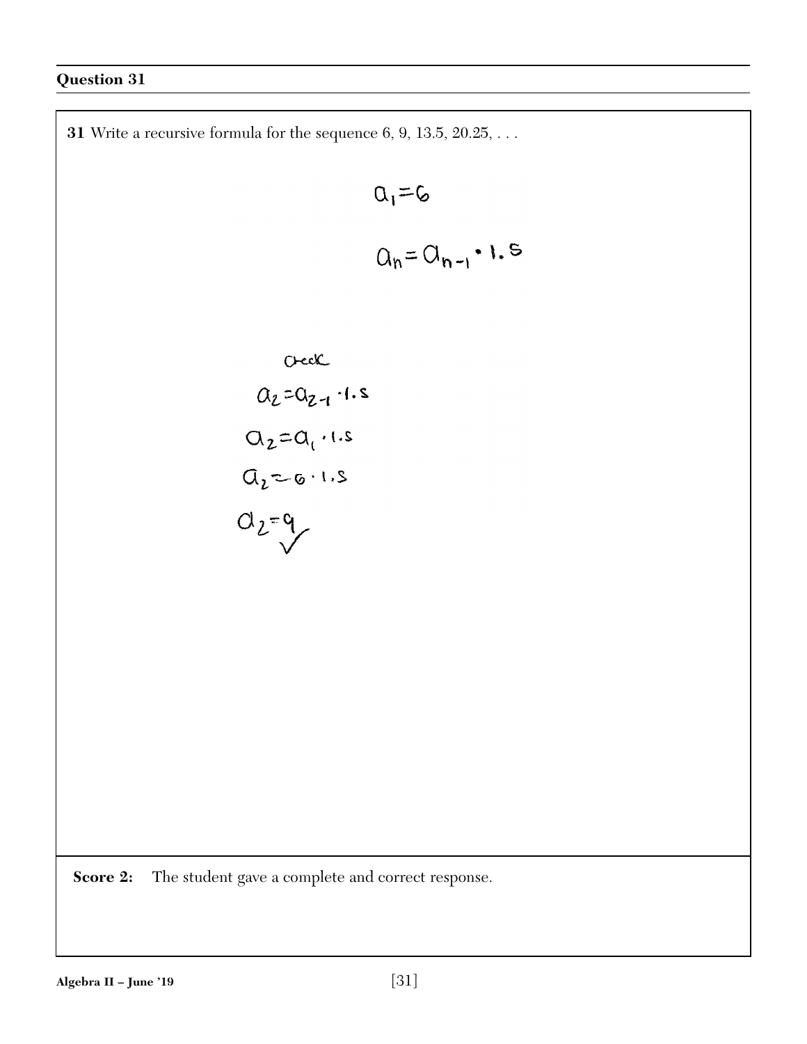## Question 31

**31** Write a recursive formula for the sequence 6, 9, 13.5, 20.25, . . .

$$a_1 = 6$$

$$a_n = a_{n-1} \cdot 1.5$$

check

$a_2 = a_{2-1} \cdot 1.5$

$a_2 = a_1 \cdot 1.5$

$a_2 = 6 \cdot 1.5$

$a_2 = 9$ ✓

**Score 2:** The student gave a complete and correct response.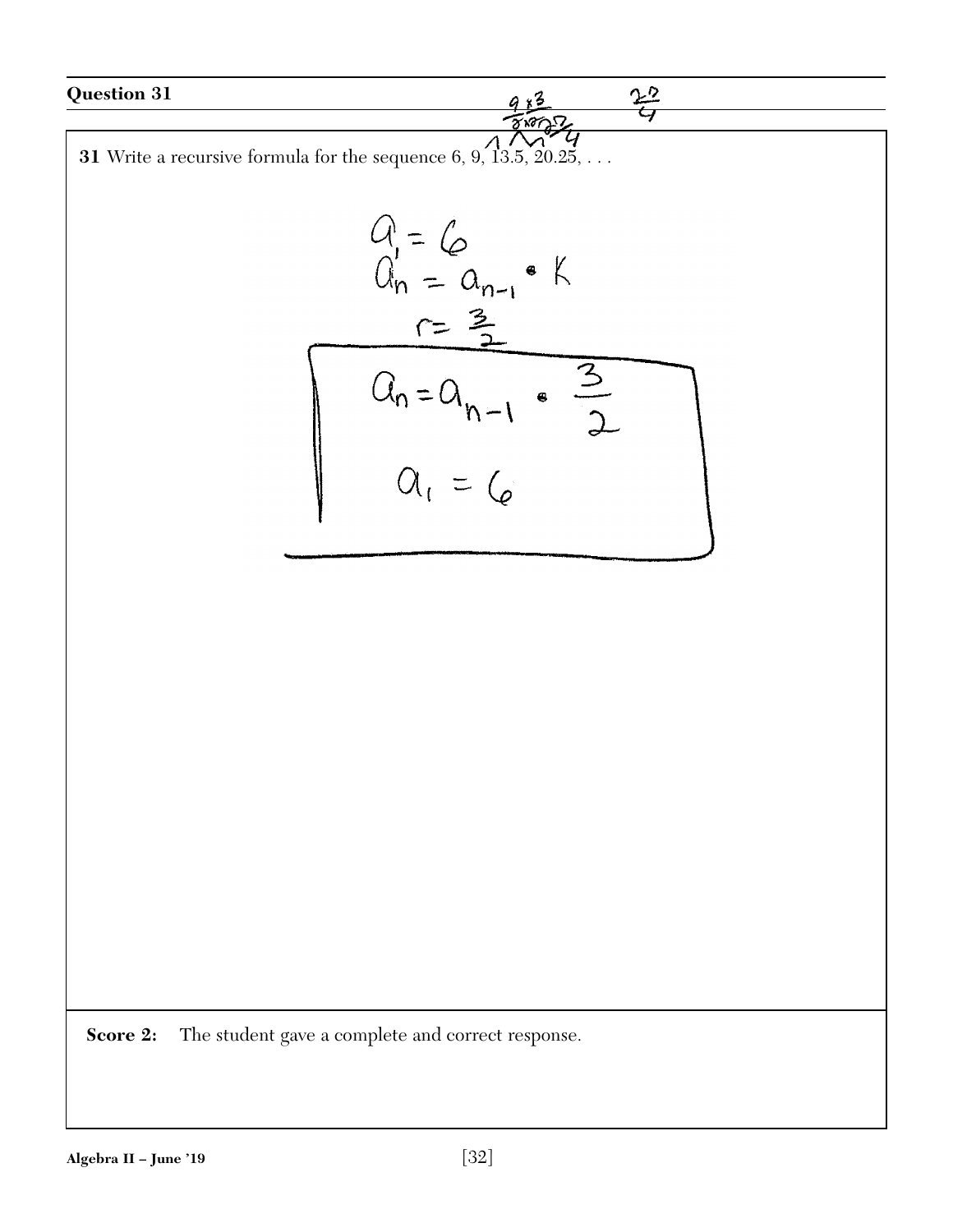## Question 31

**31** Write a recursive formula for the sequence 6, 9, 13.5, 20.25, . . .

$a_1 = 6$

$a_n = a_{n-1} \cdot K$

$r = \frac{3}{2}$

$a_n = a_{n-1} \cdot \frac{3}{2}$

$a_1 = 6$

**Score 2:** The student gave a complete and correct response.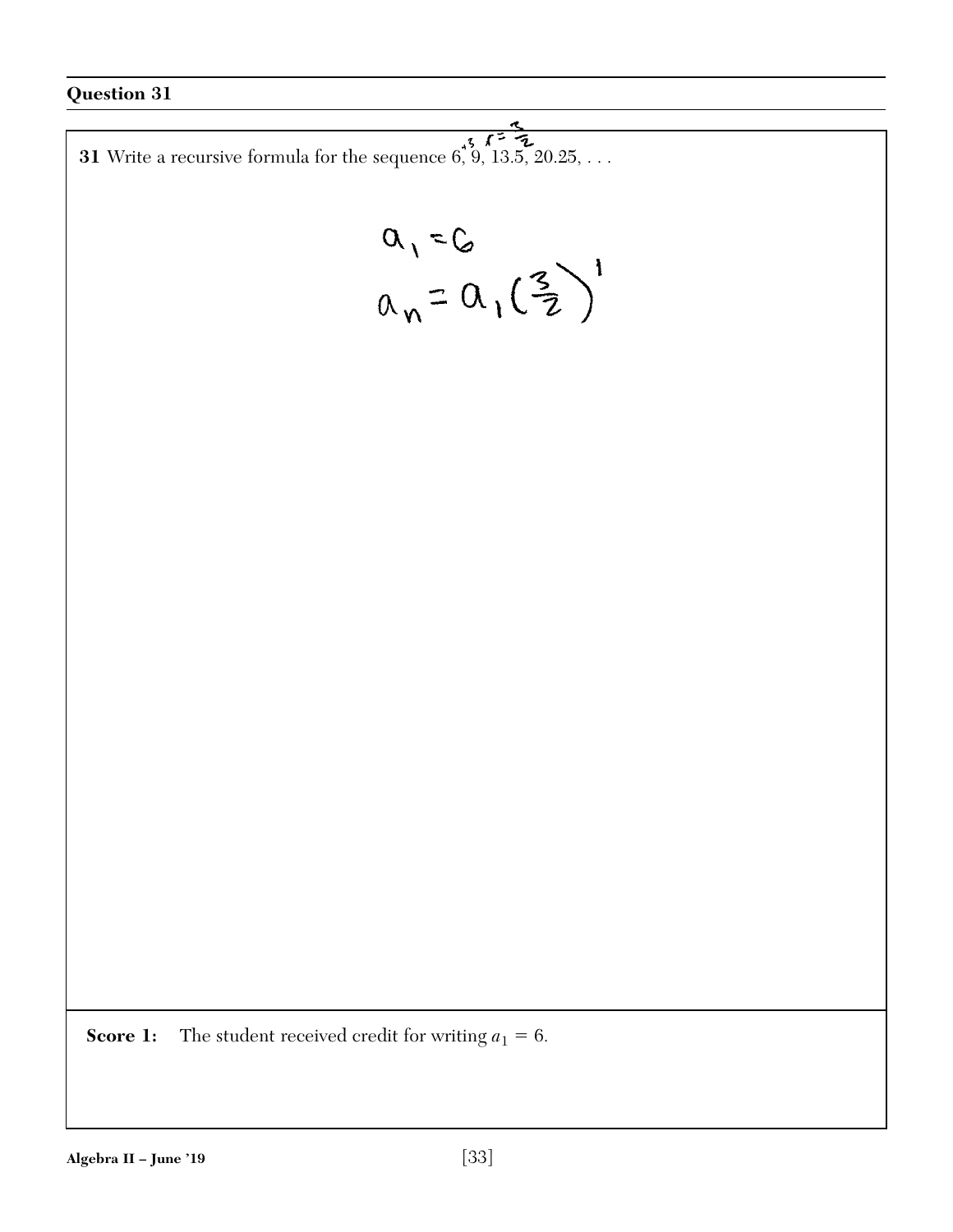## Question 31

**31** Write a recursive formula for the sequence 6, 9, 13.5, 20.25, . . .

$+3$ $r = \frac{3}{2}$

$$a_1 = 6$$

$$a_n = a_1\left(\frac{3}{2}\right)^1$$

**Score 1:** The student received credit for writing $a_1 = 6$.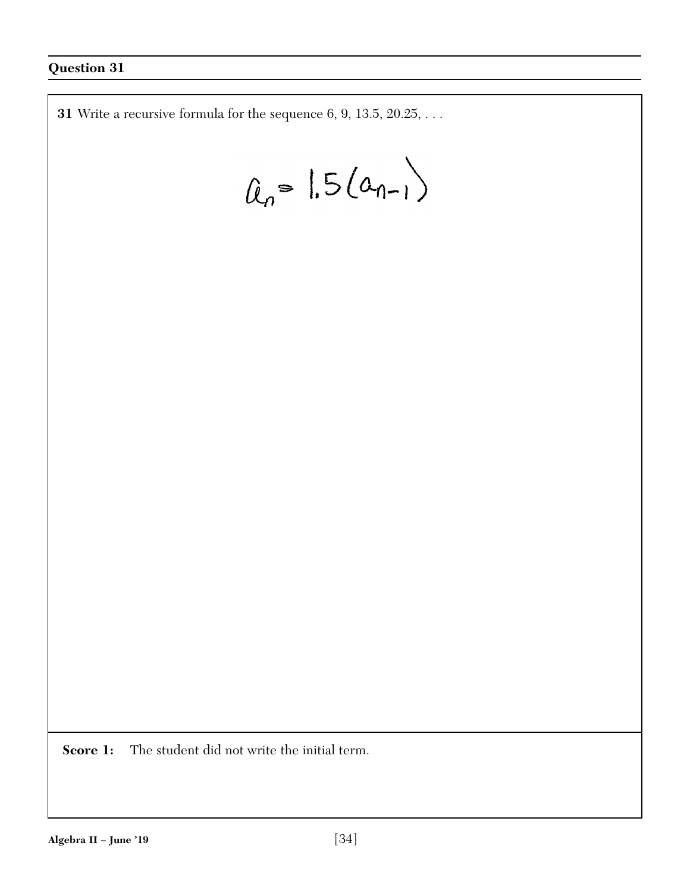## Question 31

**31** Write a recursive formula for the sequence 6, 9, 13.5, 20.25, . . .

$$a_n = 1.5(a_{n-1})$$

**Score 1:** The student did not write the initial term.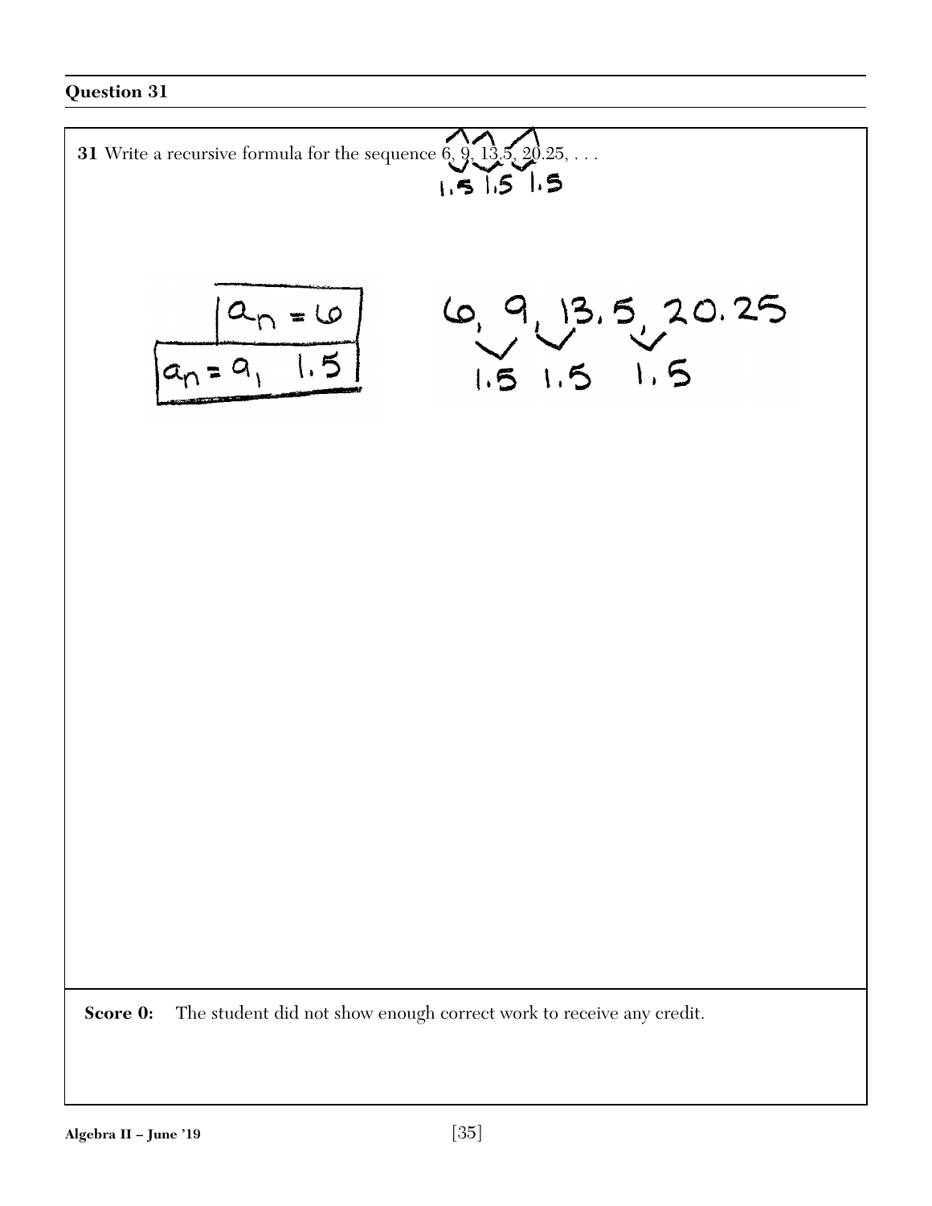## Question 31

**31** Write a recursive formula for the sequence 6, 9, 13.5, 20.25, . . .

1.5 1.5 1.5

$a_n = 6$

$a_n = 9, \quad 1.5$

6, 9, 13.5, 20.25

1.5 1.5 1.5

**Score 0:** The student did not show enough correct work to receive any credit.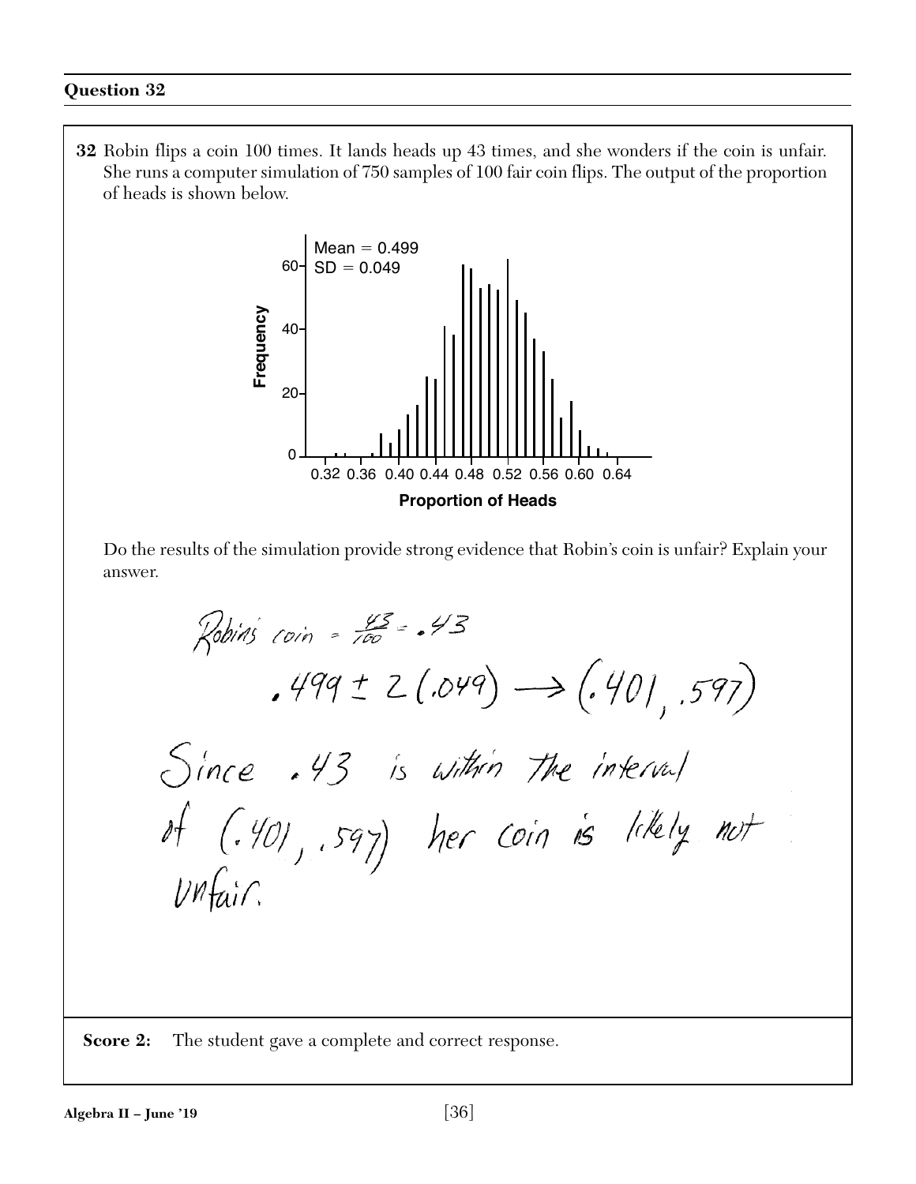**Question 32**

**32** Robin flips a coin 100 times. It lands heads up 43 times, and she wonders if the coin is unfair. She runs a computer simulation of 750 samples of 100 fair coin flips. The output of the proportion of heads is shown below.

Mean = 0.499
SD = 0.049

Frequency

0
20
40
60

0.32 0.36 0.40 0.44 0.48 0.52 0.56 0.60 0.64

Proportion of Heads

Do the results of the simulation provide strong evidence that Robin's coin is unfair? Explain your answer.

Robin's coin $= \frac{43}{100} = .43$

$.499 \pm 2(.049) \rightarrow (.401, .597)$

Since .43 is within the interval of (.401, .597) her coin is likely not unfair.

**Score 2:** The student gave a complete and correct response.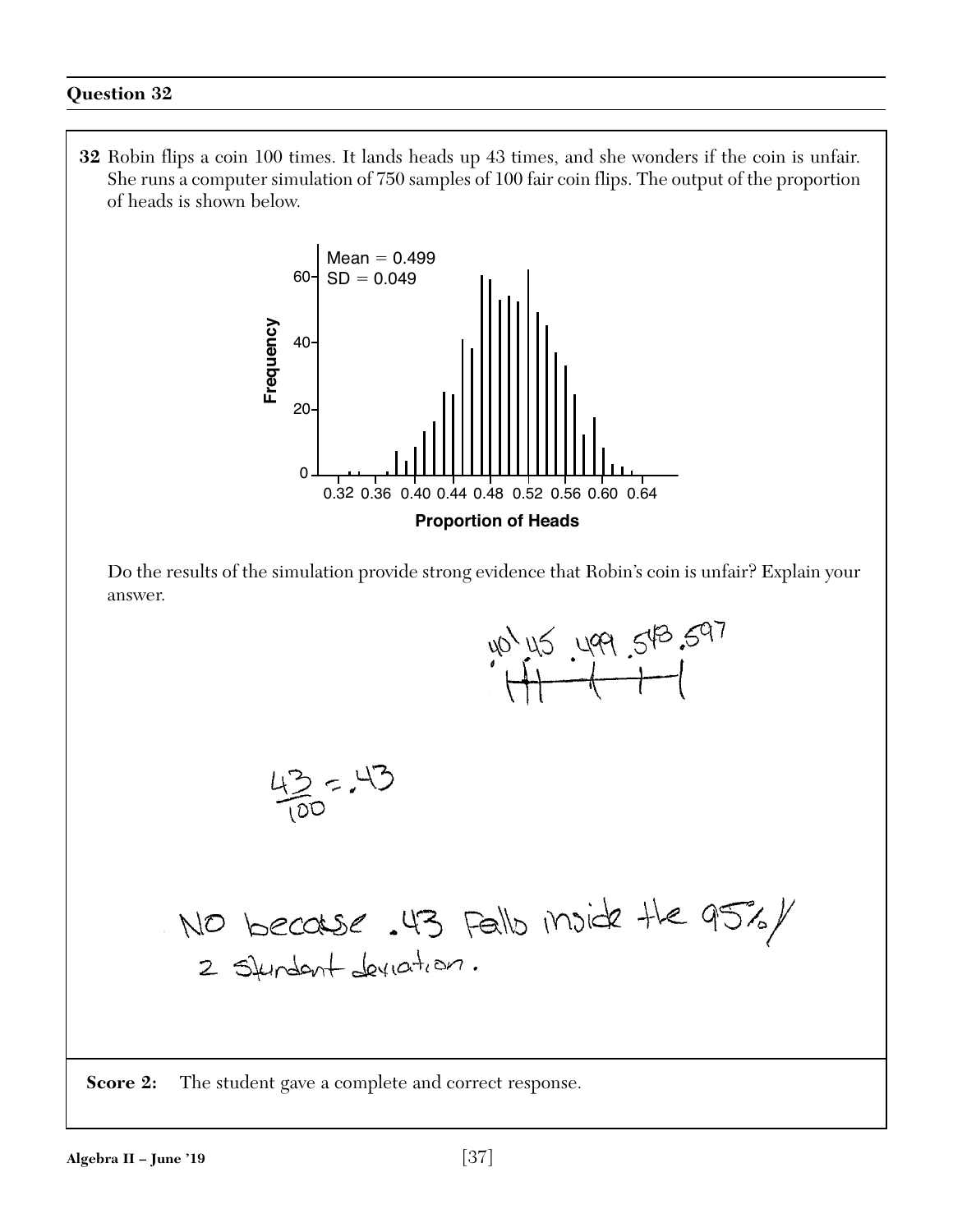## Question 32

**32** Robin flips a coin 100 times. It lands heads up 43 times, and she wonders if the coin is unfair. She runs a computer simulation of 750 samples of 100 fair coin flips. The output of the proportion of heads is shown below.

Mean = 0.499
SD = 0.049

Frequency

0
20
40
60

0.32 0.36 0.40 0.44 0.48 0.52 0.56 0.60 0.64

**Proportion of Heads**

Do the results of the simulation provide strong evidence that Robin's coin is unfair? Explain your answer.

.401 .45 .499 .548 .597

$\frac{43}{100} = .43$

NO because .43 Falls inside the 95%/ 2 standard deviation.

**Score 2:** The student gave a complete and correct response.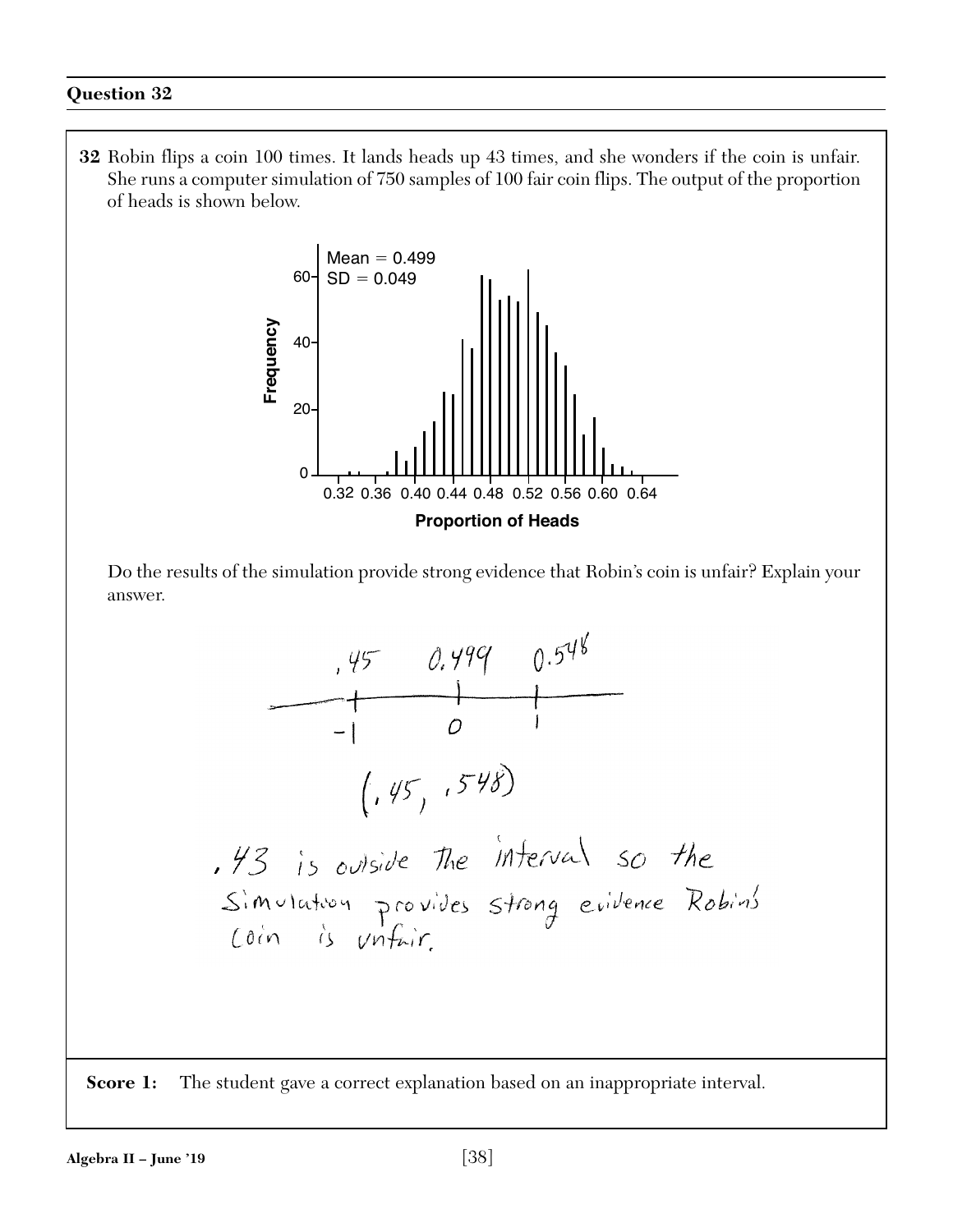## Question 32

**32** Robin flips a coin 100 times. It lands heads up 43 times, and she wonders if the coin is unfair. She runs a computer simulation of 750 samples of 100 fair coin flips. The output of the proportion of heads is shown below.

Mean = 0.499
SD = 0.049

Frequency

0
20
40
60

0.32 0.36 0.40 0.44 0.48 0.52 0.56 0.60 0.64

**Proportion of Heads**

Do the results of the simulation provide strong evidence that Robin's coin is unfair? Explain your answer.

.45 0.499 0.548

-1 0 1

(.45, .548)

.43 is outside the interval so the Simulation provides strong evidence Robin's coin is unfair.

**Score 1:** The student gave a correct explanation based on an inappropriate interval.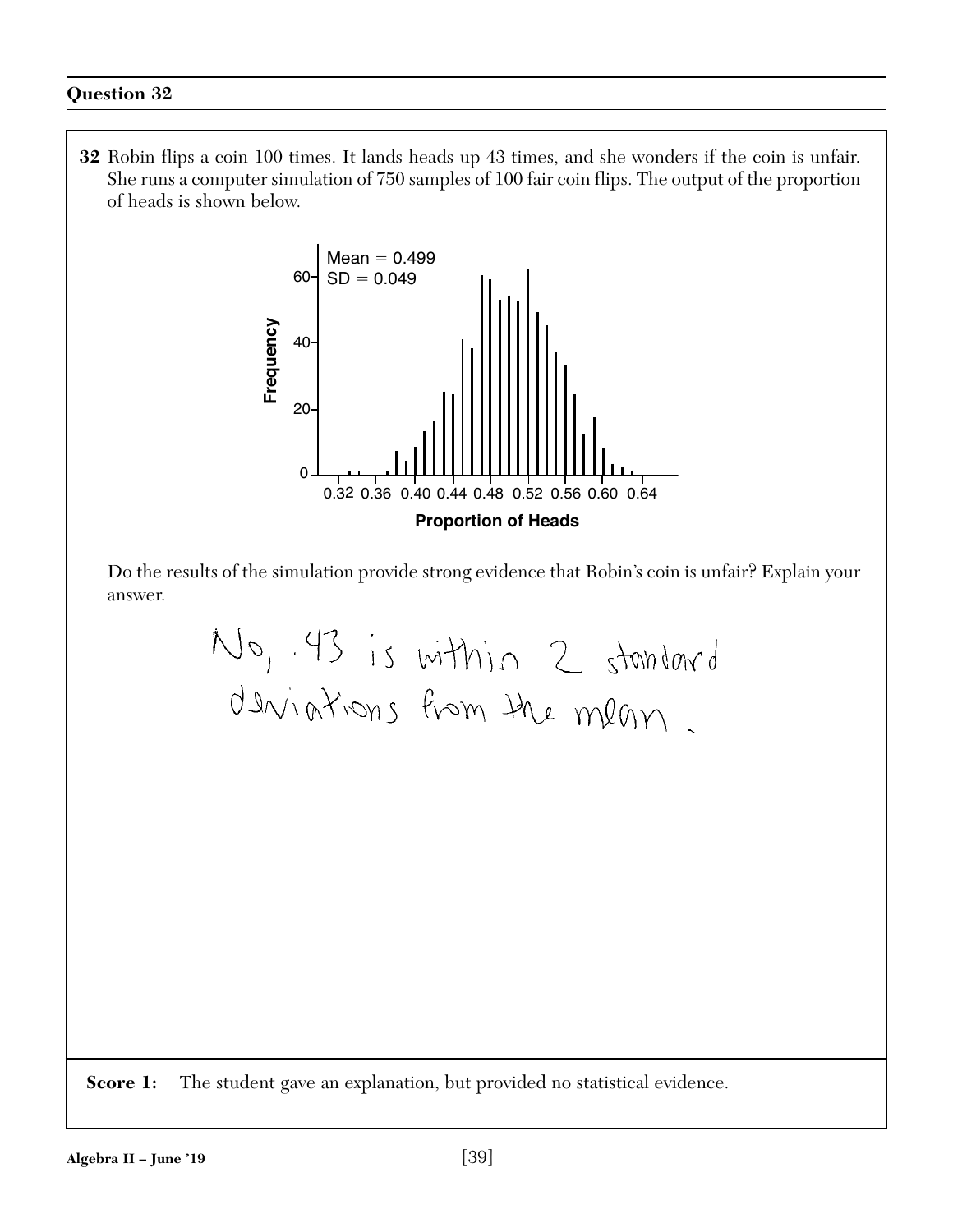## Question 32

**32** Robin flips a coin 100 times. It lands heads up 43 times, and she wonders if the coin is unfair. She runs a computer simulation of 750 samples of 100 fair coin flips. The output of the proportion of heads is shown below.

Mean = 0.499
SD = 0.049

Frequency

0
20
40
60

0.32 0.36 0.40 0.44 0.48 0.52 0.56 0.60 0.64

Proportion of Heads

Do the results of the simulation provide strong evidence that Robin's coin is unfair? Explain your answer.

No, .43 is within 2 standard deviations from the mean.

**Score 1:** The student gave an explanation, but provided no statistical evidence.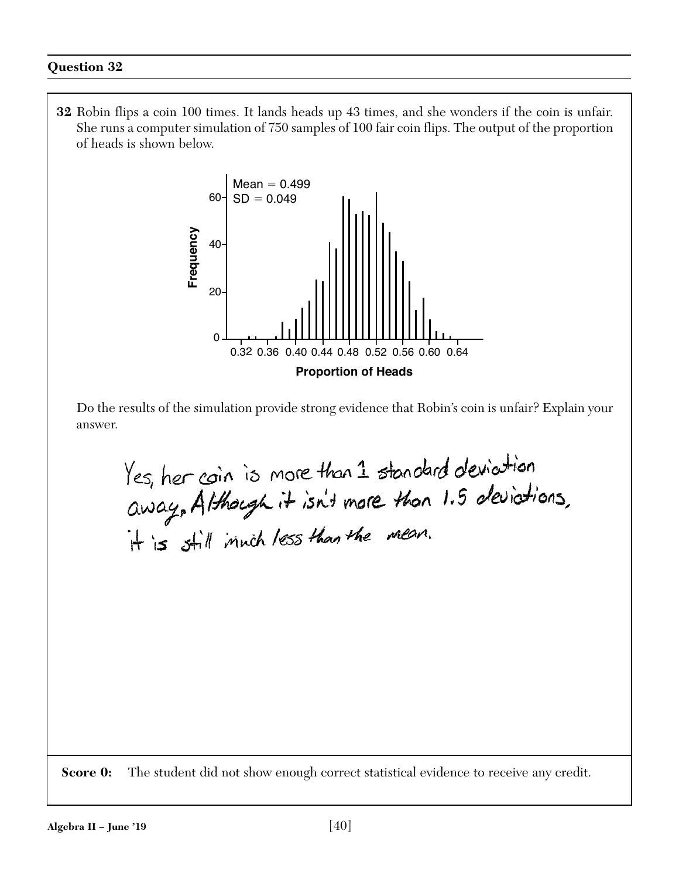## Question 32

**32** Robin flips a coin 100 times. It lands heads up 43 times, and she wonders if the coin is unfair. She runs a computer simulation of 750 samples of 100 fair coin flips. The output of the proportion of heads is shown below.

Mean = 0.499
SD = 0.049

Frequency

0
20
40
60

0.32 0.36 0.40 0.44 0.48 0.52 0.56 0.60 0.64

Proportion of Heads

Do the results of the simulation provide strong evidence that Robin's coin is unfair? Explain your answer.

Yes, her coin is more than 1 standard deviation away. Although it isn't more than 1.5 deviations, it is still much less than the mean.

**Score 0:** The student did not show enough correct statistical evidence to receive any credit.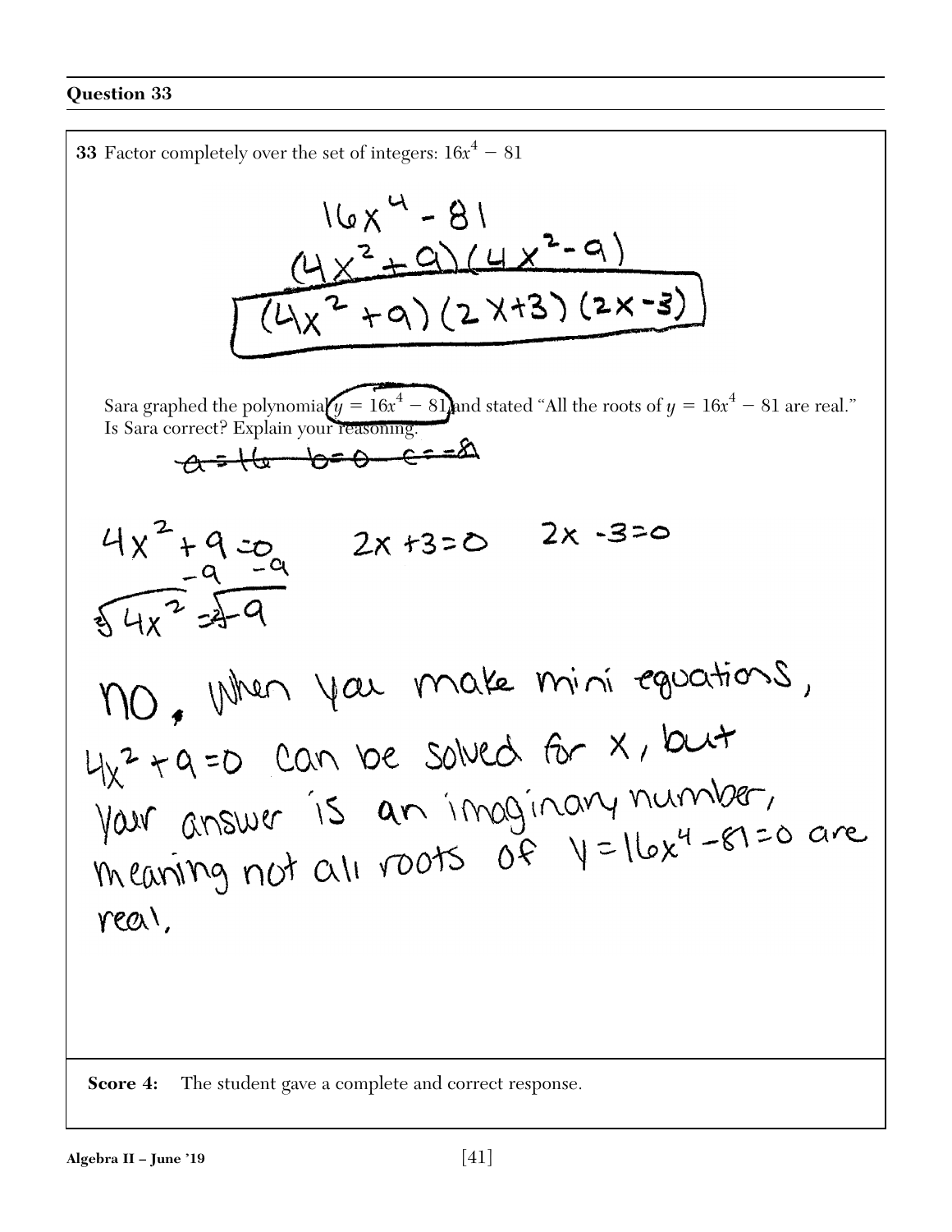**Question 33**

**33** Factor completely over the set of integers: $16x^4 - 81$

$$16x^4 - 81$$

$$(4x^2 + 9)(4x^2 - 9)$$

$$(4x^2 + 9)(2x + 3)(2x - 3)$$

Sara graphed the polynomial $y = 16x^4 - 81$ and stated "All the roots of $y = 16x^4 - 81$ are real." Is Sara correct? Explain your reasoning.

~~$a = 16 \quad b = 0 \quad c = -81$~~

$4x^2 + 9 = 0 \qquad 2x + 3 = 0 \qquad 2x - 3 = 0$

$-9 \quad -9$

$\sqrt{4x^2} = \sqrt{-9}$

no, When you make mini equations, $4x^2 + 9 = 0$ can be solved for x, but your answer is an imaginary number, meaning not all roots of $y = 16x^4 - 81 = 0$ are real.

**Score 4:** The student gave a complete and correct response.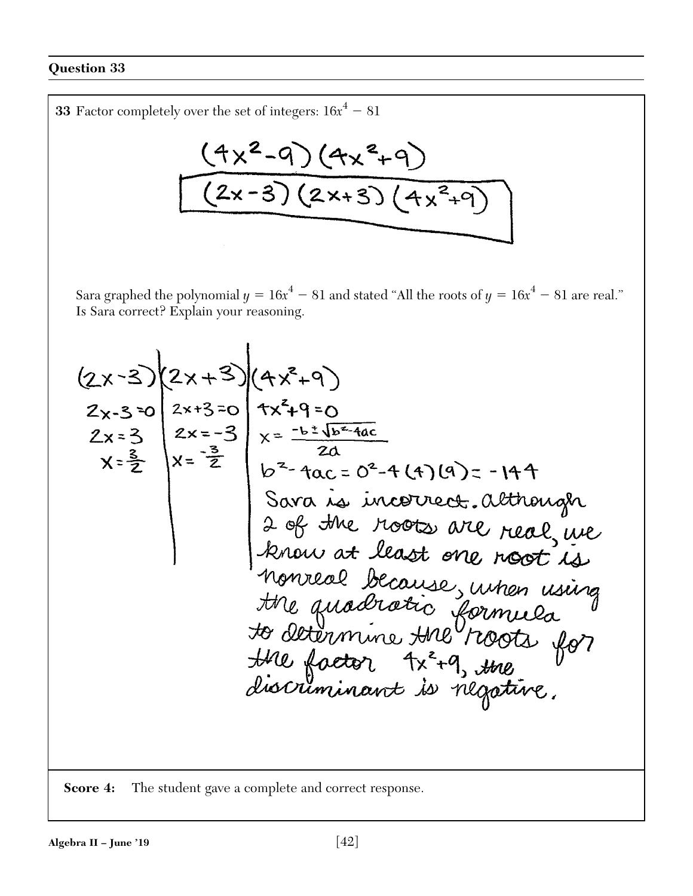## Question 33

**33** Factor completely over the set of integers: $16x^4 - 81$

$$(4x^2-9)(4x^2+9)$$

$$\boxed{(2x-3)(2x+3)(4x^2+9)}$$

Sara graphed the polynomial $y = 16x^4 - 81$ and stated "All the roots of $y = 16x^4 - 81$ are real." Is Sara correct? Explain your reasoning.

$$(2x-3)(2x+3)(4x^2+9)$$

| $2x-3=0$ | $2x+3=0$ | $4x^2+9=0$ |
|---|---|---|
| $2x=3$ | $2x=-3$ | $x=\frac{-b\pm\sqrt{b^2-4ac}}{2a}$ |
| $x=\frac{3}{2}$ | $x=\frac{-3}{2}$ | $b^2-4ac=0^2-4(4)(9)=-144$ |

Sara is incorrect. Although 2 of the roots are real, we know at least one root is nonreal because, when using the quadratic formula to determine the roots for the factor $4x^2+9$, the discriminant is negative.

**Score 4:** The student gave a complete and correct response.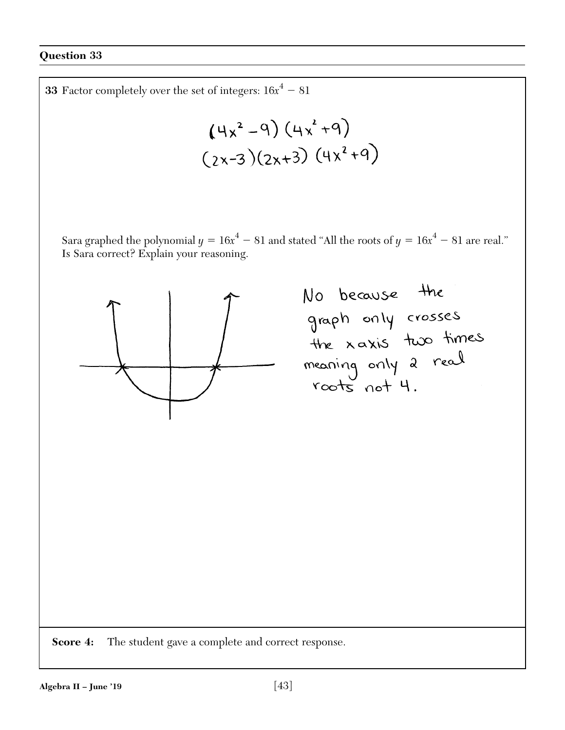## Question 33

**33** Factor completely over the set of integers: $16x^4 - 81$

$$(4x^2 - 9)(4x^2 + 9)$$
$$(2x-3)(2x+3)(4x^2+9)$$

Sara graphed the polynomial $y = 16x^4 - 81$ and stated "All the roots of $y = 16x^4 - 81$ are real." Is Sara correct? Explain your reasoning.

No because the graph only crosses the x axis two times meaning only 2 real roots not 4.

**Score 4:** The student gave a complete and correct response.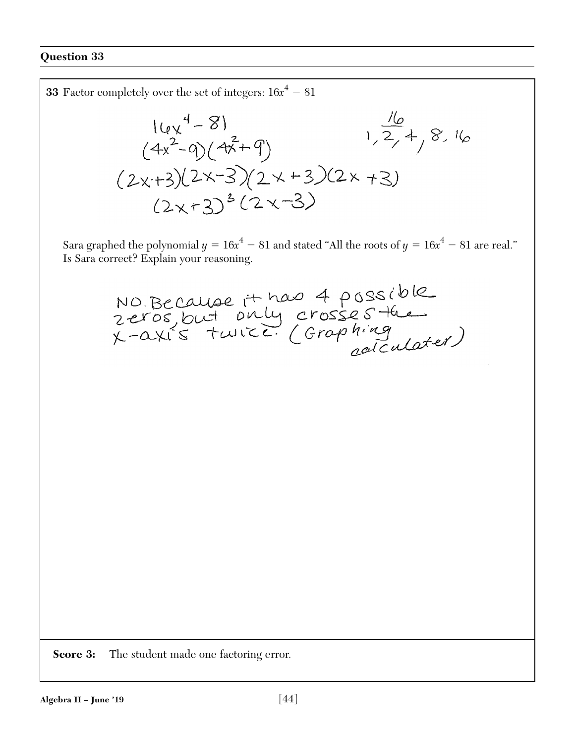## Question 33

**33** Factor completely over the set of integers: $16x^4 - 81$

$16x^4 - 81$

$(4x^2 - 9)(4x^2 + 9)$

$(2x + 3)(2x - 3)(2x + 3)(2x + 3)$

$(2x + 3)^3(2x - 3)$

16
1, 2, 4, 8, 16

Sara graphed the polynomial $y = 16x^4 - 81$ and stated "All the roots of $y = 16x^4 - 81$ are real." Is Sara correct? Explain your reasoning.

NO. Because it has 4 possible zeros, but only crosses the x-axis twice. (Graphing calculater)

**Score 3:** The student made one factoring error.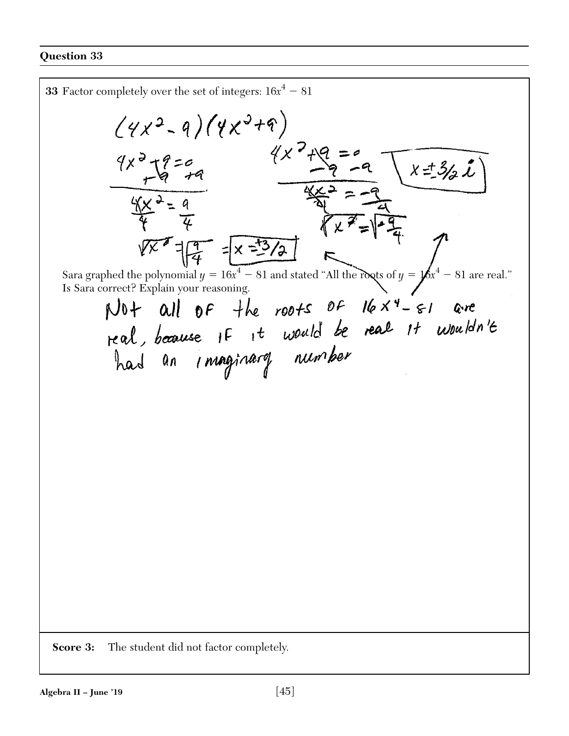## Question 33

**33** Factor completely over the set of integers: $16x^4 - 81$

$(4x^2 - 9)(4x^2 + 9)$

$4x^2 - 9 = 0$
$+9 \quad +9$

$\frac{4x^2}{4} = \frac{9}{4}$

$\sqrt{x^2} = \sqrt{\frac{9}{4}} = \boxed{x = \pm 3/2}$

$4x^2 + 9 = 0$
$-9 \quad -9$

$\frac{4x^2}{4} = \frac{-9}{4}$

$\sqrt{x^2} = \sqrt{\frac{-9}{4}}$

$\boxed{x = \pm 3/2\, i}$

Sara graphed the polynomial $y = 16x^4 - 81$ and stated "All the roots of $y = 16x^4 - 81$ are real." Is Sara correct? Explain your reasoning.

Not all of the roots of $16x^4 - 81$ are real, because if it would be real it wouldn't had an imaginary number

**Score 3:** The student did not factor completely.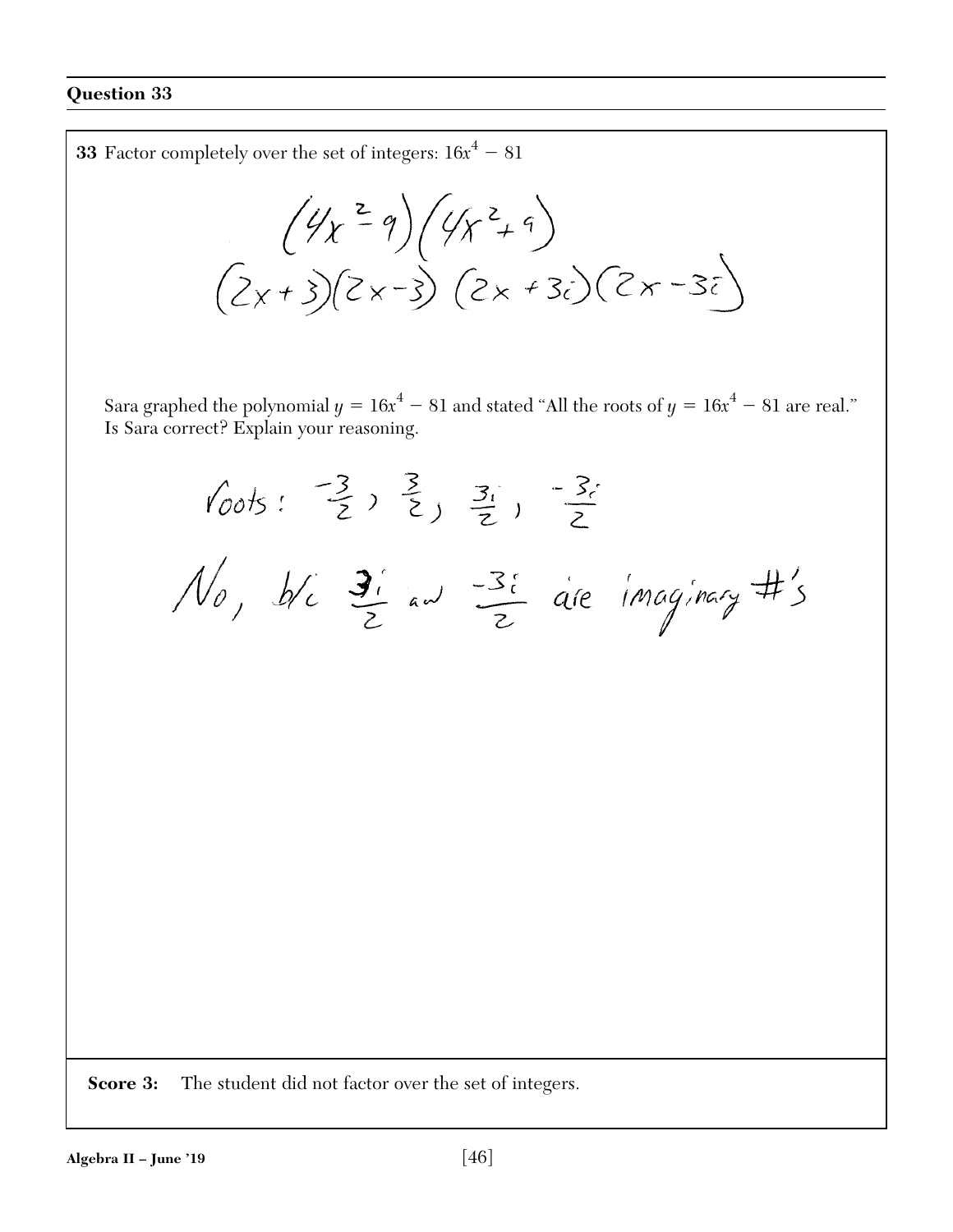## Question 33

**33** Factor completely over the set of integers: $16x^4 - 81$

$$(4x^2 - 9)(4x^2 + 9)$$

$$(2x + 3)(2x - 3)\ (2x + 3i)(2x - 3i)$$

Sara graphed the polynomial $y = 16x^4 - 81$ and stated "All the roots of $y = 16x^4 - 81$ are real." Is Sara correct? Explain your reasoning.

roots: $\frac{-3}{2}$, $\frac{3}{2}$, $\frac{3i}{2}$, $\frac{-3i}{2}$

No, b/c $\frac{3i}{2}$ and $\frac{-3i}{2}$ are imaginary #'s

**Score 3:** The student did not factor over the set of integers.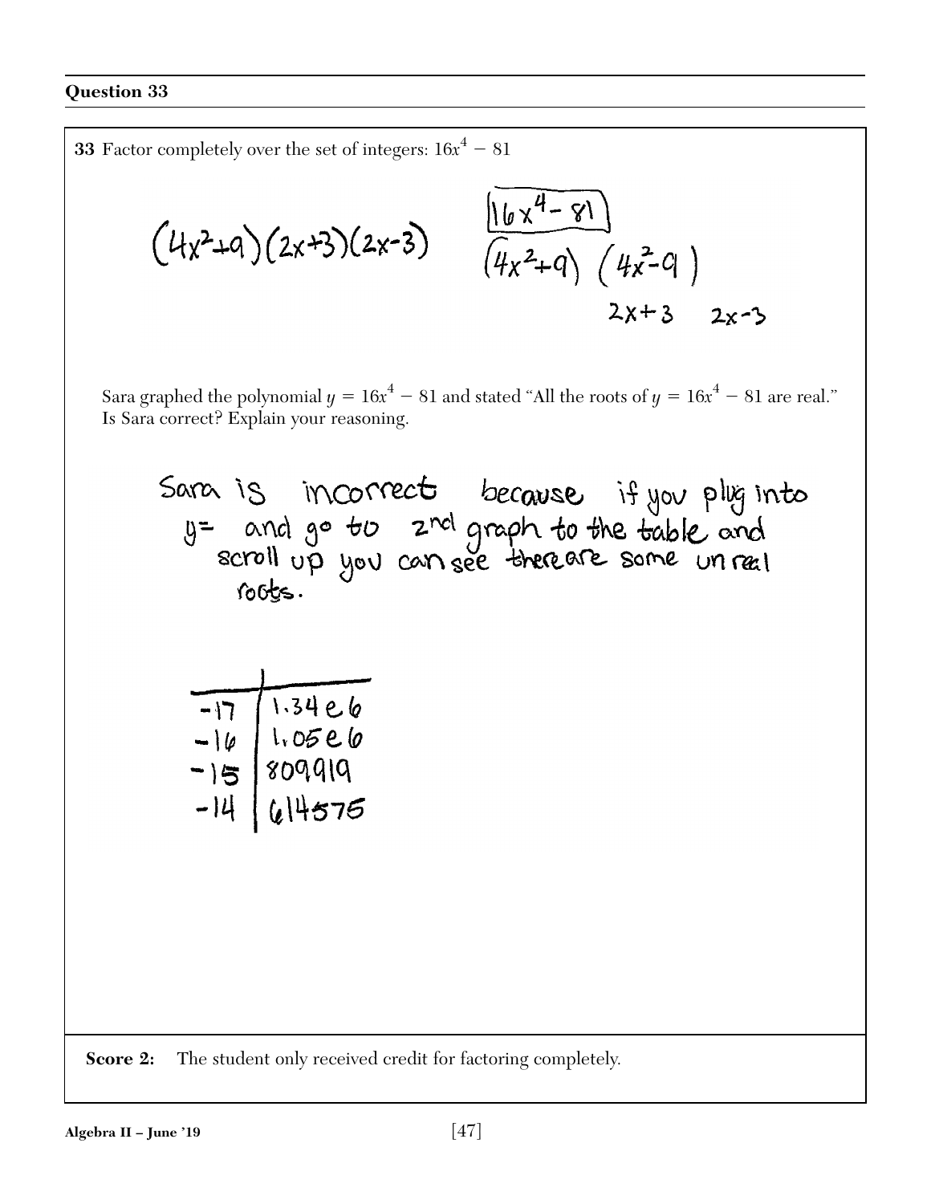## Question 33

**33** Factor completely over the set of integers: $16x^4 - 81$

$(4x^2+9)(2x+3)(2x-3)$

$16x^4 - 81$

$(4x^2+9)\ (4x^2-9)$

$2x+3 \quad 2x-3$

Sara graphed the polynomial $y = 16x^4 - 81$ and stated "All the roots of $y = 16x^4 - 81$ are real." Is Sara correct? Explain your reasoning.

Sara is incorrect because if you plug into y= and go to 2nd graph to the table and scroll up you can see there are some un real roots.

| | |
|---|---|
| -17 | 1.34e6 |
| -16 | 1.05e6 |
| -15 | 809919 |
| -14 | 614575 |

**Score 2:** The student only received credit for factoring completely.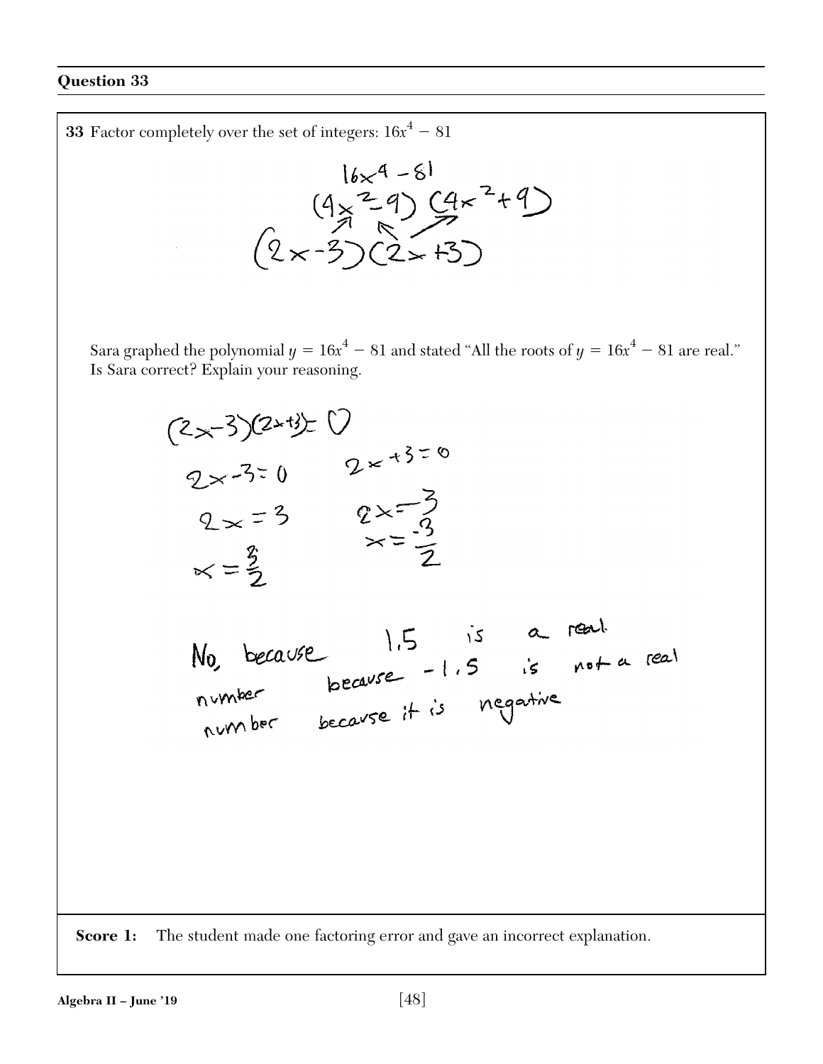### Question 33

**33** Factor completely over the set of integers: $16x^4 - 81$

$16x^4 - 81$

$(4x^2 - 9)(4x^2 + 9)$

$(2x - 3)(2x + 3)$

Sara graphed the polynomial $y = 16x^4 - 81$ and stated "All the roots of $y = 16x^4 - 81$ are real." Is Sara correct? Explain your reasoning.

$(2x - 3)(2x + 3) = 0$

$2x - 3 = 0 \quad\quad 2x + 3 = 0$

$2x = 3 \quad\quad 2x = -3$

$x = \frac{3}{2} \quad\quad x = \frac{-3}{2}$

No, because 1.5 is a real number because -1.5 is not a real number because it is negative

**Score 1:** The student made one factoring error and gave an incorrect explanation.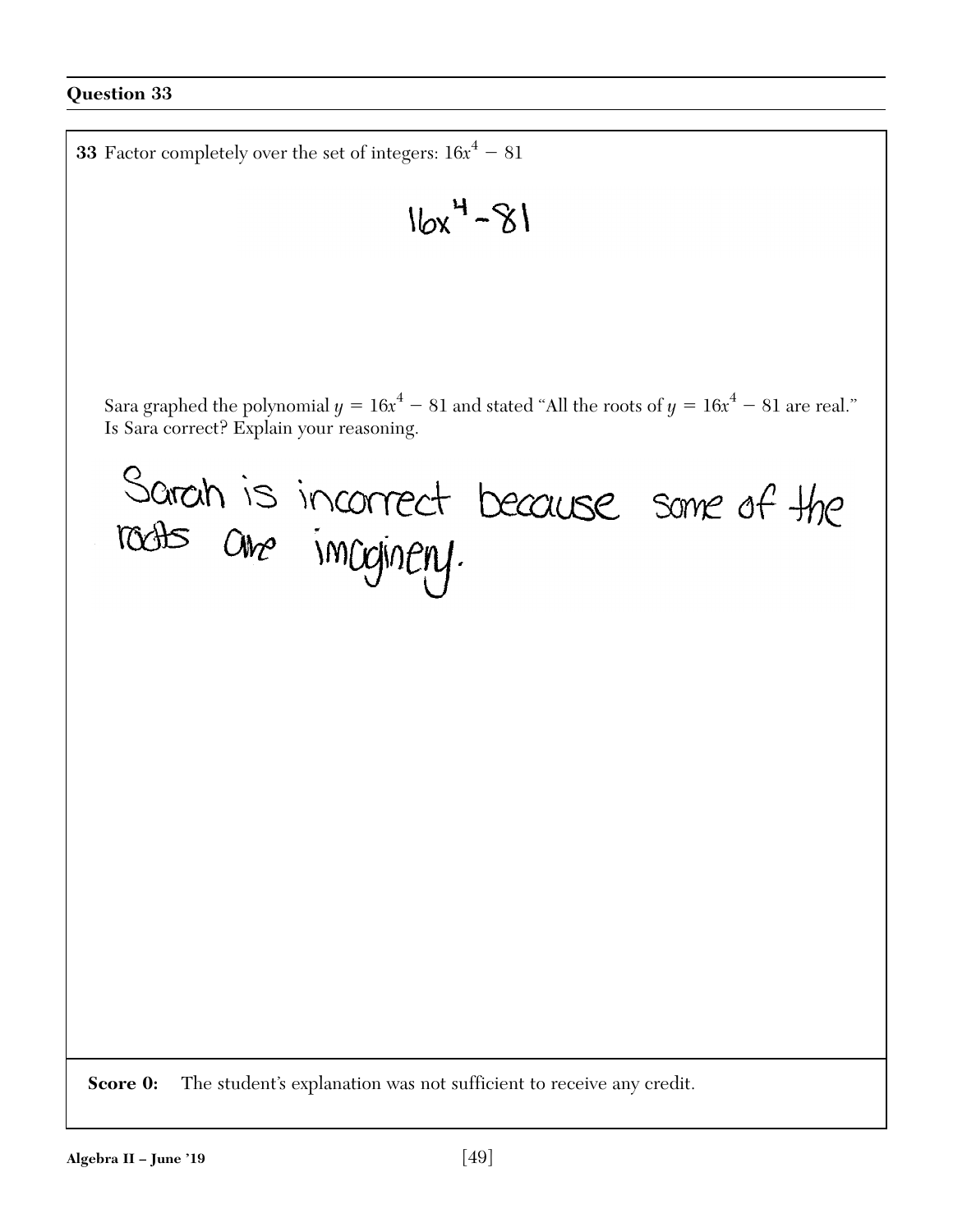## Question 33

**33** Factor completely over the set of integers: $16x^4 - 81$

$16x^4 - 81$

Sara graphed the polynomial $y = 16x^4 - 81$ and stated "All the roots of $y = 16x^4 - 81$ are real." Is Sara correct? Explain your reasoning.

Sarah is incorrect because some of the roots are imaginery.

**Score 0:** The student's explanation was not sufficient to receive any credit.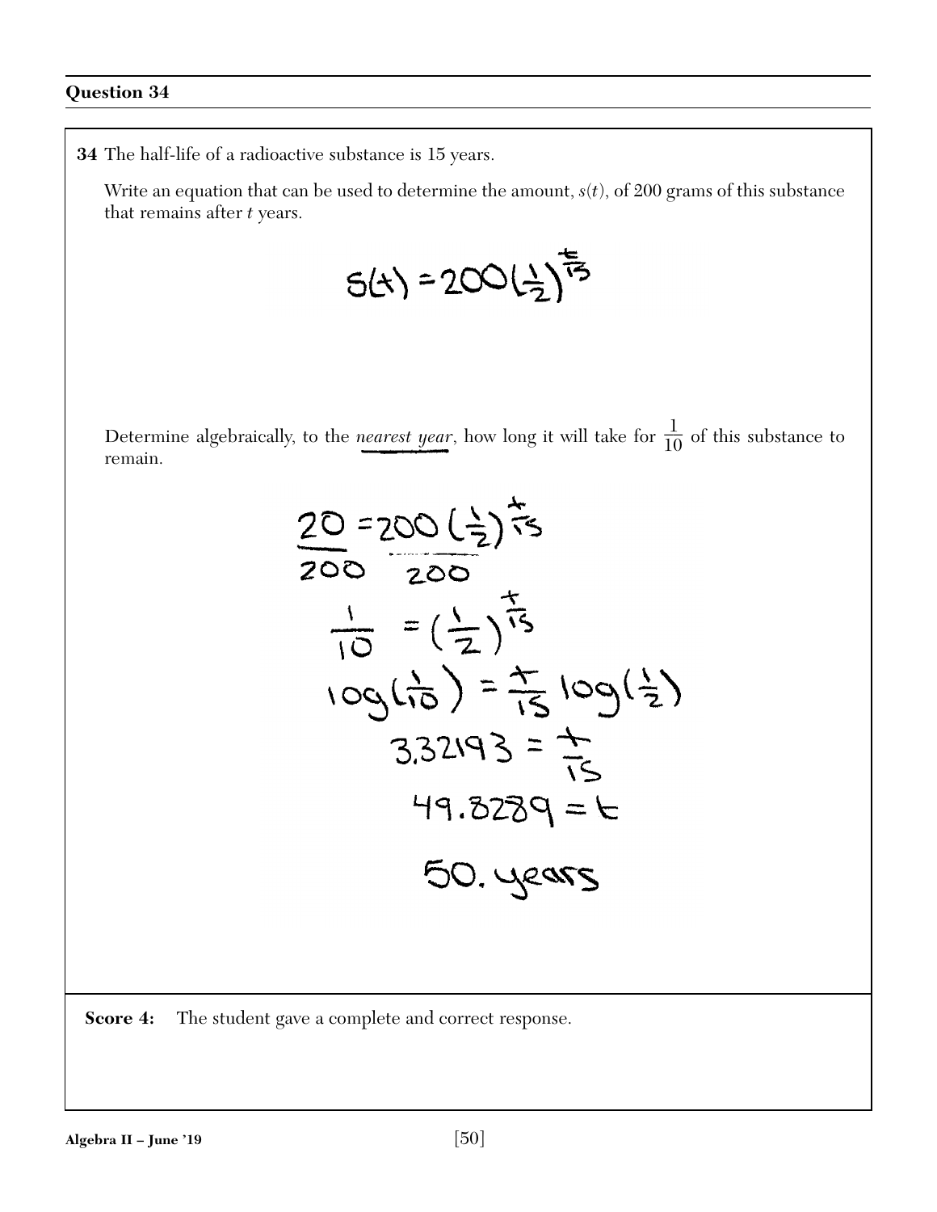**Question 34**

**34** The half-life of a radioactive substance is 15 years.

Write an equation that can be used to determine the amount, $s(t)$, of 200 grams of this substance that remains after $t$ years.

$$s(t) = 200\left(\frac{1}{2}\right)^{\frac{t}{15}}$$

Determine algebraically, to the *nearest year*, how long it will take for $\frac{1}{10}$ of this substance to remain.

$$\frac{20}{200} = \frac{200\left(\frac{1}{2}\right)^{\frac{t}{15}}}{200}$$

$$\frac{1}{10} = \left(\frac{1}{2}\right)^{\frac{t}{15}}$$

$$\log\left(\frac{1}{10}\right) = \frac{t}{15}\log\left(\frac{1}{2}\right)$$

$$3.32193 = \frac{t}{15}$$

$$49.8289 = t$$

50. years

**Score 4:** The student gave a complete and correct response.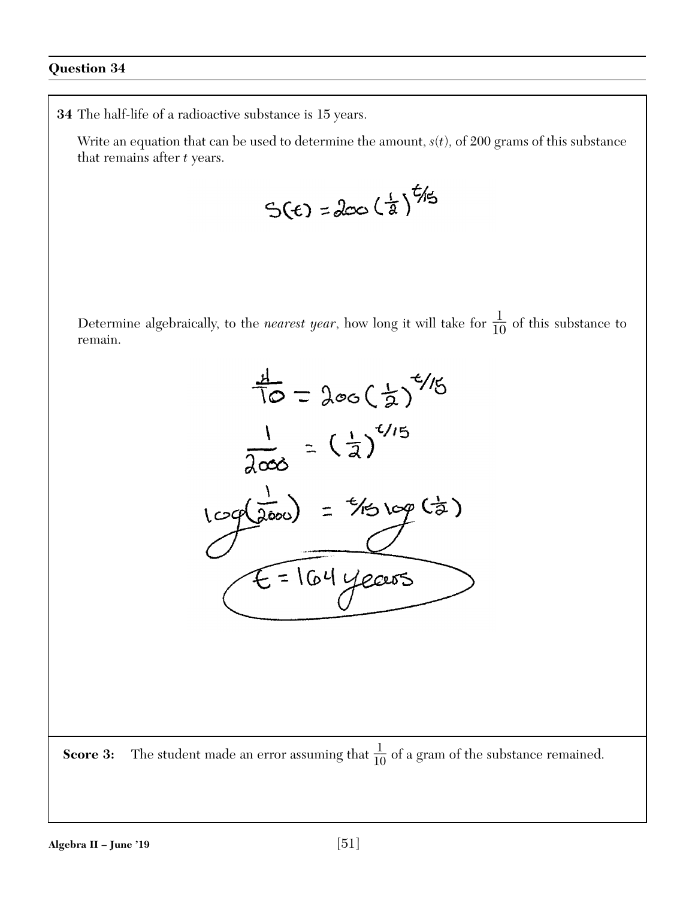## Question 34

**34** The half-life of a radioactive substance is 15 years.

Write an equation that can be used to determine the amount, $s(t)$, of 200 grams of this substance that remains after $t$ years.

$$S(t) = 200\left(\frac{1}{2}\right)^{t/15}$$

Determine algebraically, to the *nearest year*, how long it will take for $\frac{1}{10}$ of this substance to remain.

$$\frac{1}{10} = 200\left(\frac{1}{2}\right)^{t/15}$$

$$\frac{1}{2000} = \left(\frac{1}{2}\right)^{t/15}$$

$$\log\left(\frac{1}{2000}\right) = t/15 \log\left(\frac{1}{2}\right)$$

$$t = 164 \text{ years}$$

**Score 3:** The student made an error assuming that $\frac{1}{10}$ of a gram of the substance remained.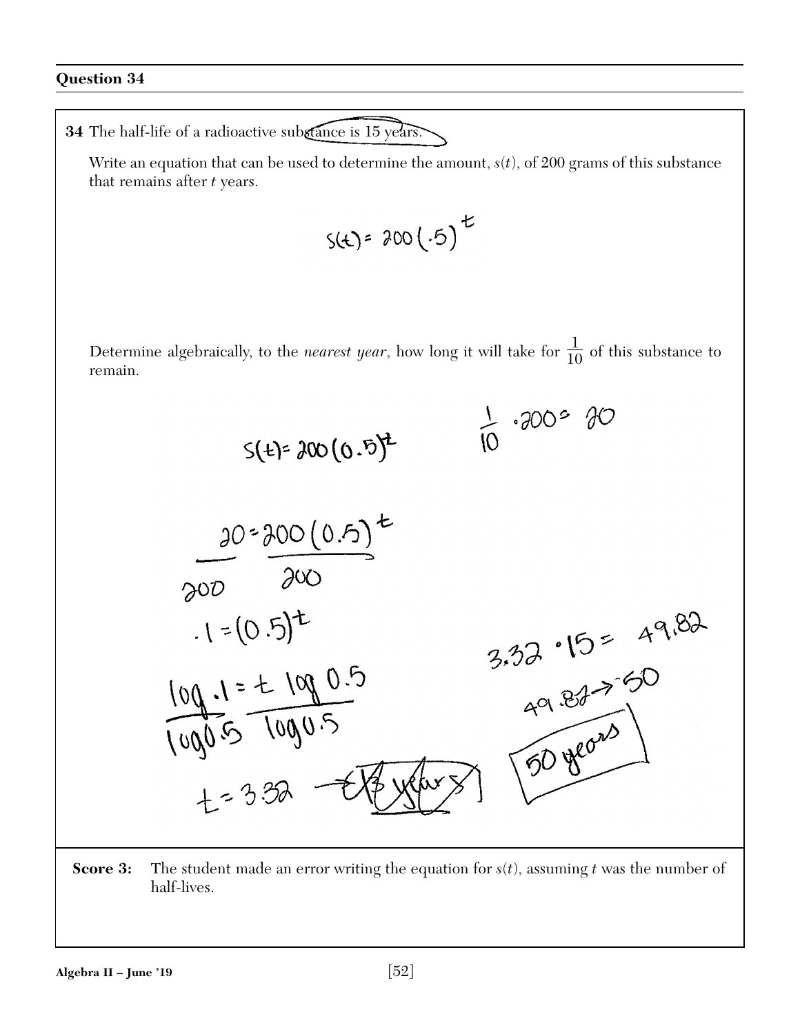## Question 34

**34** The half-life of a radioactive substance is 15 years.

Write an equation that can be used to determine the amount, $s(t)$, of 200 grams of this substance that remains after $t$ years.

$$s(t) = 200(.5)^t$$

Determine algebraically, to the *nearest year*, how long it will take for $\frac{1}{10}$ of this substance to remain.

$$s(t) = 200(0.5)^t \qquad \frac{1}{10} \cdot 200 = 20$$

$$\frac{20}{200} = \frac{200(0.5)^t}{200}$$

$$.1 = (0.5)^t$$

$$\frac{\log .1}{\log 0.5} = \frac{t \log 0.5}{\log 0.5}$$

$$t = 3.32 \rightarrow \text{~~[3 years]~~}$$

$$3.32 \cdot 15 = 49.82$$

$$49.82 \rightarrow 50$$

**50 years**

**Score 3:** The student made an error writing the equation for $s(t)$, assuming $t$ was the number of half-lives.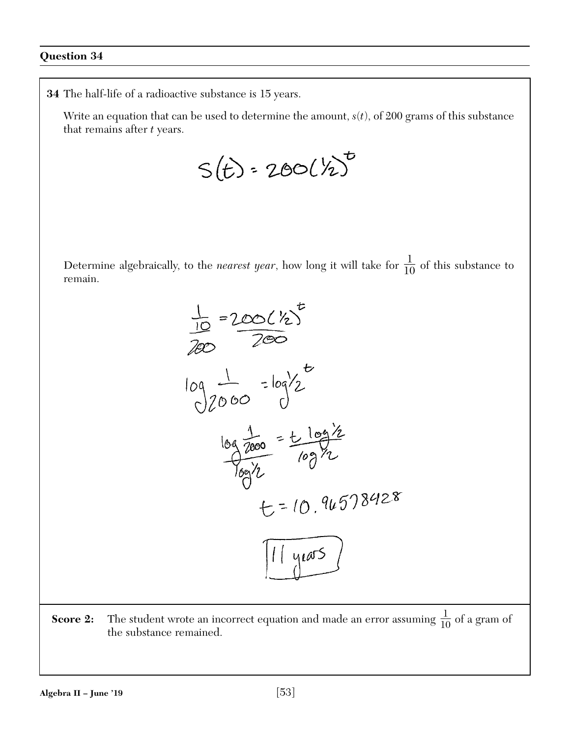## Question 34

**34** The half-life of a radioactive substance is 15 years.

Write an equation that can be used to determine the amount, $s(t)$, of 200 grams of this substance that remains after $t$ years.

$$s(t) = 200(1/2)^t$$

Determine algebraically, to the *nearest year*, how long it will take for $\frac{1}{10}$ of this substance to remain.

$$\frac{\frac{1}{10}}{200} = \frac{200(1/2)^t}{200}$$

$$\log \frac{1}{2000} = \log 1/2^t$$

$$\frac{\log \frac{1}{2000}}{\log 1/2} = \frac{t \log 1/2}{\log 1/2}$$

$$t = 10.96578428$$

11 years

**Score 2:** The student wrote an incorrect equation and made an error assuming $\frac{1}{10}$ of a gram of the substance remained.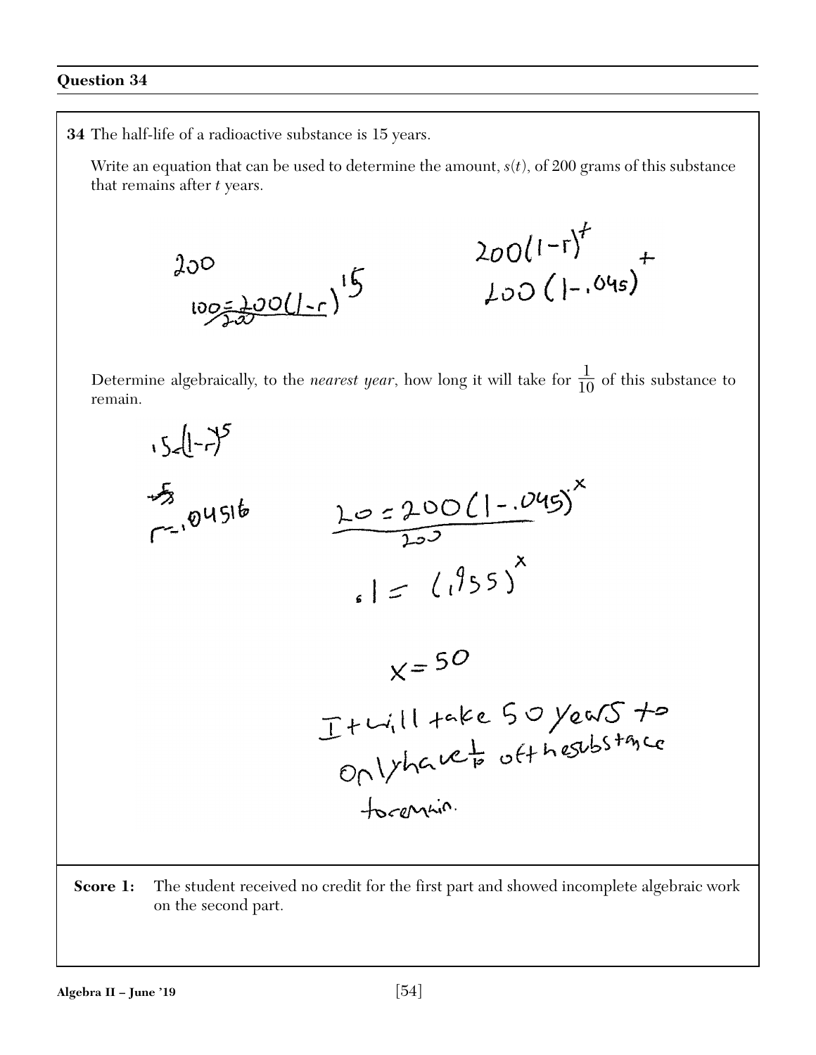## Question 34

**34** The half-life of a radioactive substance is 15 years.

Write an equation that can be used to determine the amount, $s(t)$, of 200 grams of this substance that remains after $t$ years.

$200$

$100 = 200(1-r)^{15}$

$200(1-r)^t$

$200(1-.045)^t$

Determine algebraically, to the *nearest year*, how long it will take for $\frac{1}{10}$ of this substance to remain.

$.5 = (1-r)^{15}$

$r = .04516$

$20 = 200(1-.045)^x$

$.1 = (.955)^x$

$x = 50$

It will take 50 years to only have $\frac{1}{10}$ of the substance to remain.

**Score 1:** The student received no credit for the first part and showed incomplete algebraic work on the second part.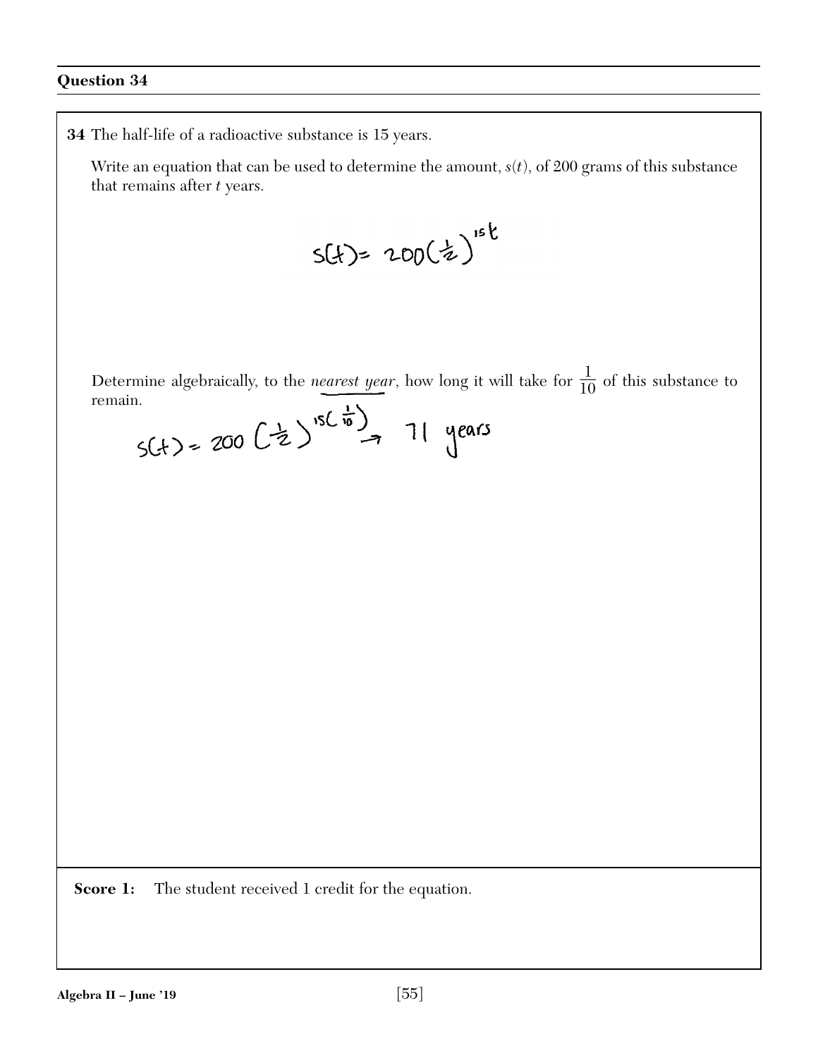## Question 34

**34** The half-life of a radioactive substance is 15 years.

Write an equation that can be used to determine the amount, $s(t)$, of 200 grams of this substance that remains after $t$ years.

$$s(t) = 200\left(\frac{1}{2}\right)^{15t}$$

Determine algebraically, to the *nearest year*, how long it will take for $\frac{1}{10}$ of this substance to remain.

$$s(t) = 200\left(\frac{1}{2}\right)^{15\left(\frac{1}{10}\right)} \rightarrow 71 \text{ years}$$

**Score 1:** The student received 1 credit for the equation.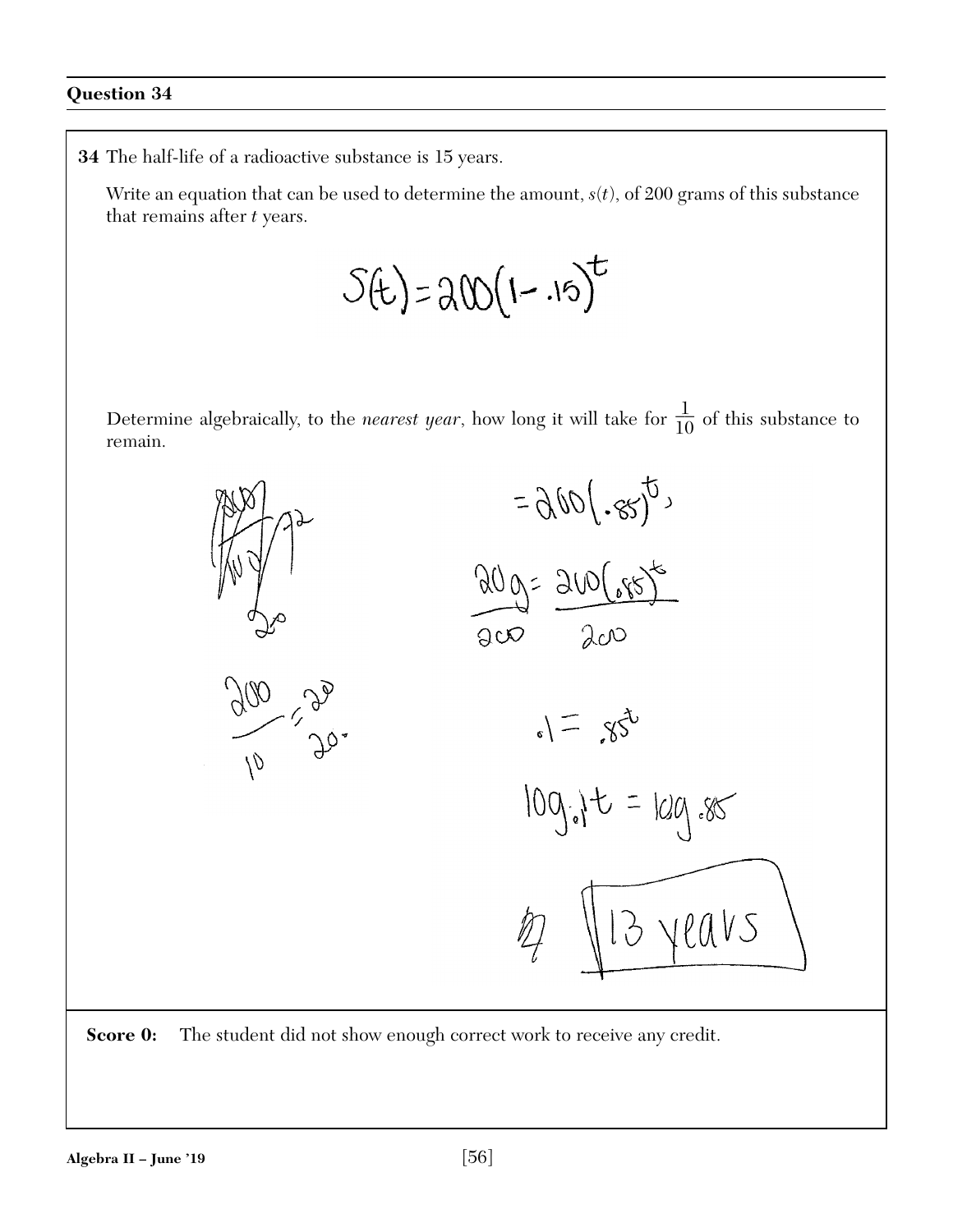## Question 34

**34** The half-life of a radioactive substance is 15 years.

Write an equation that can be used to determine the amount, $s(t)$, of 200 grams of this substance that remains after $t$ years.

$$S(t) = 200(1 - .15)^t$$

Determine algebraically, to the *nearest year*, how long it will take for $\frac{1}{10}$ of this substance to remain.

$$\frac{200}{10} = 20$$

$$= 200(.85)^t$$

$$\frac{20g}{200} = \frac{200(.85)^t}{200}$$

$$.1 = .85^t$$

$$\log.1t = \log.85$$

13 years

**Score 0:** The student did not show enough correct work to receive any credit.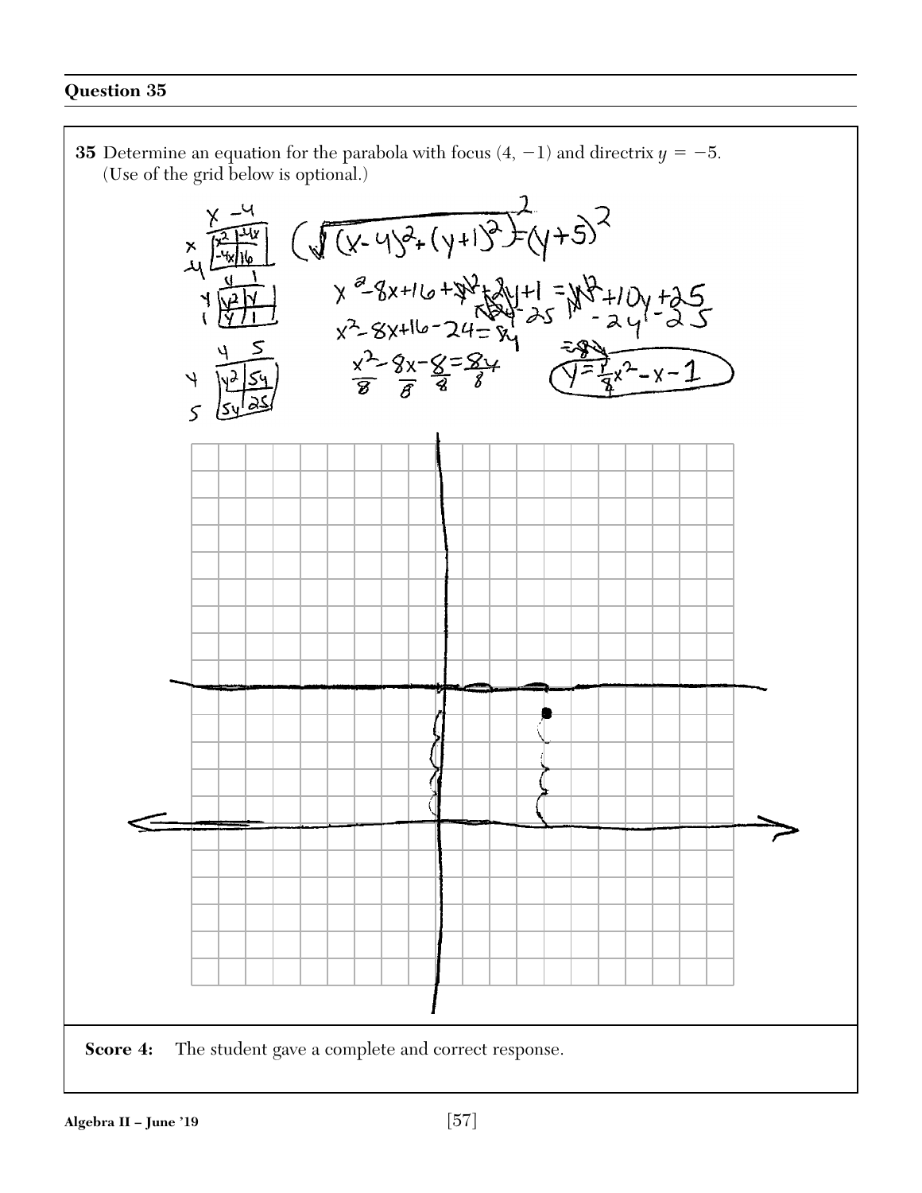## Question 35

**35** Determine an equation for the parabola with focus $(4, -1)$ and directrix $y = -5$. (Use of the grid below is optional.)

| | $x$ | $-4$ |
|---|---|---|
| $x$ | $x^2$ | $-4x$ |
| $-4$ | $-4x$ | $16$ |

| | $y$ | $1$ |
|---|---|---|
| $y$ | $y^2$ | $y$ |
| $1$ | $y$ | $1$ |

| | $y$ | $5$ |
|---|---|---|
| $y$ | $y^2$ | $5y$ |
| $5$ | $5y$ | $25$ |

$$\left(\sqrt{(x-4)^2+(y+1)^2}\right)^2=(y+5)^2$$

$$x^2-8x+16+y^2+2y+1=y^2+10y+25$$

$$-2y-25 \qquad -2y-25$$

$$x^2-8x+16-24=8y$$

$$\frac{x^2}{8}-\frac{8x}{8}-\frac{8}{8}=\frac{8y}{8}$$

$$y=\frac{1}{8}x^2-x-1$$

**Score 4:** The student gave a complete and correct response.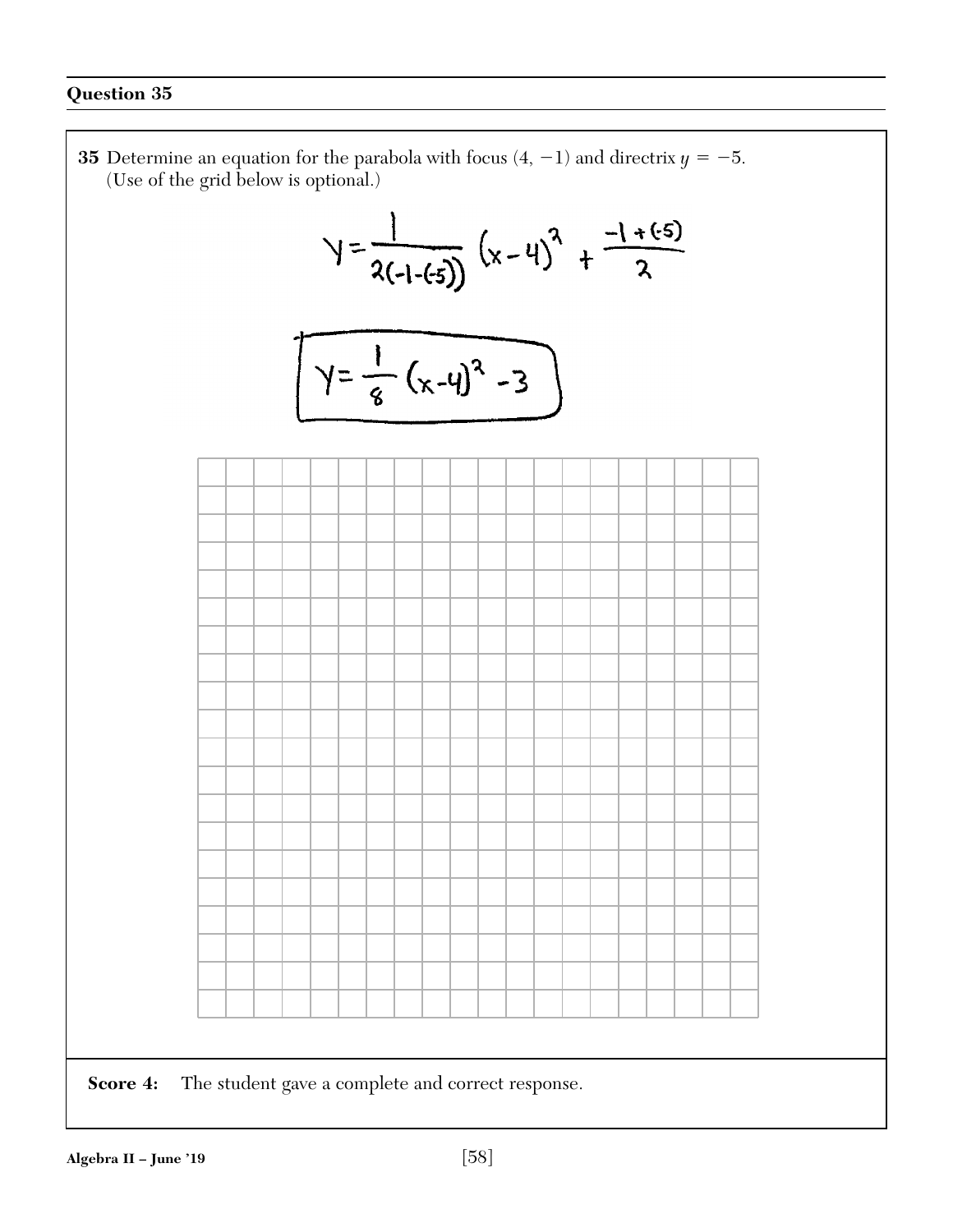## Question 35

**35** Determine an equation for the parabola with focus $(4, -1)$ and directrix $y = -5$. (Use of the grid below is optional.)

$$Y = \frac{1}{2(-1-(-5))}(x-4)^2 + \frac{-1+(-5)}{2}$$

$$Y = \frac{1}{8}(x-4)^2 - 3$$

**Score 4:** The student gave a complete and correct response.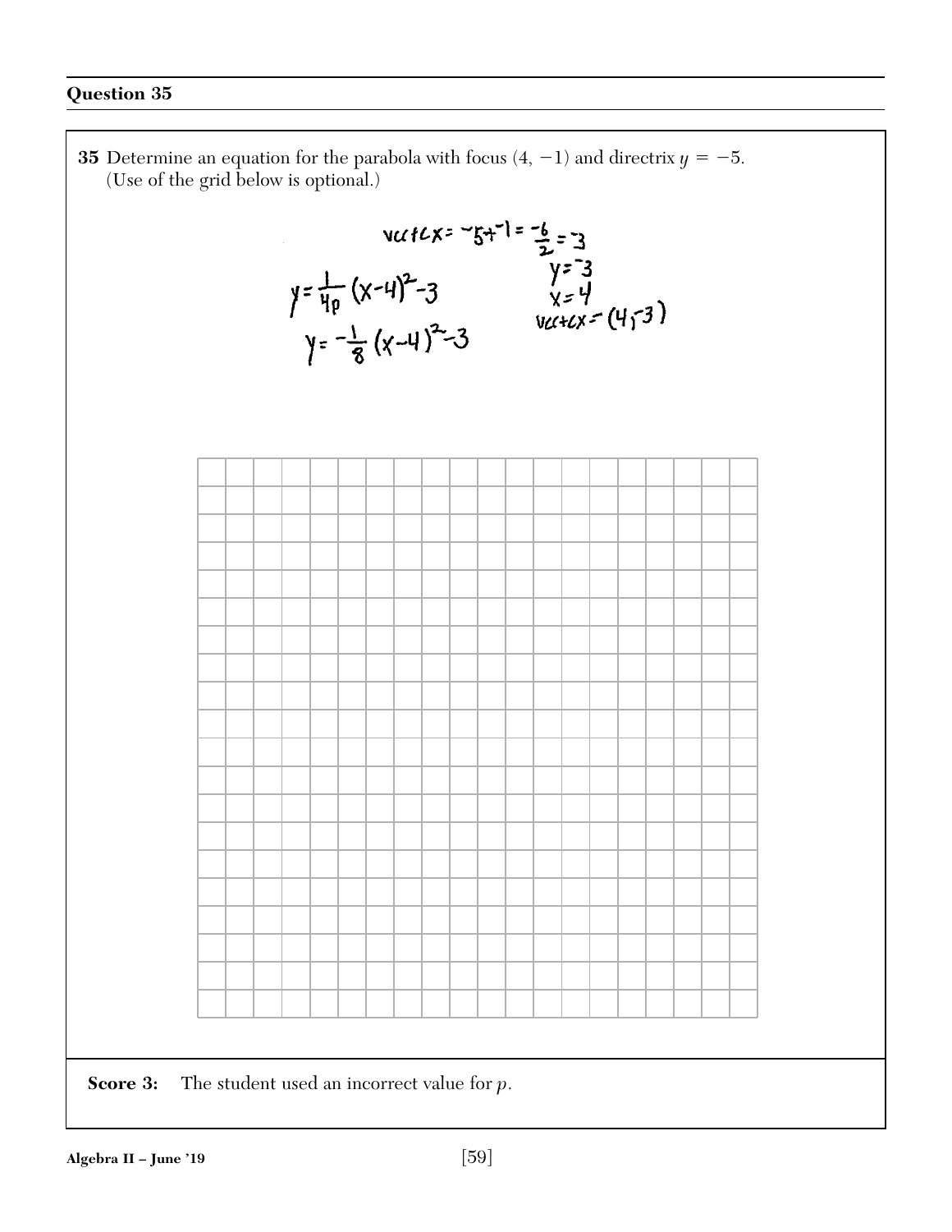## Question 35

**35** Determine an equation for the parabola with focus $(4, -1)$ and directrix $y = -5$. (Use of the grid below is optional.)

vertex $= \frac{-5 + -1}{2} = \frac{-6}{2} = -3$

$y = -3$

$x = 4$

vertex $= (4, -3)$

$y = \frac{1}{4p}(x-4)^2 - 3$

$y = -\frac{1}{8}(x-4)^2 - 3$

**Score 3:** The student used an incorrect value for $p$.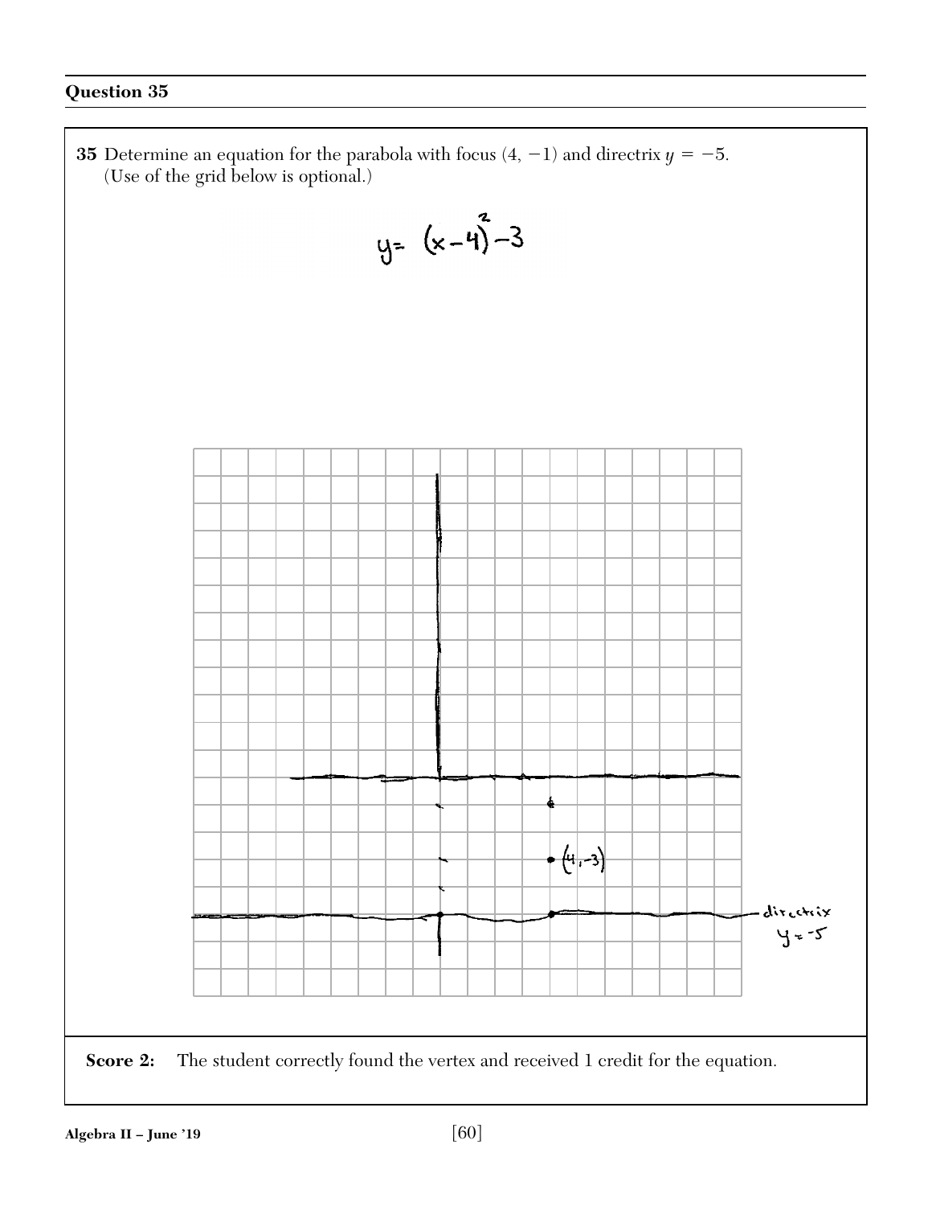## Question 35

**35** Determine an equation for the parabola with focus $(4, -1)$ and directrix $y = -5$. (Use of the grid below is optional.)

$y = (x-4)^2 - 3$

$(4,-3)$

directrix
$y=-5$

**Score 2:** The student correctly found the vertex and received 1 credit for the equation.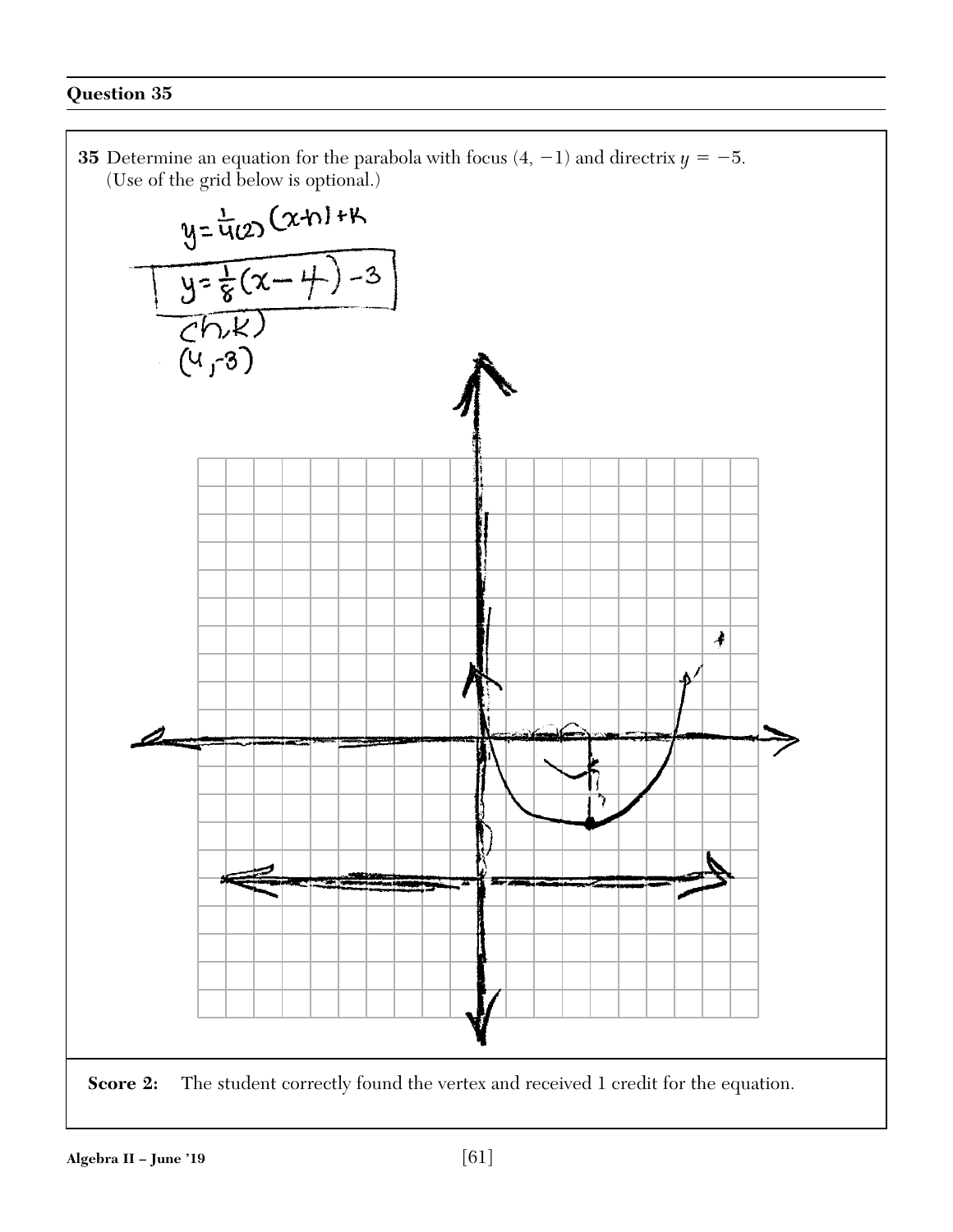## Question 35

**35** Determine an equation for the parabola with focus $(4, -1)$ and directrix $y = -5$.
(Use of the grid below is optional.)

$y = \frac{1}{4(2)}(x+h) + k$

$y = \frac{1}{8}(x-4) - 3$

$(h, k)$

$(4, -3)$

**Score 2:** The student correctly found the vertex and received 1 credit for the equation.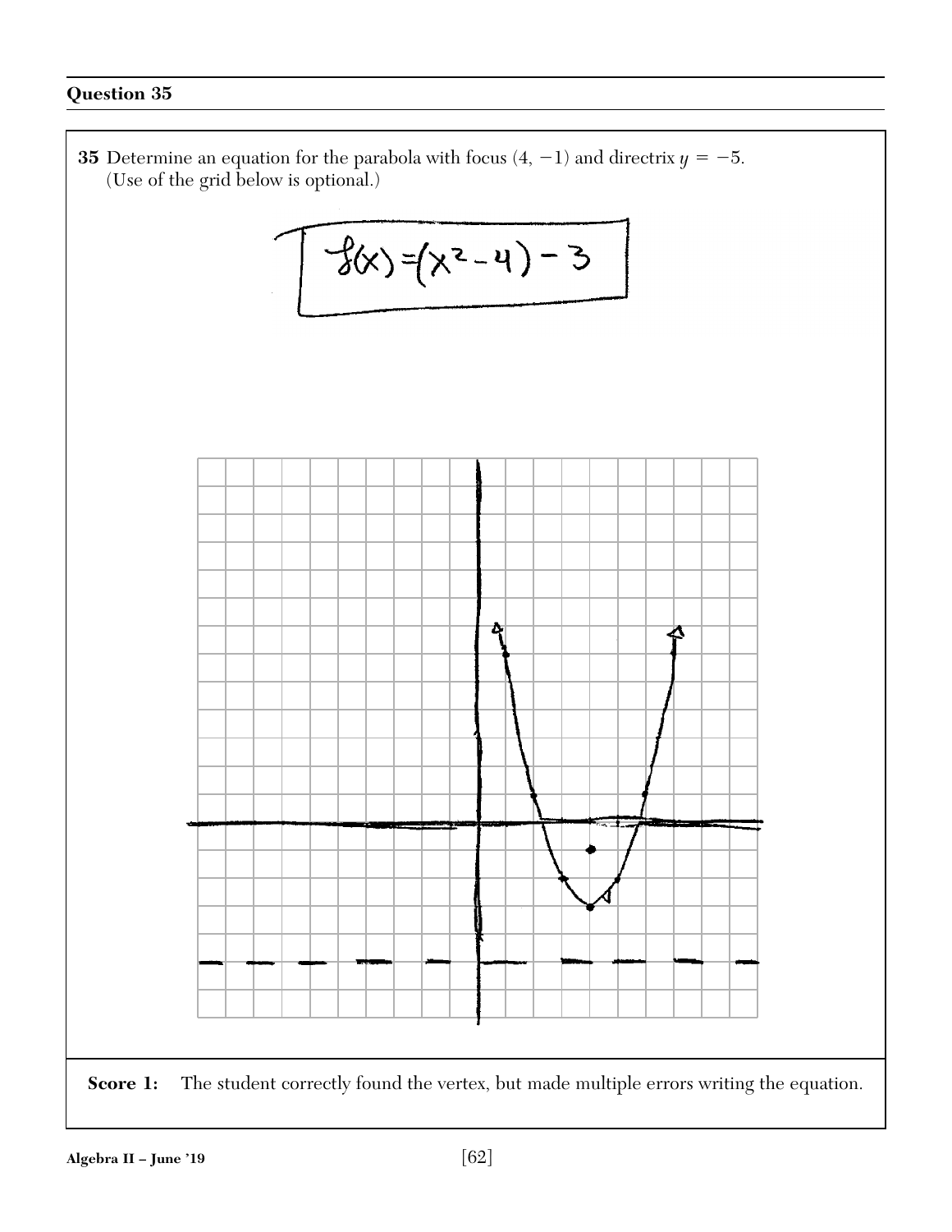## Question 35

**35** Determine an equation for the parabola with focus $(4, -1)$ and directrix $y = -5$. (Use of the grid below is optional.)

$$f(x) = (x^2 - 4) - 3$$

**Score 1:** The student correctly found the vertex, but made multiple errors writing the equation.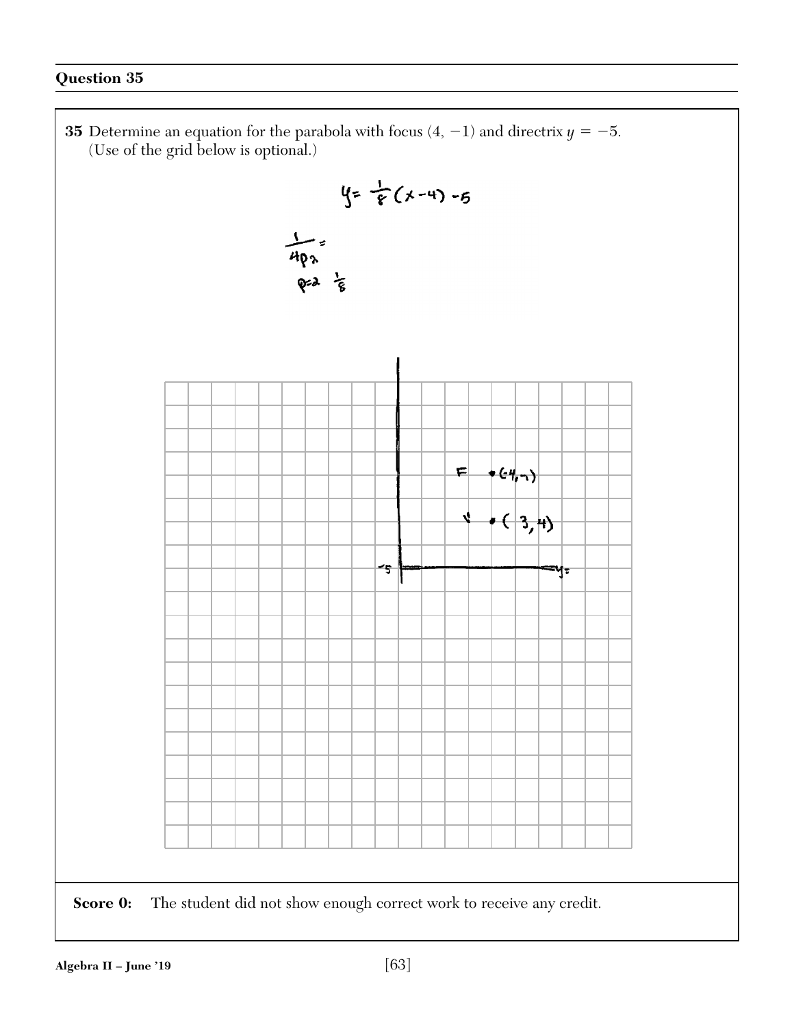## Question 35

**35** Determine an equation for the parabola with focus $(4, -1)$ and directrix $y = -5$. (Use of the grid below is optional.)

$y = \frac{1}{8}(x-4) - 5$

$\frac{1}{4p2} =$

$p = 2 \quad \frac{1}{8}$

F • (-4, -1)

V • (3, 4)

-5

y =

**Score 0:** The student did not show enough correct work to receive any credit.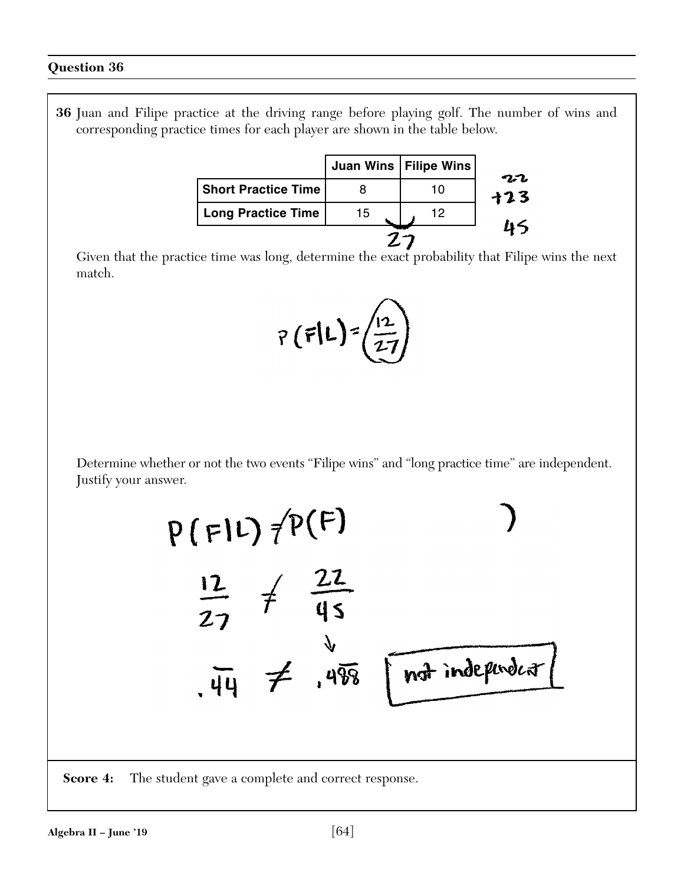## Question 36

**36** Juan and Filipe practice at the driving range before playing golf. The number of wins and corresponding practice times for each player are shown in the table below.

| | Juan Wins | Filipe Wins |
|---|---|---|
| Short Practice Time | 8 | 10 |
| Long Practice Time | 15 | 12 |

$$\begin{array}{r} 22 \\ +23 \\ \hline 45 \end{array}$$

$15 + 12 = 27$

Given that the practice time was long, determine the exact probability that Filipe wins the next match.

$$P(F|L) = \frac{12}{27}$$

Determine whether or not the two events "Filipe wins" and "long practice time" are independent. Justify your answer.

$$P(F|L) \neq P(F)$$

$$\frac{12}{27} \neq \frac{22}{45}$$

$$.\overline{44} \neq .4\overline{88}$$

not independent

**Score 4:** The student gave a complete and correct response.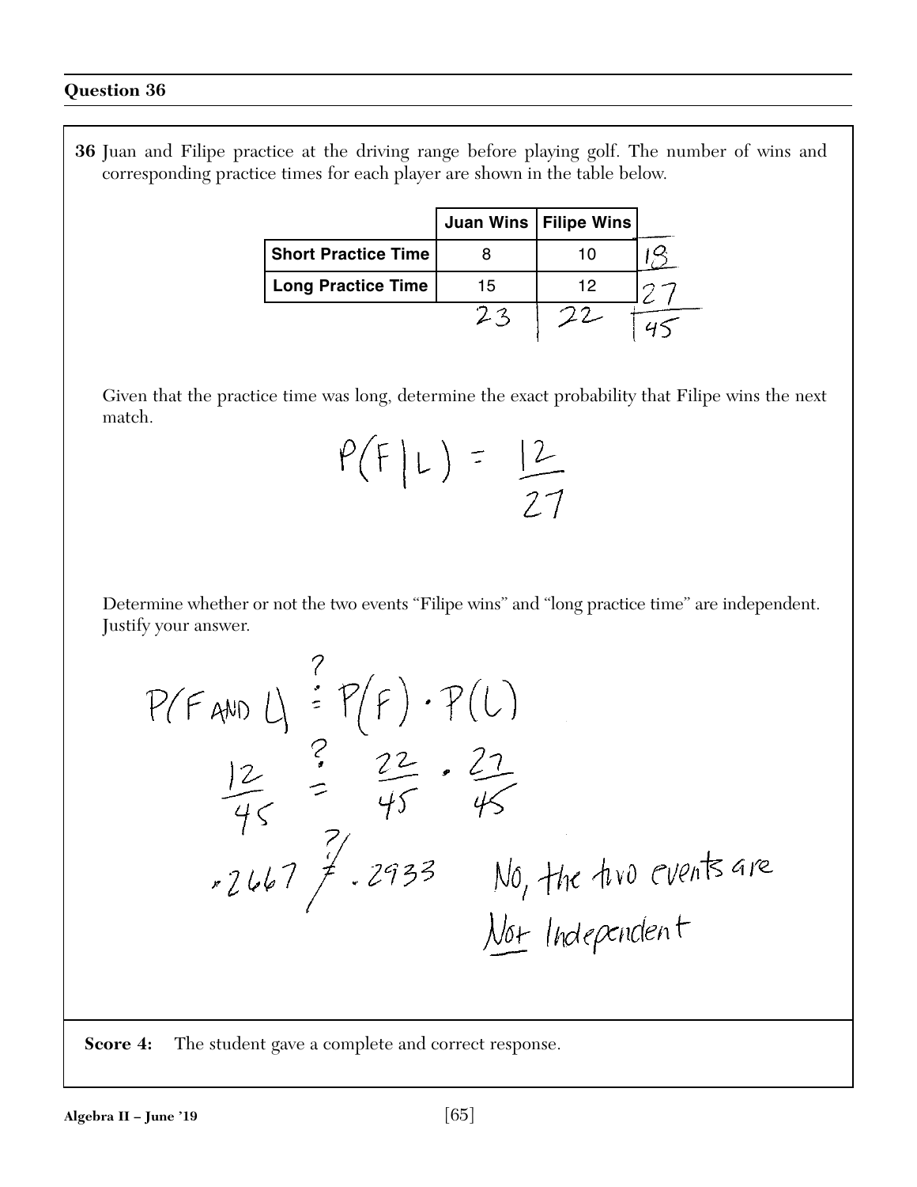## Question 36

**36** Juan and Filipe practice at the driving range before playing golf. The number of wins and corresponding practice times for each player are shown in the table below.

| | Juan Wins | Filipe Wins | |
|---|---|---|---|
| **Short Practice Time** | 8 | 10 | 18 |
| **Long Practice Time** | 15 | 12 | 27 |
| | 23 | 22 | 45 |

Given that the practice time was long, determine the exact probability that Filipe wins the next match.

$$P(F|L) = \frac{12}{27}$$

Determine whether or not the two events "Filipe wins" and "long practice time" are independent. Justify your answer.

$$P(F \text{ AND } L) \stackrel{?}{=} P(F) \cdot P(L)$$

$$\frac{12}{45} \stackrel{?}{=} \frac{22}{45} \cdot \frac{27}{45}$$

$$.2667 \stackrel{?}{\neq} .2933$$

No, the two events are Not Independent

**Score 4:** The student gave a complete and correct response.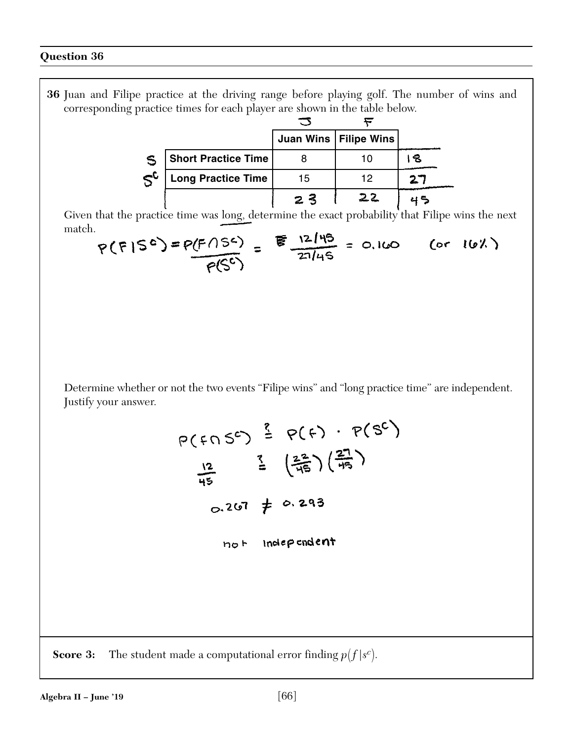## Question 36

**36** Juan and Filipe practice at the driving range before playing golf. The number of wins and corresponding practice times for each player are shown in the table below.

| | | J | F | |
|---|---|---|---|---|
| | | **Juan Wins** | **Filipe Wins** | |
| S | **Short Practice Time** | 8 | 10 | 18 |
| $S^c$ | **Long Practice Time** | 15 | 12 | 27 |
| | | 23 | 22 | 45 |

Given that the practice time was long, determine the exact probability that Filipe wins the next match.

$$P(F|S^c) = \frac{P(F \cap S^c)}{P(S^c)} = \frac{12/45}{27/45} = 0.160 \quad (\text{or } 16\%)$$

Determine whether or not the two events "Filipe wins" and "long practice time" are independent. Justify your answer.

$$P(F \cap S^c) \stackrel{?}{=} P(F) \cdot P(S^c)$$

$$\frac{12}{45} \stackrel{?}{=} \left(\frac{22}{45}\right)\left(\frac{27}{45}\right)$$

$$0.267 \neq 0.293$$

not independent

**Score 3:** The student made a computational error finding $p(f|s^c)$.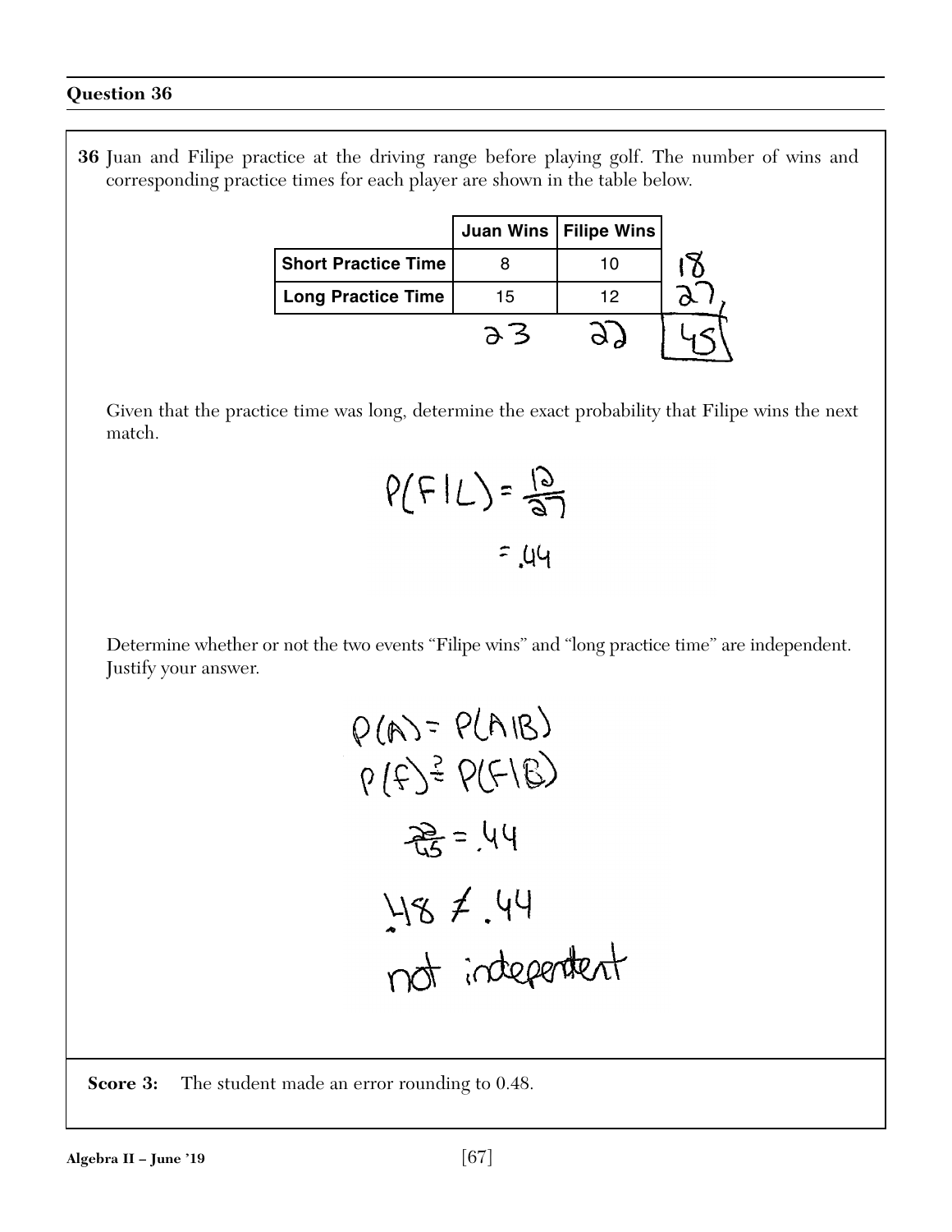## Question 36

**36** Juan and Filipe practice at the driving range before playing golf. The number of wins and corresponding practice times for each player are shown in the table below.

| | Juan Wins | Filipe Wins | |
|---|---|---|---|
| Short Practice Time | 8 | 10 | 18 |
| Long Practice Time | 15 | 12 | 27 |
| | 23 | 22 | 45 |

Given that the practice time was long, determine the exact probability that Filipe wins the next match.

$$P(F|L) = \frac{12}{27}$$

$$= .44$$

Determine whether or not the two events "Filipe wins" and "long practice time" are independent. Justify your answer.

$$P(A) = P(A|B)$$

$$P(f) \stackrel{?}{=} P(F|B)$$

$$\frac{22}{45} = .44$$

$$.48 \neq .44$$

not indepentent

**Score 3:** The student made an error rounding to 0.48.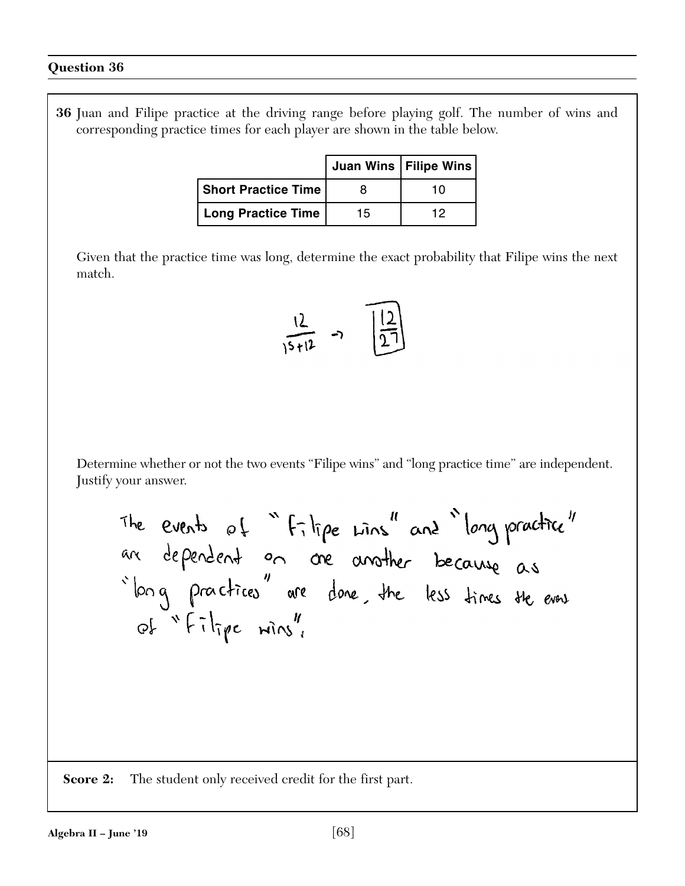## Question 36

**36** Juan and Filipe practice at the driving range before playing golf. The number of wins and corresponding practice times for each player are shown in the table below.

| | Juan Wins | Filipe Wins |
|---|---|---|
| **Short Practice Time** | 8 | 10 |
| **Long Practice Time** | 15 | 12 |

Given that the practice time was long, determine the exact probability that Filipe wins the next match.

$$\frac{12}{15+12} \rightarrow \boxed{\frac{12}{27}}$$

Determine whether or not the two events "Filipe wins" and "long practice time" are independent. Justify your answer.

The events of "Filipe wins" and "long practice" are dependent on one another because as "long practices" are done, the less times the evens of "Filipe wins".

**Score 2:** The student only received credit for the first part.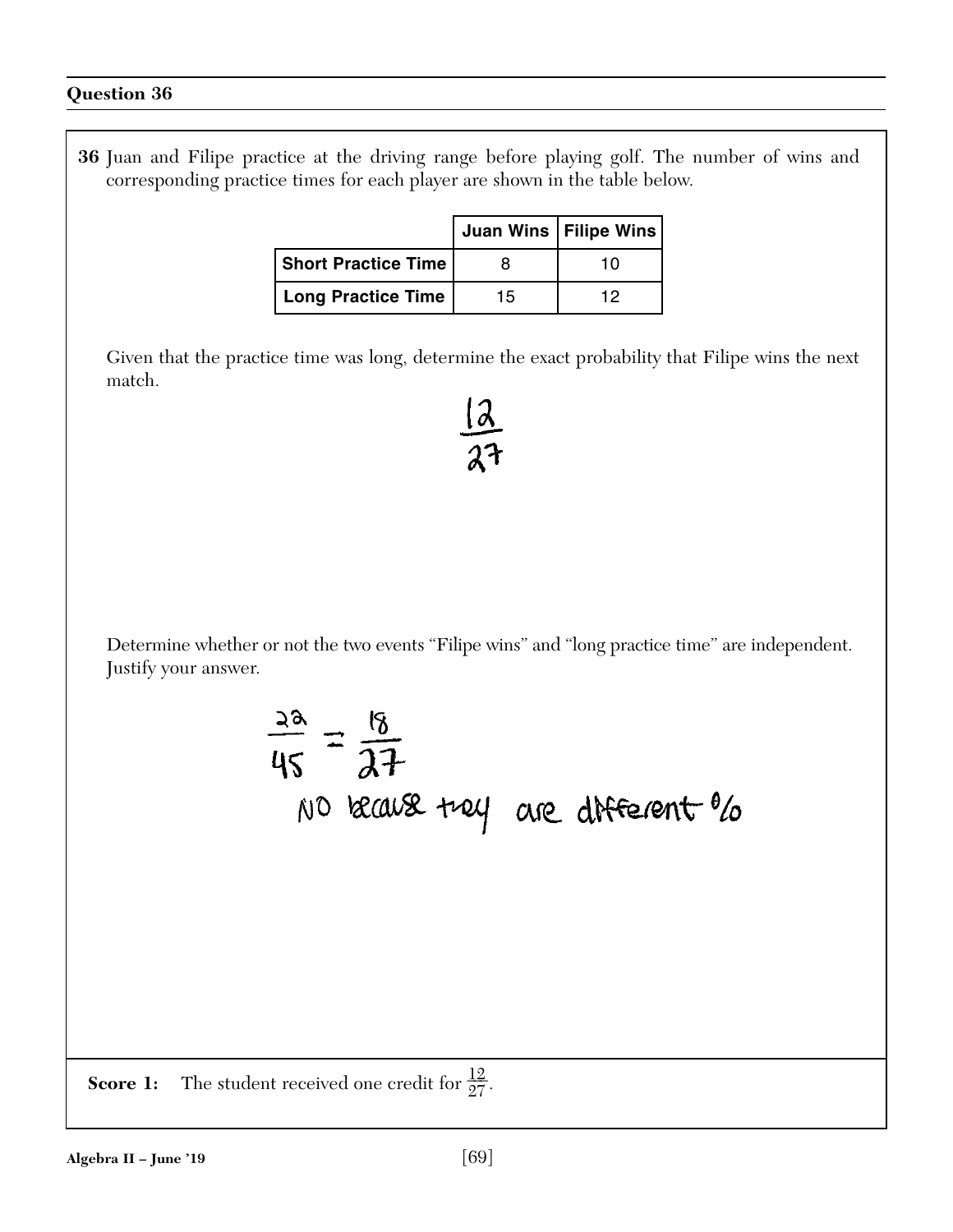## Question 36

**36** Juan and Filipe practice at the driving range before playing golf. The number of wins and corresponding practice times for each player are shown in the table below.

| | Juan Wins | Filipe Wins |
|---|---|---|
| **Short Practice Time** | 8 | 10 |
| **Long Practice Time** | 15 | 12 |

Given that the practice time was long, determine the exact probability that Filipe wins the next match.

$$\frac{12}{27}$$

Determine whether or not the two events "Filipe wins" and "long practice time" are independent. Justify your answer.

$$\frac{22}{45} = \frac{18}{27}$$

NO because they are different %

**Score 1:** The student received one credit for $\frac{12}{27}$.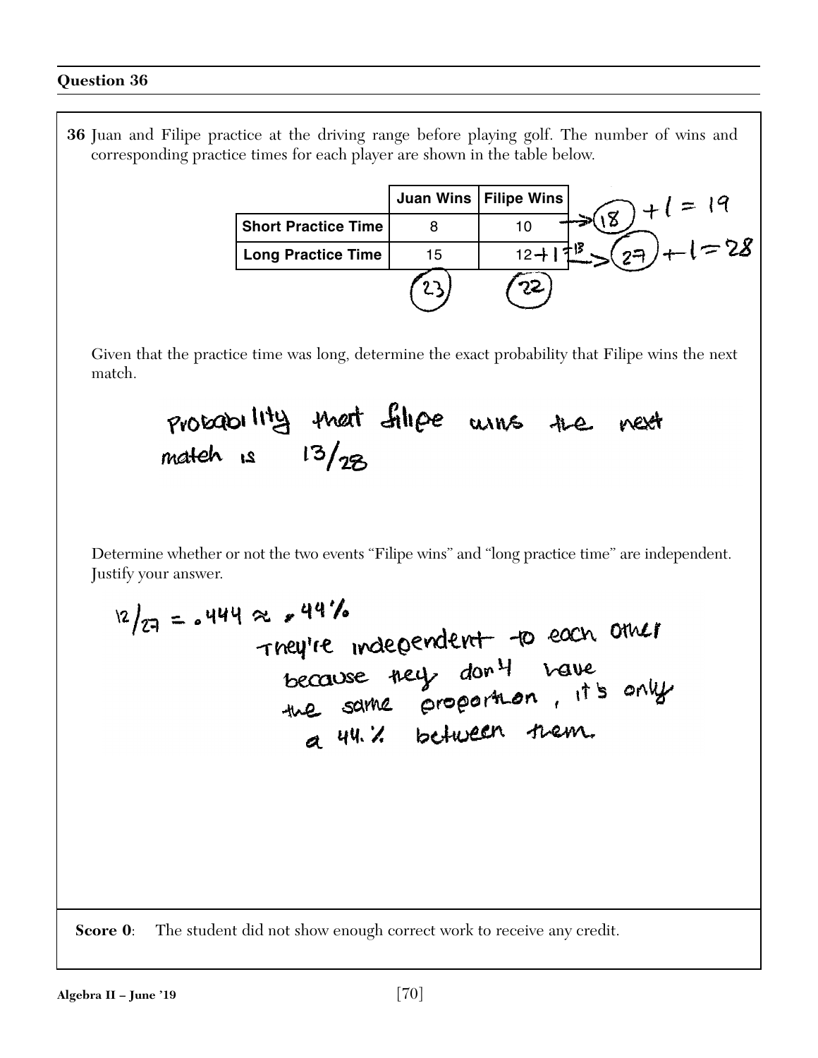## Question 36

**36** Juan and Filipe practice at the driving range before playing golf. The number of wins and corresponding practice times for each player are shown in the table below.

| | Juan Wins | Filipe Wins |
|---|---|---|
| **Short Practice Time** | 8 | 10 |
| **Long Practice Time** | 15 | 12 + 1 = 13 |

(23) (22)

→ (18) + 1 = 19

→ (27) + 1 = 28

Given that the practice time was long, determine the exact probability that Filipe wins the next match.

Probability that filipe wins the next match is 13/28

Determine whether or not the two events "Filipe wins" and "long practice time" are independent. Justify your answer.

$12/27 = .444 \approx .44\%$

They're independent to each other because they don't have the same proportion, it's only a 44.% between them.

**Score 0**: The student did not show enough correct work to receive any credit.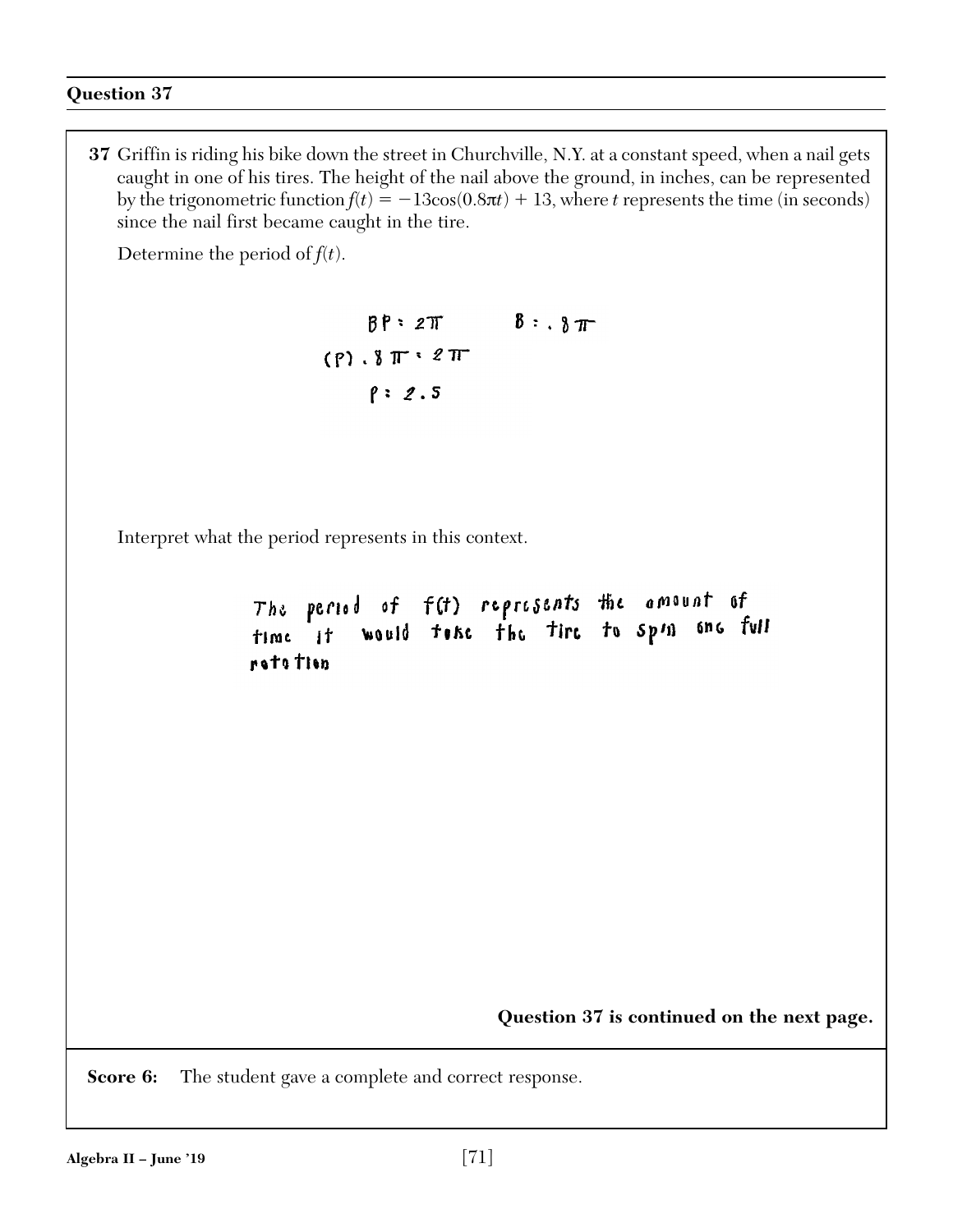## Question 37

**37** Griffin is riding his bike down the street in Churchville, N.Y. at a constant speed, when a nail gets caught in one of his tires. The height of the nail above the ground, in inches, can be represented by the trigonometric function $f(t) = -13\cos(0.8\pi t) + 13$, where $t$ represents the time (in seconds) since the nail first became caught in the tire.

Determine the period of $f(t)$.

$BP = 2\pi \qquad B = .8\pi$

$(P).8\pi = 2\pi$

$P = 2.5$

Interpret what the period represents in this context.

The period of f(t) represents the amount of time it would take the tire to spin one full rotation

**Question 37 is continued on the next page.**

**Score 6:** The student gave a complete and correct response.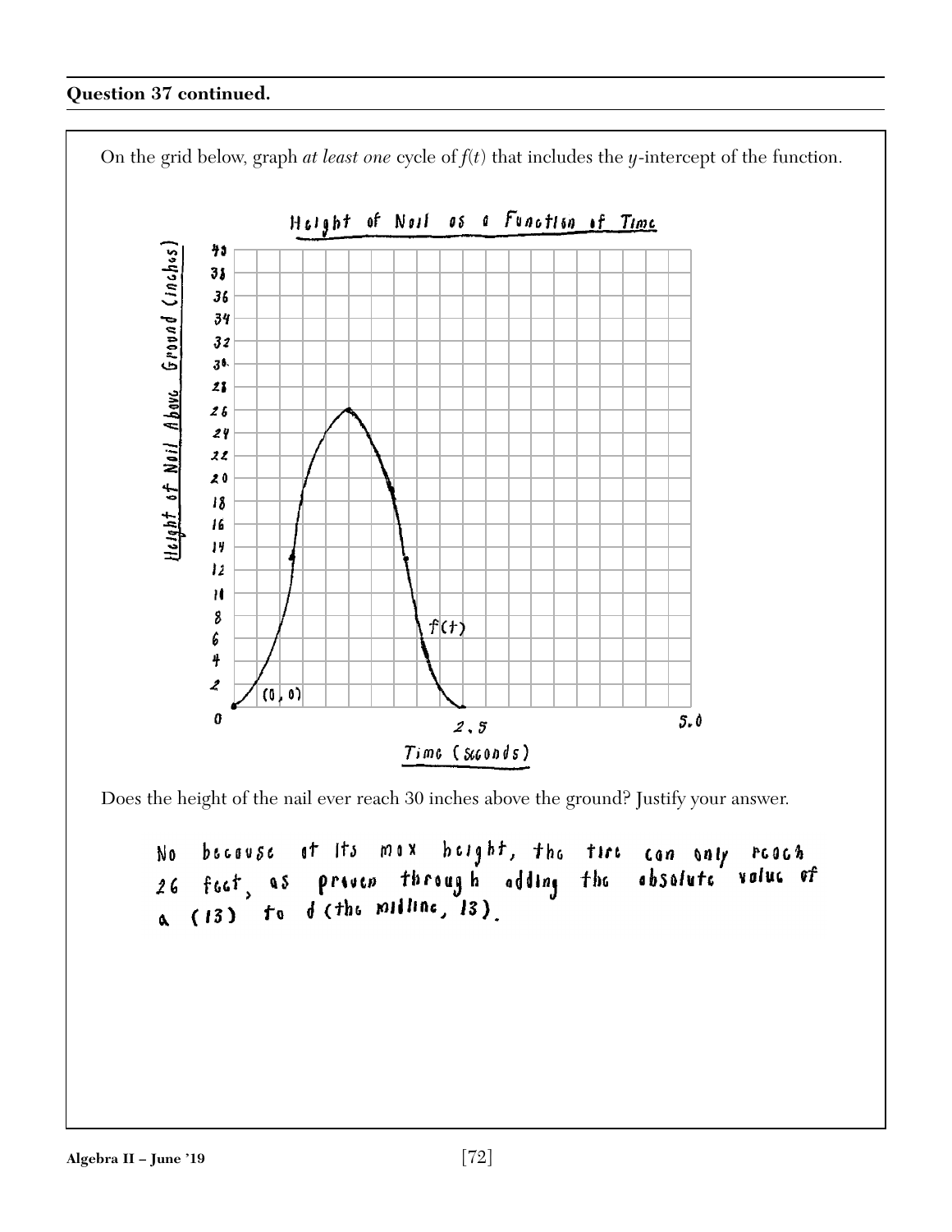**Question 37 continued.**

On the grid below, graph *at least one* cycle of $f(t)$ that includes the $y$-intercept of the function.

Height of Nail as a Function of Time

Height of Nail Above Ground (inches)

40
38
36
34
32
30
28
26
24
22
20
18
16
14
12
10
8
6
4
2
0

(0, 0)

$f(t)$

2.5

5.0

Time (seconds)

Does the height of the nail ever reach 30 inches above the ground? Justify your answer.

No because at its max height, the tire can only reach 26 feet, as proven through adding the absolute value of a (13) to d (the midline, 13).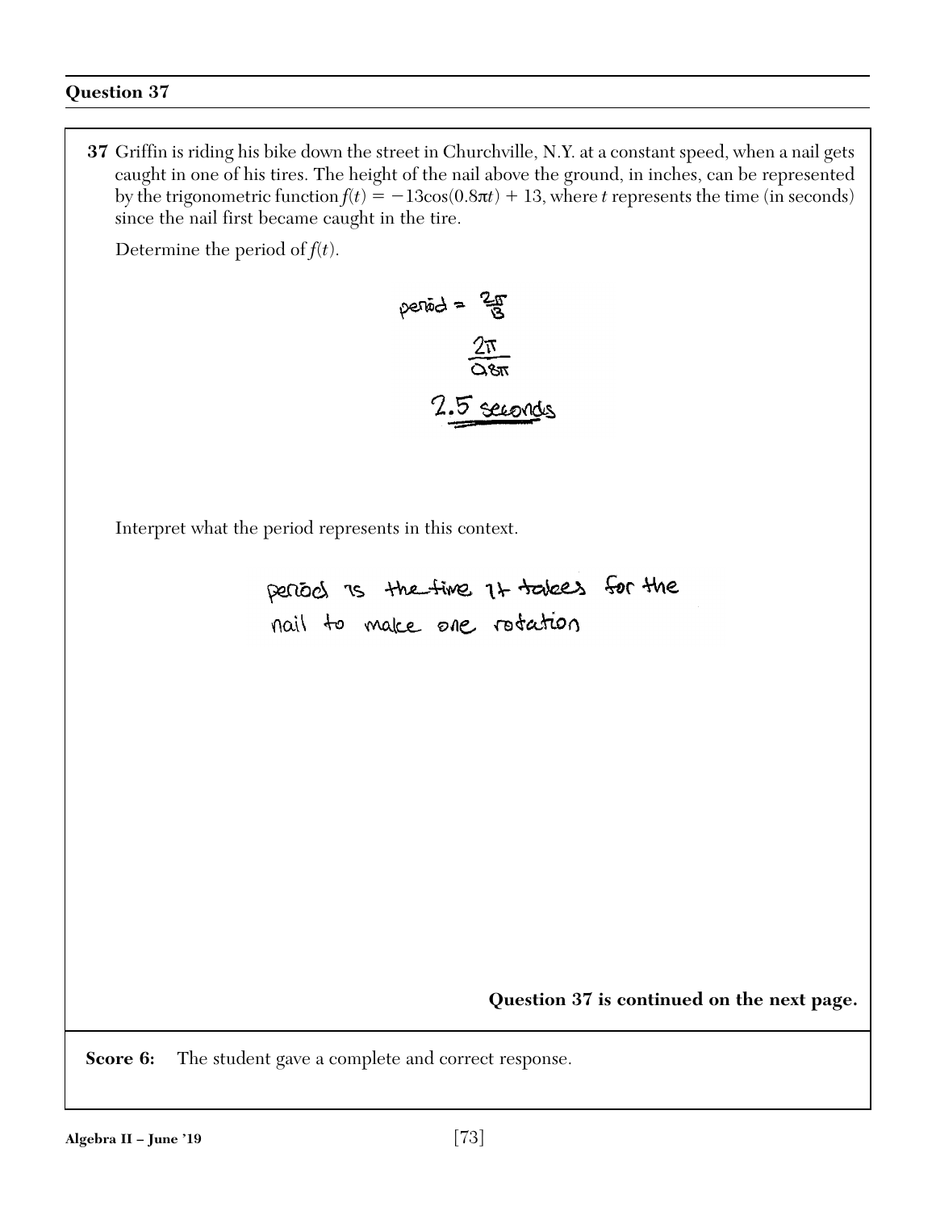## Question 37

**37** Griffin is riding his bike down the street in Churchville, N.Y. at a constant speed, when a nail gets caught in one of his tires. The height of the nail above the ground, in inches, can be represented by the trigonometric function $f(t) = -13\cos(0.8\pi t) + 13$, where $t$ represents the time (in seconds) since the nail first became caught in the tire.

Determine the period of $f(t)$.

period = $\frac{2\pi}{B}$

$\frac{2\pi}{0.8\pi}$

2.5 seconds

Interpret what the period represents in this context.

period is the time it takes for the nail to make one rotation

**Question 37 is continued on the next page.**

**Score 6:** The student gave a complete and correct response.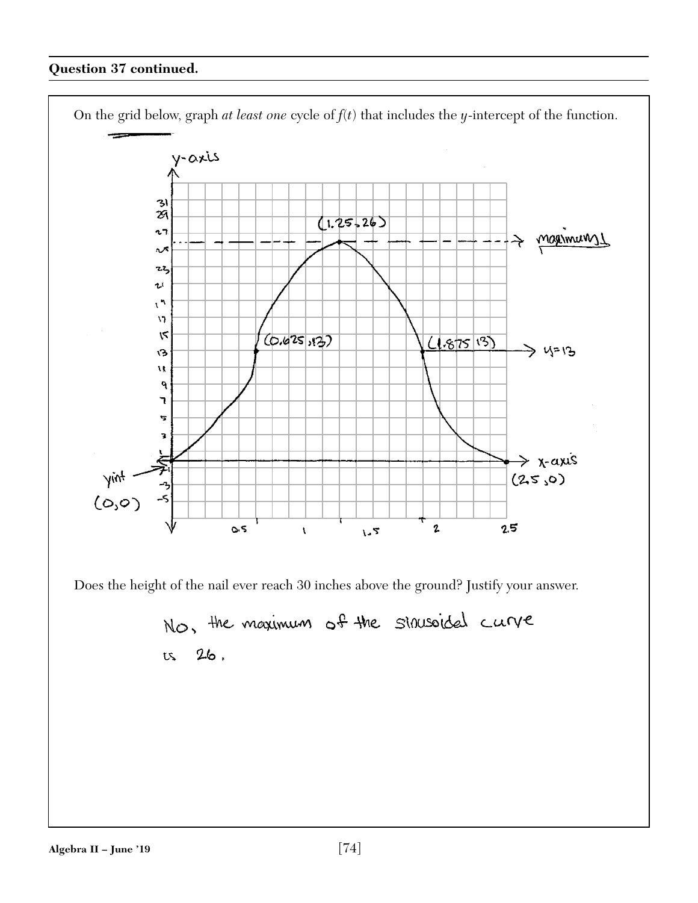**Question 37 continued.**

On the grid below, graph *at least one* cycle of $f(t)$ that includes the $y$-intercept of the function.

y-axis

31
29
27
25
23
21
19
17
15
13
11
9
7
5
3
1
-1
-3
-5

(1.25, 26)

maximum

(0.625, 13)

(1.875 13)

y=13

x-axis

yint

(0,0)

(2.5, 0)

0.5
1
1.5
2
2.5

Does the height of the nail ever reach 30 inches above the ground? Justify your answer.

No, the maximum of the sinusoidal curve is 26.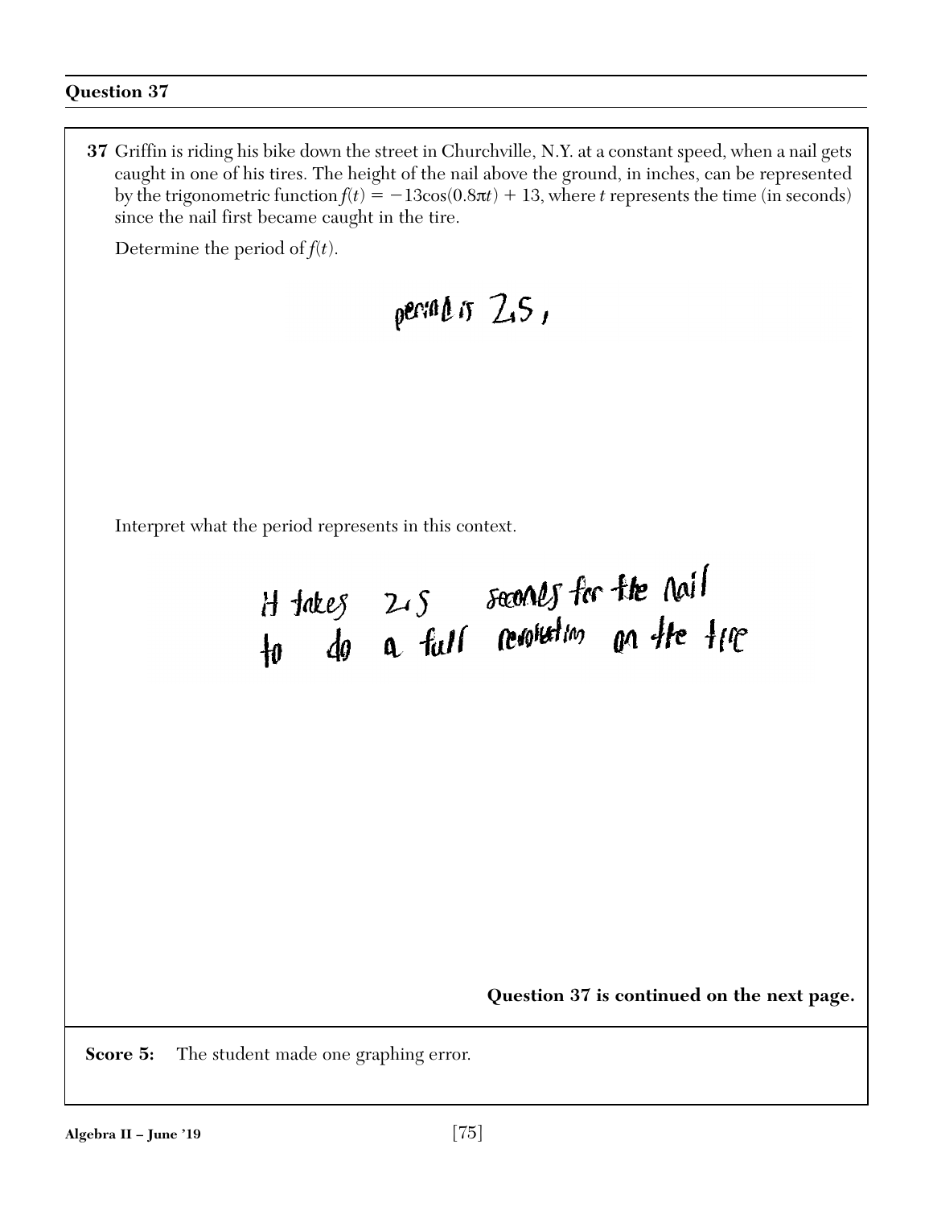## Question 37

**37** Griffin is riding his bike down the street in Churchville, N.Y. at a constant speed, when a nail gets caught in one of his tires. The height of the nail above the ground, in inches, can be represented by the trigonometric function $f(t) = -13\cos(0.8\pi t) + 13$, where $t$ represents the time (in seconds) since the nail first became caught in the tire.

Determine the period of $f(t)$.

period is 2.5,

Interpret what the period represents in this context.

It takes 2.5 seconds for the nail to do a full revolution on the tire

**Question 37 is continued on the next page.**

**Score 5:** The student made one graphing error.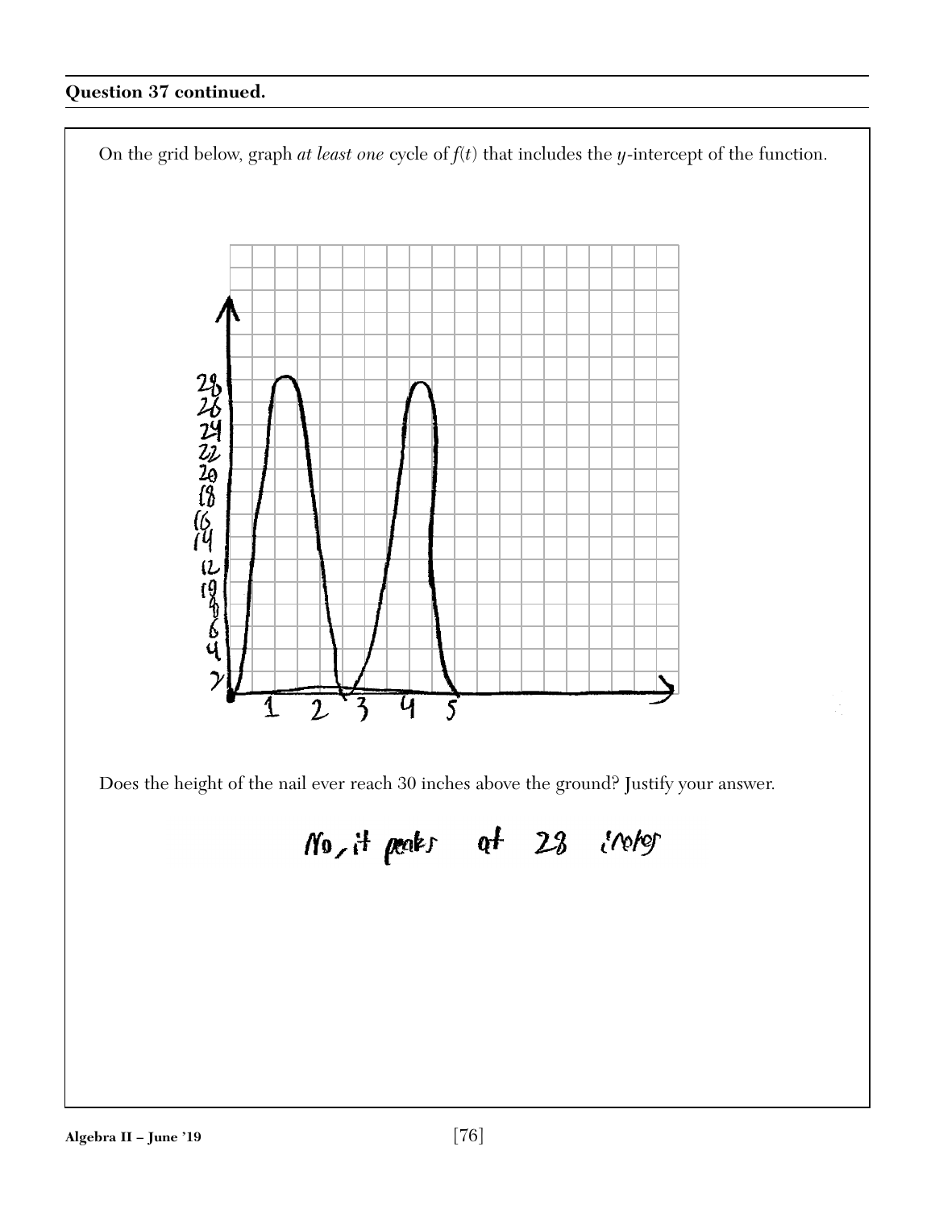**Question 37 continued.**

On the grid below, graph *at least one* cycle of $f(t)$ that includes the $y$-intercept of the function.

28
26
24
22
20
18
16
14
12
10
8
6
4
2

1 2 3 4 5

Does the height of the nail ever reach 30 inches above the ground? Justify your answer.

No, it peaks at 28 inches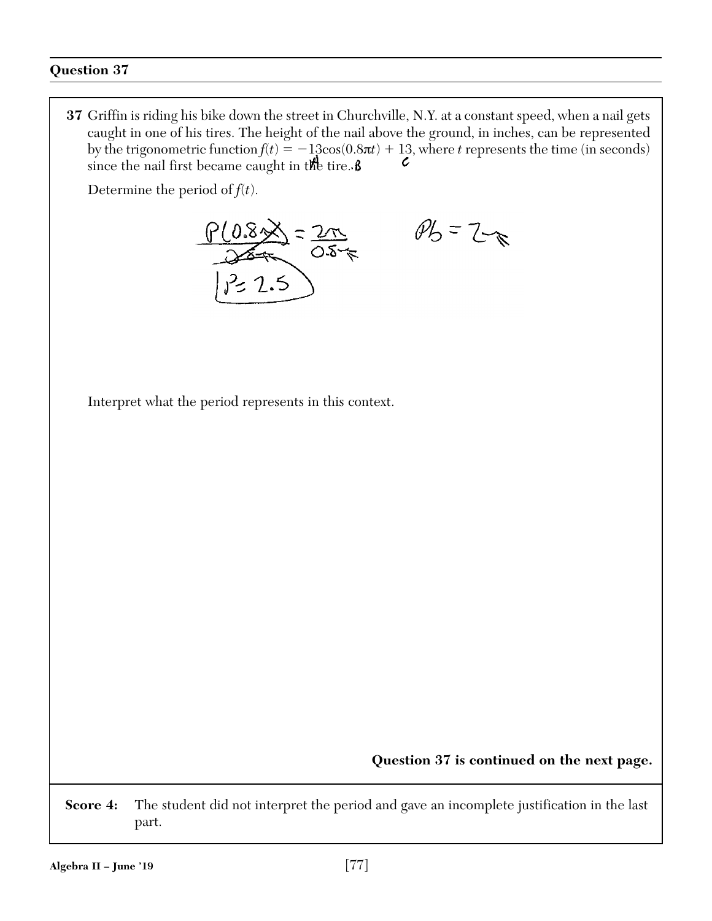## Question 37

**37** Griffin is riding his bike down the street in Churchville, N.Y. at a constant speed, when a nail gets caught in one of his tires. The height of the nail above the ground, in inches, can be represented by the trigonometric function $f(t) = -13\cos(0.8\pi t) + 13$, where $t$ represents the time (in seconds) since the nail first became caught in the tire.

Determine the period of $f(t)$.

$$\frac{P(0.8\pi)}{0.8\pi} = \frac{2\pi}{0.8\pi} \qquad Pb = 2\pi$$

$$P = 2.5$$

Interpret what the period represents in this context.

**Question 37 is continued on the next page.**

**Score 4:** The student did not interpret the period and gave an incomplete justification in the last part.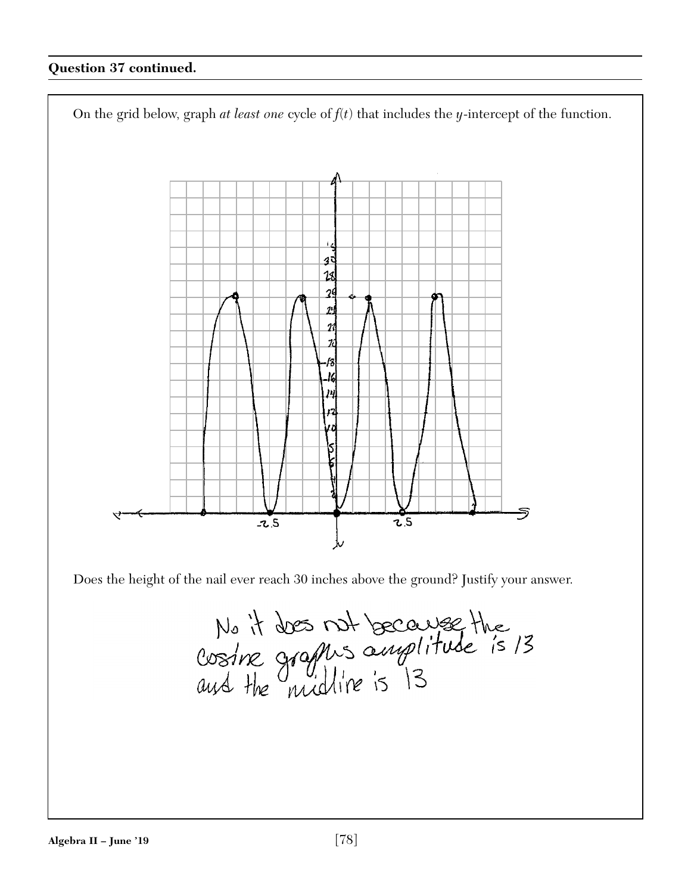**Question 37 continued.**

On the grid below, graph *at least one* cycle of $f(t)$ that includes the $y$-intercept of the function.

-2.5

2.5

Does the height of the nail ever reach 30 inches above the ground? Justify your answer.

No it does not because the cosine graphs amplitude is 13 and the midline is 13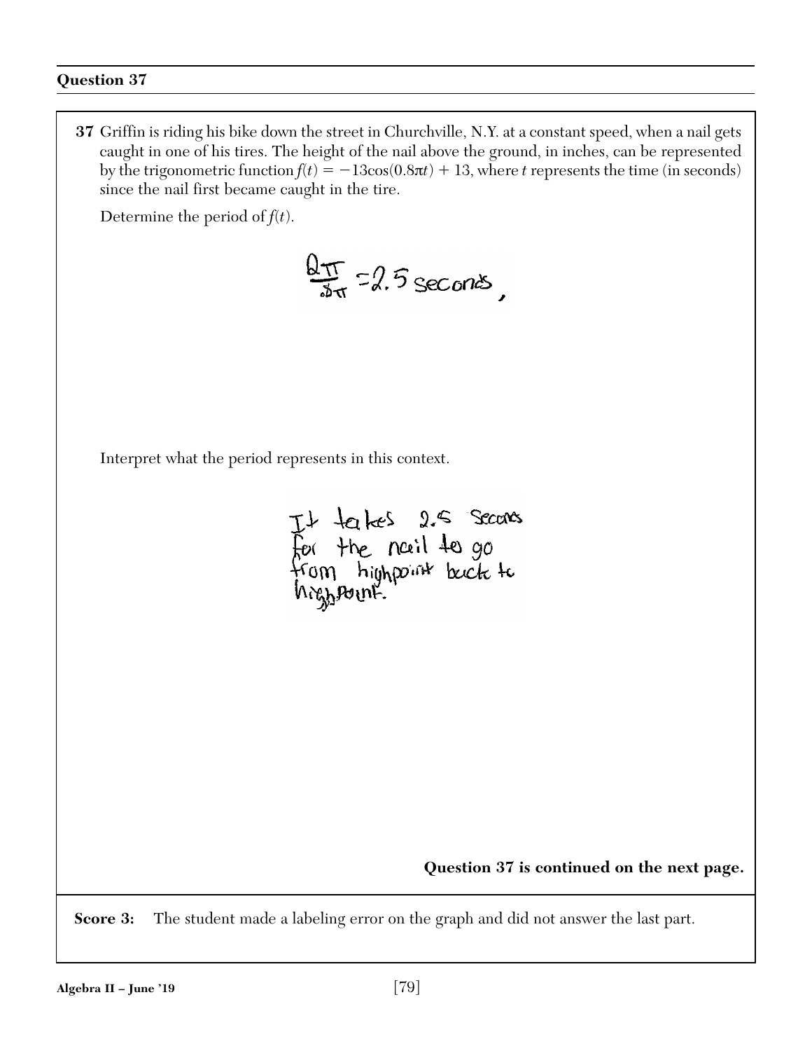## Question 37

**37** Griffin is riding his bike down the street in Churchville, N.Y. at a constant speed, when a nail gets caught in one of his tires. The height of the nail above the ground, in inches, can be represented by the trigonometric function $f(t) = -13\cos(0.8\pi t) + 13$, where $t$ represents the time (in seconds) since the nail first became caught in the tire.

Determine the period of $f(t)$.

$\frac{2\pi}{.8\pi} = 2.5$ seconds,

Interpret what the period represents in this context.

It takes 2.5 Secons for the nail to go from highpoint back to highpoint.

**Question 37 is continued on the next page.**

**Score 3:** The student made a labeling error on the graph and did not answer the last part.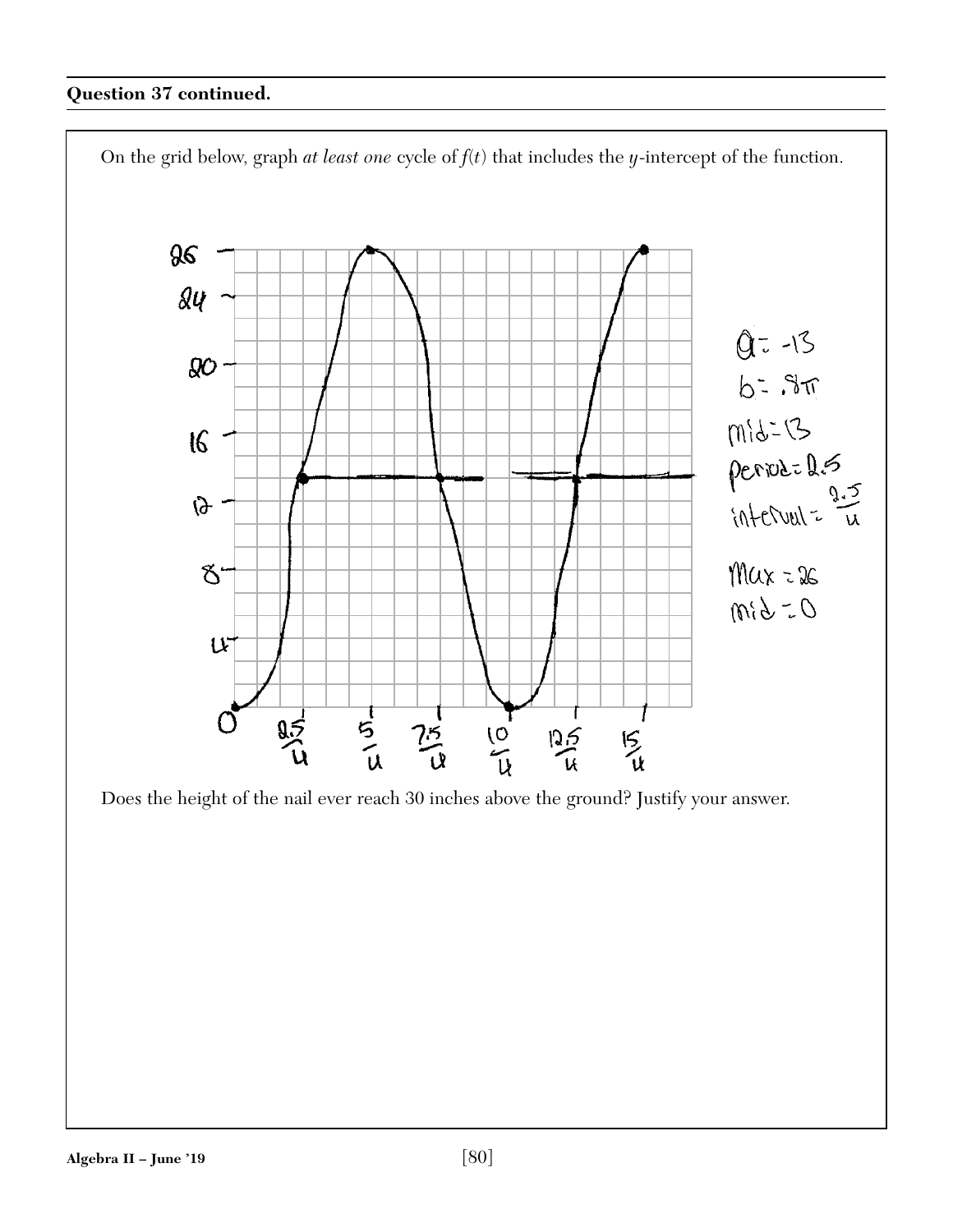**Question 37 continued.**

On the grid below, graph *at least one* cycle of $f(t)$ that includes the $y$-intercept of the function.

26
24
20
16
12
8
4
0

$\frac{2.5}{4}$ $\frac{5}{4}$ $\frac{7.5}{4}$ $\frac{10}{4}$ $\frac{12.5}{4}$ $\frac{15}{4}$

$a = -13$
$b = .8\pi$
mid = 13
period = 2.5
interval = $\frac{2.5}{4}$

Max = 26
mid = 0

Does the height of the nail ever reach 30 inches above the ground? Justify your answer.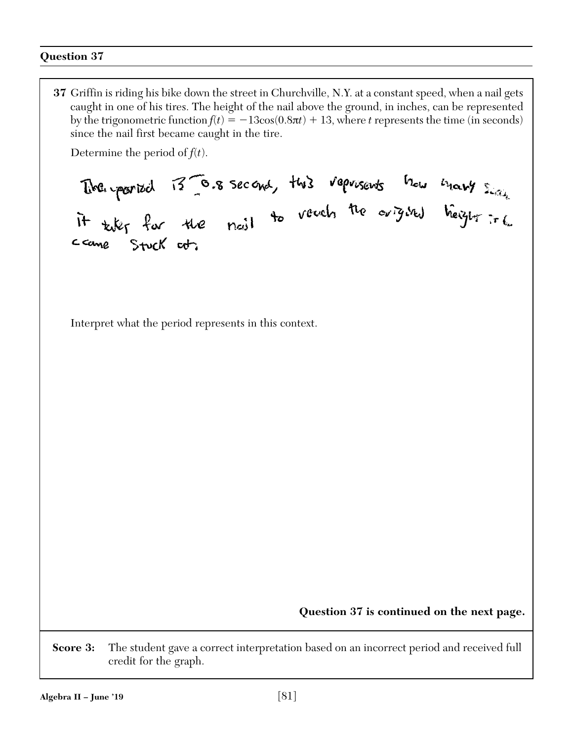## Question 37

**37** Griffin is riding his bike down the street in Churchville, N.Y. at a constant speed, when a nail gets caught in one of his tires. The height of the nail above the ground, in inches, can be represented by the trigonometric function $f(t) = -13\cos(0.8\pi t) + 13$, where $t$ represents the time (in seconds) since the nail first became caught in the tire.

Determine the period of $f(t)$.

The period is 0.8 second, this represents how many sec it takes for the nail to reach the original height it came stuck at.

Interpret what the period represents in this context.

**Question 37 is continued on the next page.**

**Score 3:** The student gave a correct interpretation based on an incorrect period and received full credit for the graph.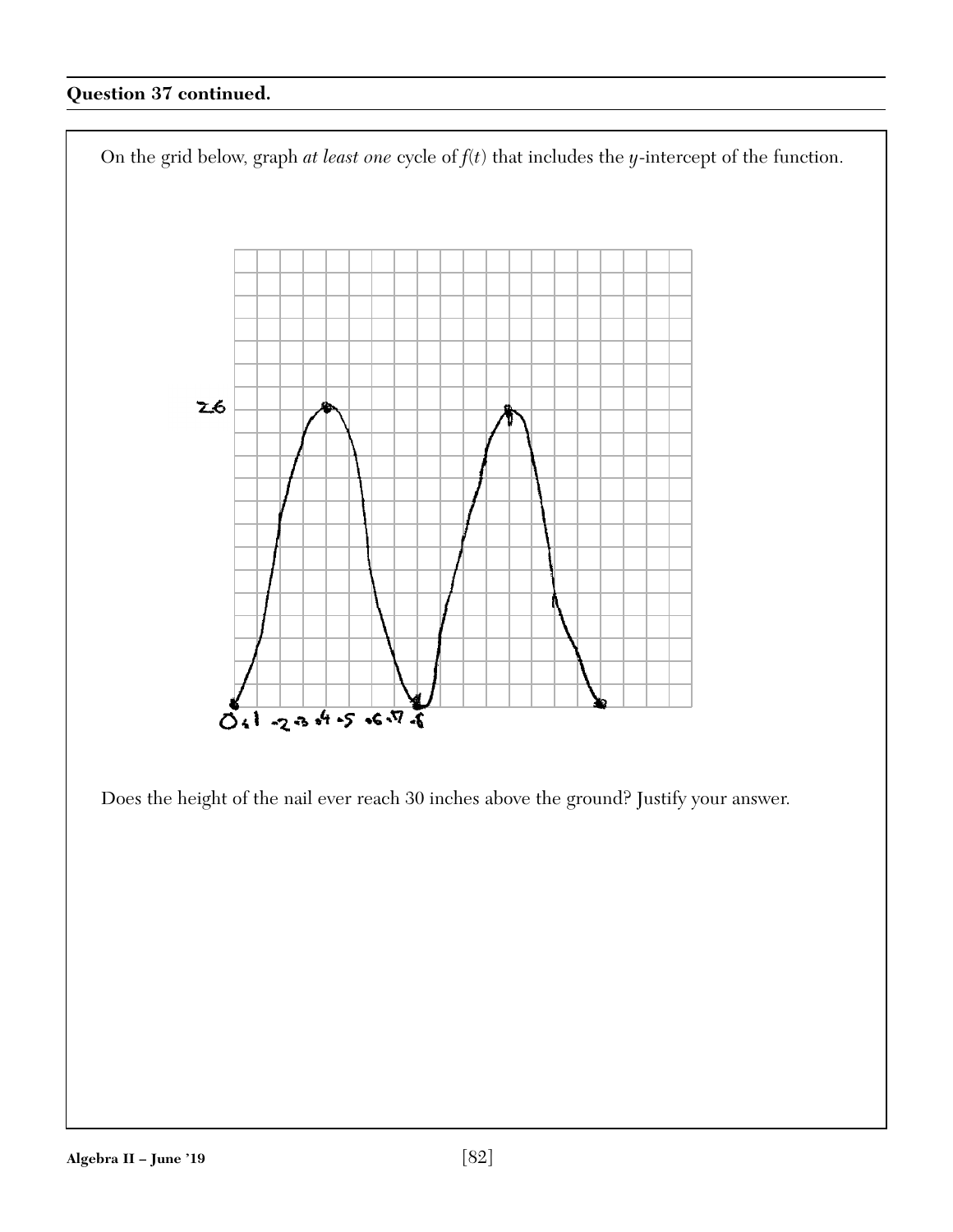**Question 37 continued.**

On the grid below, graph *at least one* cycle of $f(t)$ that includes the $y$-intercept of the function.

26

0 .1 .2 .3 .4 .5 .6 .7 .8

Does the height of the nail ever reach 30 inches above the ground? Justify your answer.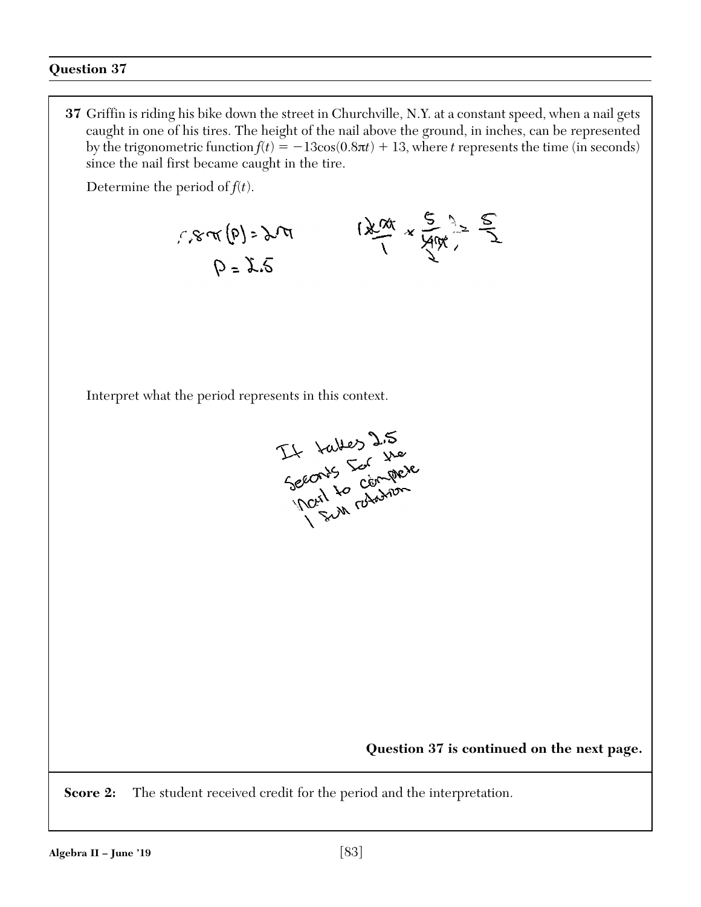## Question 37

**37** Griffin is riding his bike down the street in Churchville, N.Y. at a constant speed, when a nail gets caught in one of his tires. The height of the nail above the ground, in inches, can be represented by the trigonometric function $f(t) = -13\cos(0.8\pi t) + 13$, where $t$ represents the time (in seconds) since the nail first became caught in the tire.

Determine the period of $f(t)$.

$.8\pi(p) = 2\pi$

$p = 2.5$

$\frac{2\pi}{1} \times \frac{5}{4\pi} = \frac{5}{2}$

Interpret what the period represents in this context.

It takes 2.5 seconds for the nail to complete 1 full rotation

**Question 37 is continued on the next page.**

**Score 2:** The student received credit for the period and the interpretation.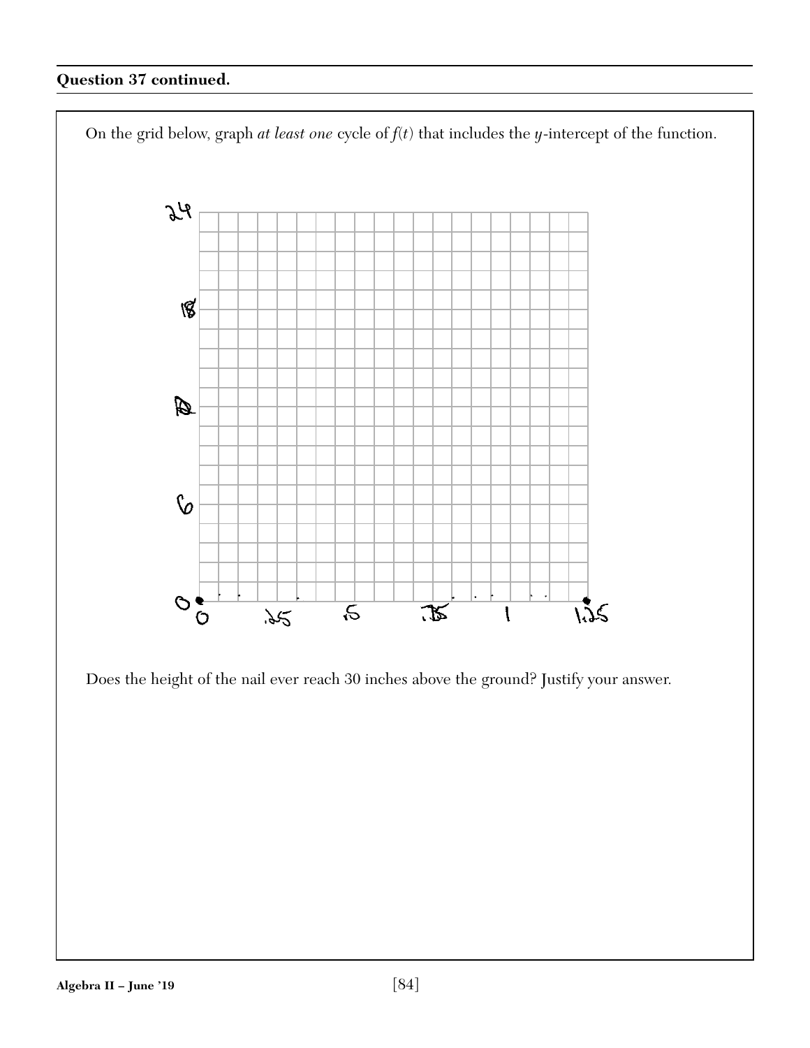**Question 37 continued.**

On the grid below, graph *at least one* cycle of $f(t)$ that includes the $y$-intercept of the function.

24

18

12

6

0

0 .25 .5 .75 1 1.25

Does the height of the nail ever reach 30 inches above the ground? Justify your answer.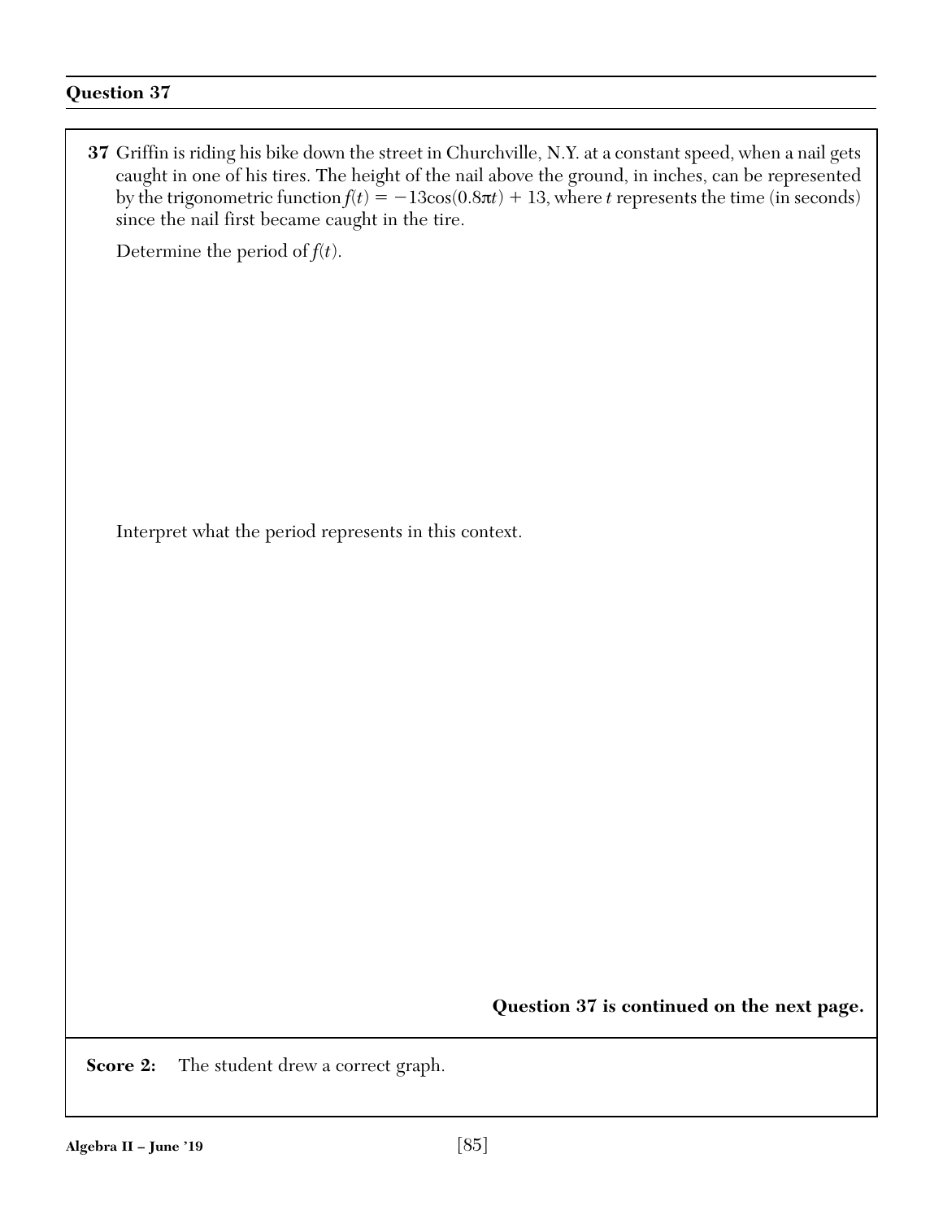## Question 37

**37** Griffin is riding his bike down the street in Churchville, N.Y. at a constant speed, when a nail gets caught in one of his tires. The height of the nail above the ground, in inches, can be represented by the trigonometric function $f(t) = -13\cos(0.8\pi t) + 13$, where $t$ represents the time (in seconds) since the nail first became caught in the tire.

Determine the period of $f(t)$.

Interpret what the period represents in this context.

**Question 37 is continued on the next page.**

**Score 2:** The student drew a correct graph.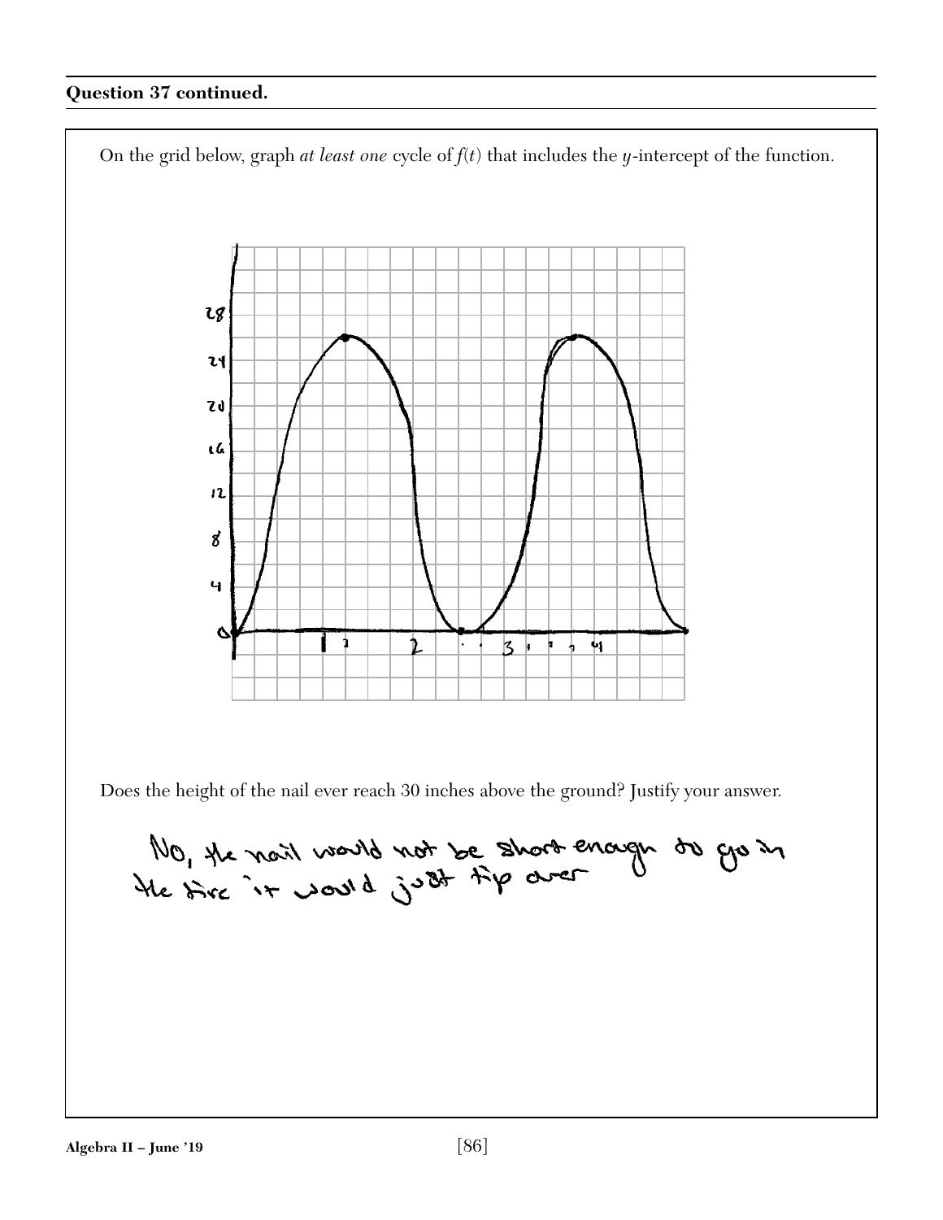**Question 37 continued.**

On the grid below, graph *at least one* cycle of $f(t)$ that includes the $y$-intercept of the function.

28
24
20
16
12
8
4
0
1 2 3 4

Does the height of the nail ever reach 30 inches above the ground? Justify your answer.

No, the nail would not be short enough to go in the tire it would just tip over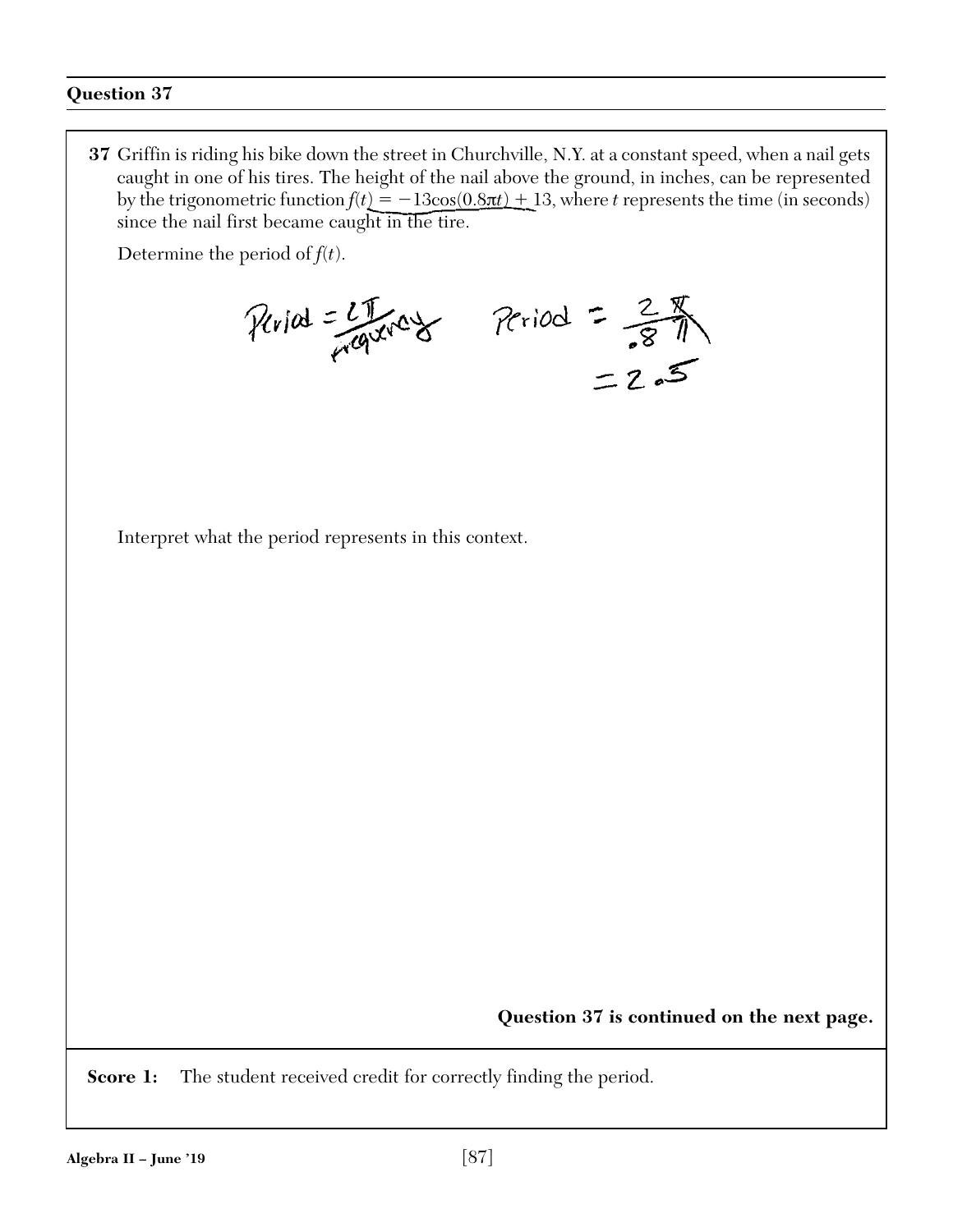## Question 37

**37** Griffin is riding his bike down the street in Churchville, N.Y. at a constant speed, when a nail gets caught in one of his tires. The height of the nail above the ground, in inches, can be represented by the trigonometric function $f(t) = -13\cos(0.8\pi t) + 13$, where $t$ represents the time (in seconds) since the nail first became caught in the tire.

Determine the period of $f(t)$.

$$\text{Period} = \frac{2\pi}{\text{frequency}} \qquad \text{Period} = \frac{2\pi}{.8\pi} = 2.5$$

Interpret what the period represents in this context.

**Question 37 is continued on the next page.**

**Score 1:** The student received credit for correctly finding the period.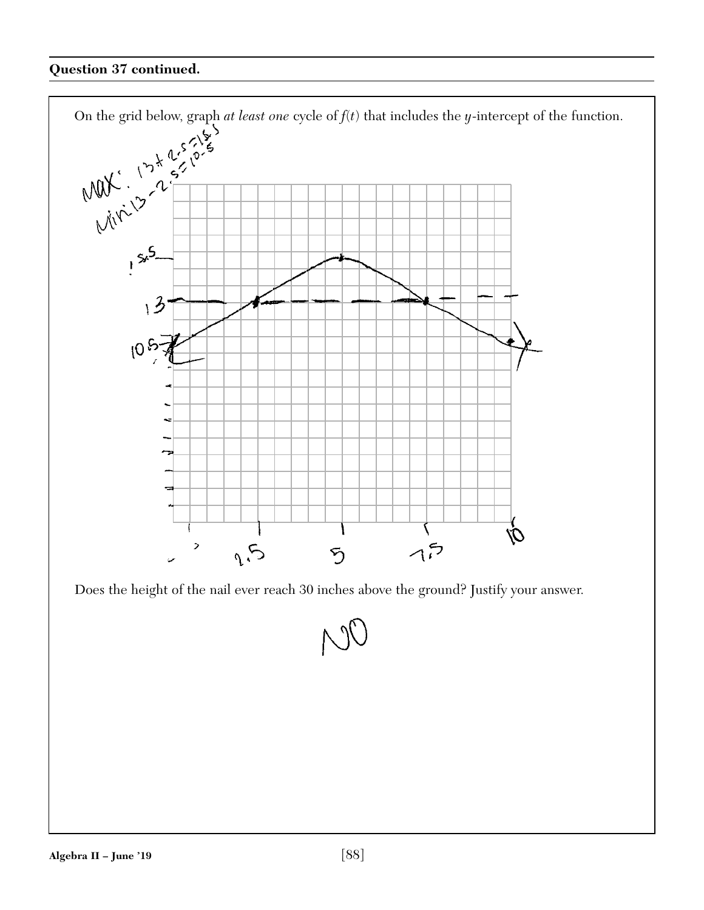**Question 37 continued.**

On the grid below, graph *at least one* cycle of $f(t)$ that includes the $y$-intercept of the function.

Max: 13 + 2.5 = 15.5

Min: 13 − 2.5 = 10.5

15.5

13

10.5

2.5

5

7.5

10

Does the height of the nail ever reach 30 inches above the ground? Justify your answer.

NO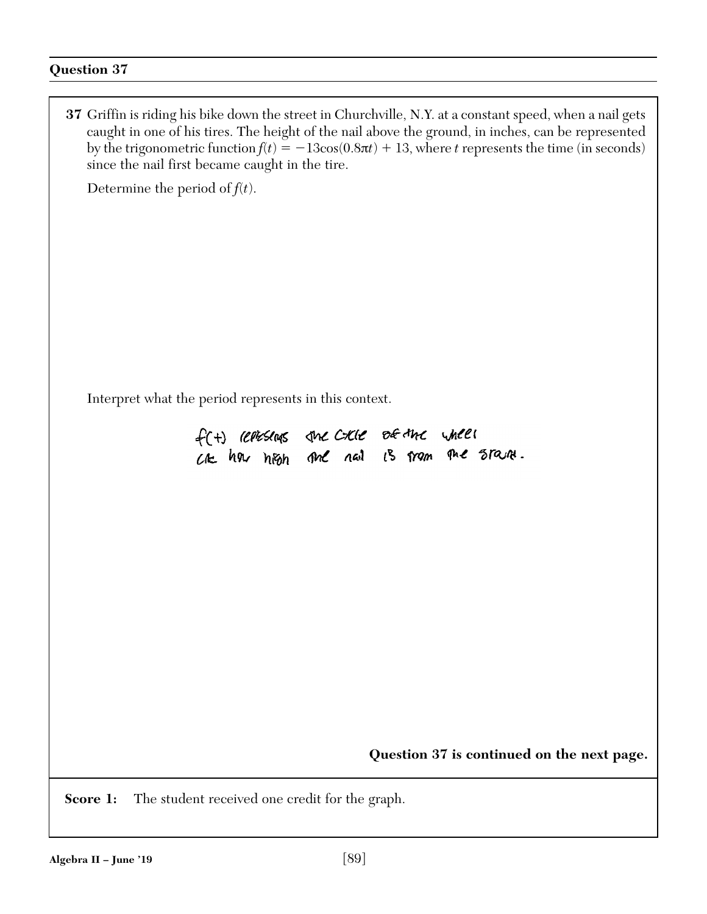## Question 37

**37** Griffin is riding his bike down the street in Churchville, N.Y. at a constant speed, when a nail gets caught in one of his tires. The height of the nail above the ground, in inches, can be represented by the trigonometric function $f(t) = -13\cos(0.8\pi t) + 13$, where $t$ represents the time (in seconds) since the nail first became caught in the tire.

Determine the period of $f(t)$.

Interpret what the period represents in this context.

f(t) represents the cycle of the wheel or how high the nail is from the ground.

**Question 37 is continued on the next page.**

**Score 1:** The student received one credit for the graph.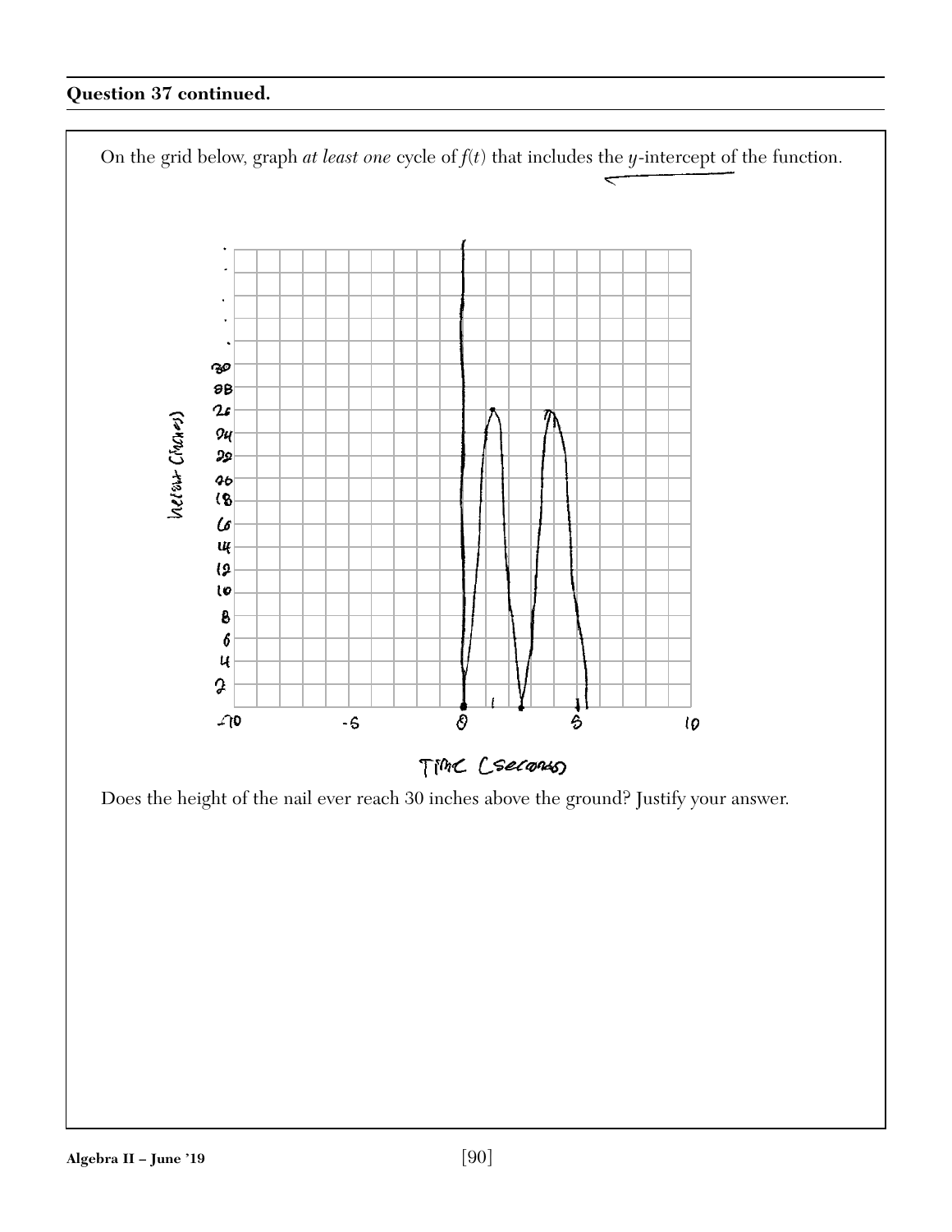**Question 37 continued.**

On the grid below, graph *at least one* cycle of $f(t)$ that includes the $y$-intercept of the function.

Height (inches)

30
28
26
24
22
20
18
16
14
12
10
8
6
4
2

-10
-5
0
5
10

Time (seconds)

Does the height of the nail ever reach 30 inches above the ground? Justify your answer.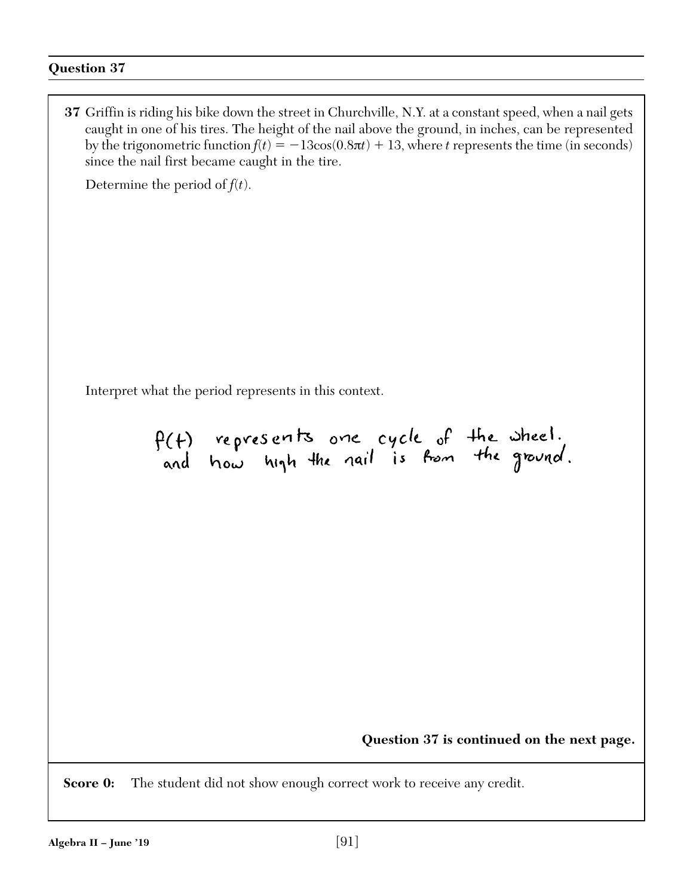## Question 37

**37** Griffin is riding his bike down the street in Churchville, N.Y. at a constant speed, when a nail gets caught in one of his tires. The height of the nail above the ground, in inches, can be represented by the trigonometric function $f(t) = -13\cos(0.8\pi t) + 13$, where $t$ represents the time (in seconds) since the nail first became caught in the tire.

Determine the period of $f(t)$.

Interpret what the period represents in this context.

f(t) represents one cycle of the wheel. and how high the nail is from the ground.

**Question 37 is continued on the next page.**

**Score 0:** The student did not show enough correct work to receive any credit.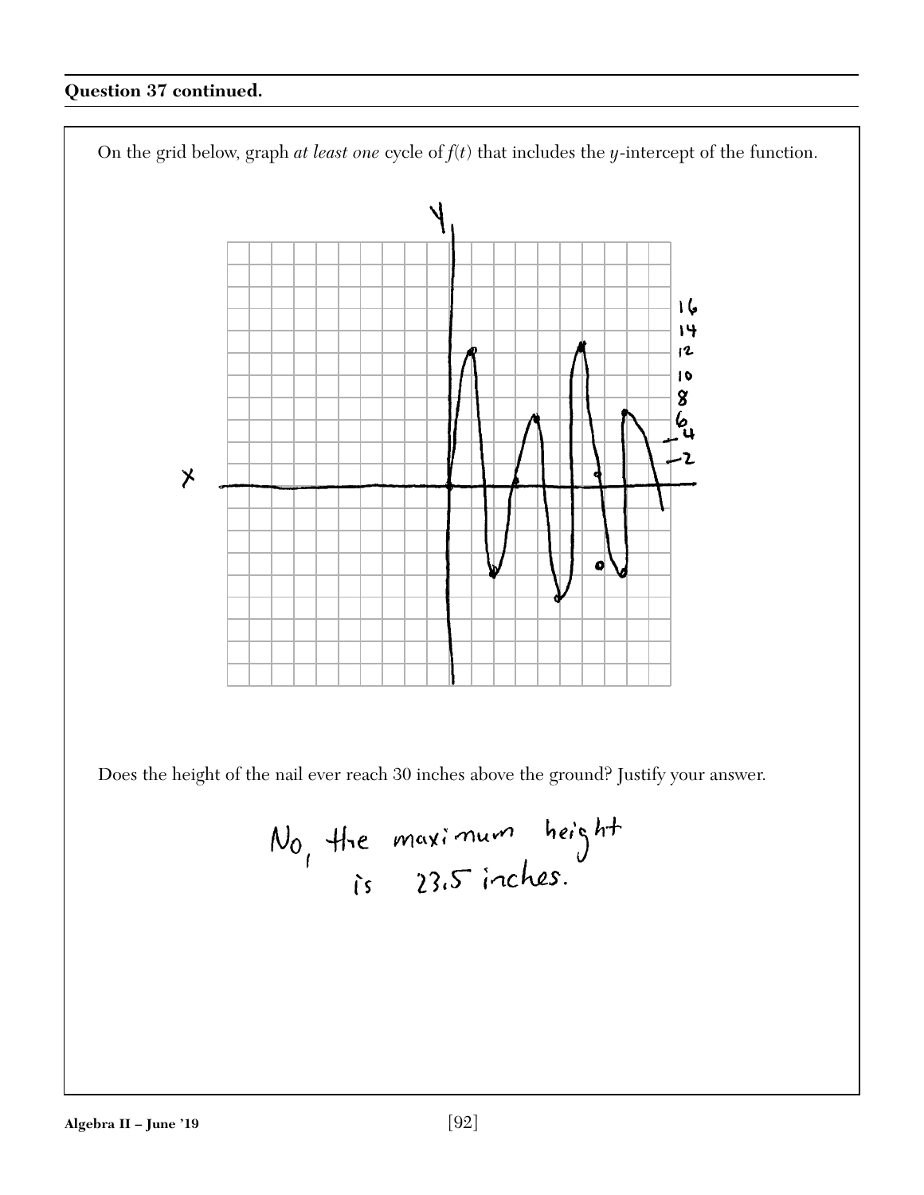**Question 37 continued.**

On the grid below, graph *at least one* cycle of $f(t)$ that includes the $y$-intercept of the function.

Y

X

16
14
12
10
8
6
4
2

Does the height of the nail ever reach 30 inches above the ground? Justify your answer.

No, the maximum height is 23.5 inches.